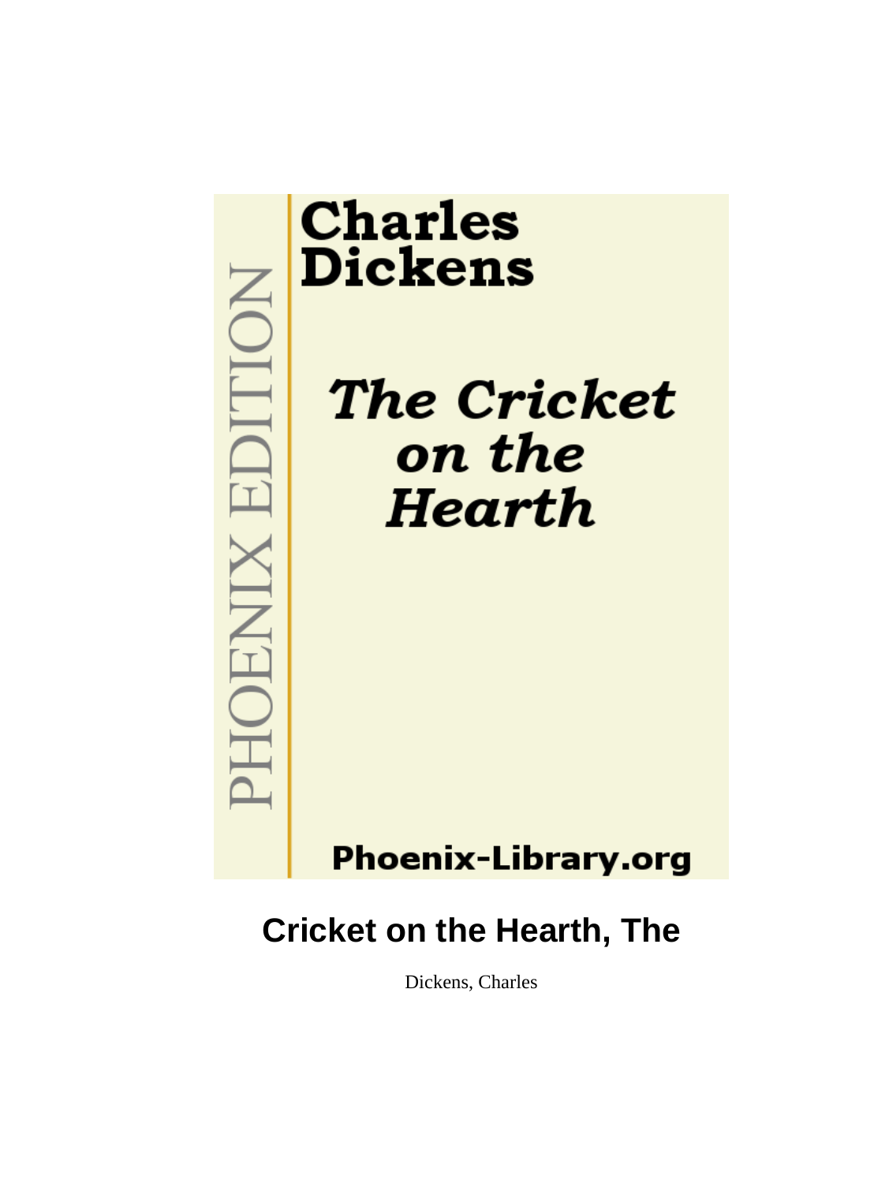PHOENIX EDITION

**Charles Dickens**

***The Cricket on the Hearth***

**Phoenix-Library.org**

# Cricket on the Hearth, The

Dickens, Charles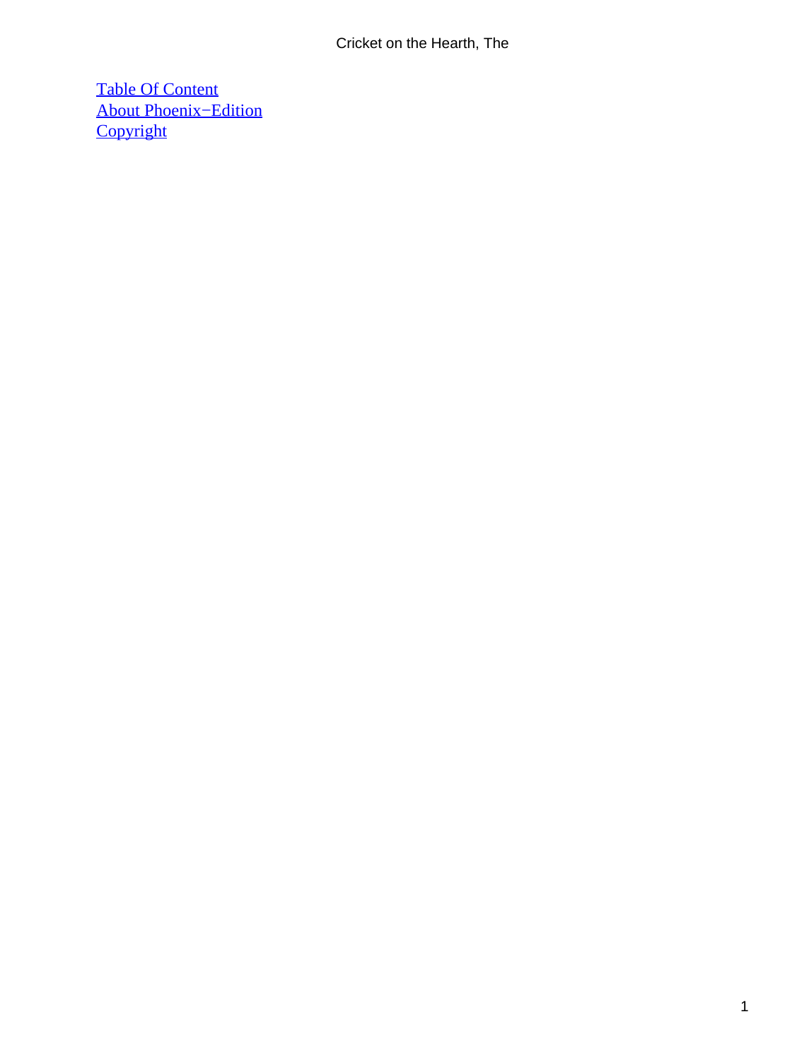[Table Of Content](#)
[About Phoenix−Edition](#)
[Copyright](#)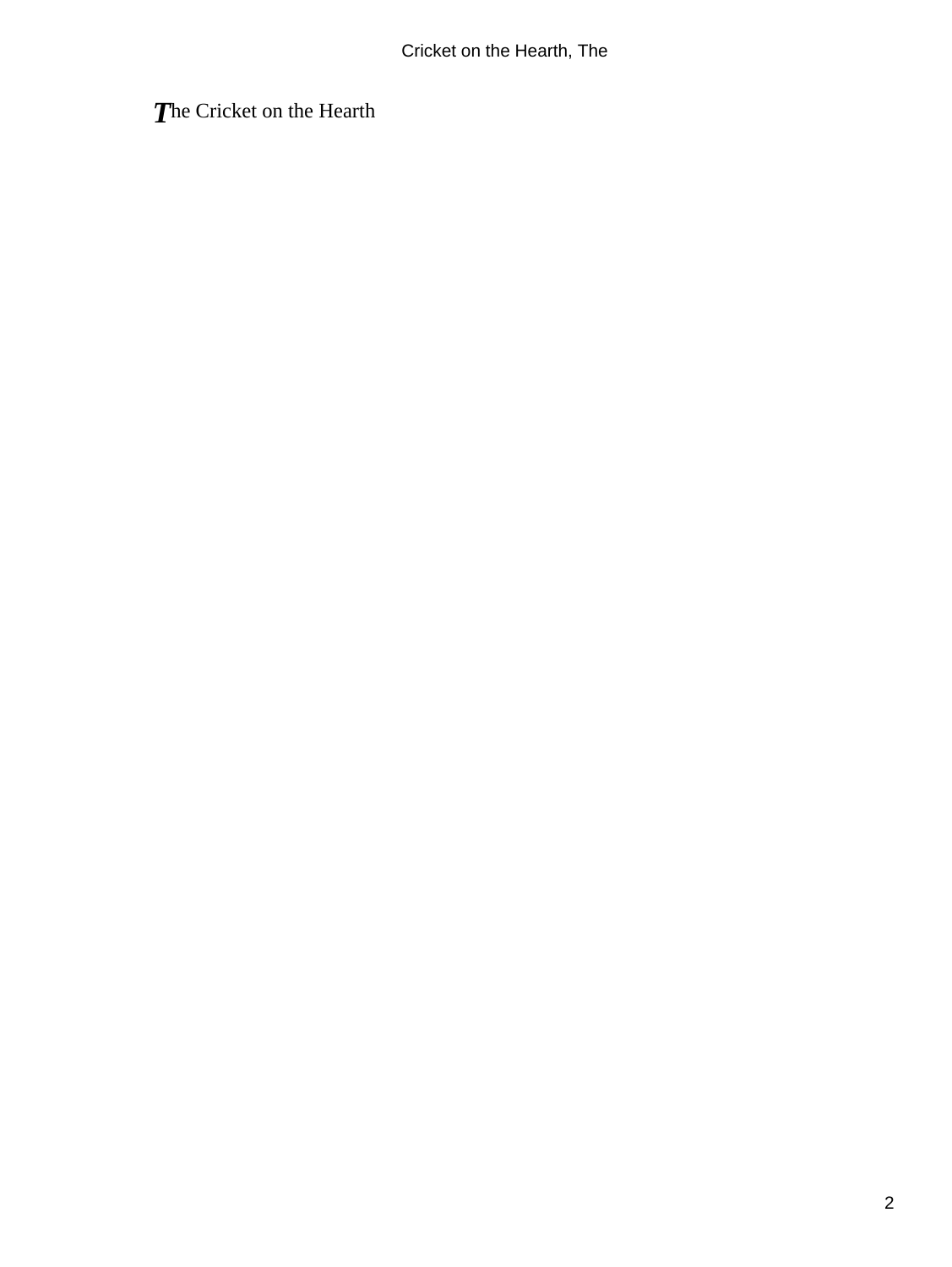The Cricket on the Hearth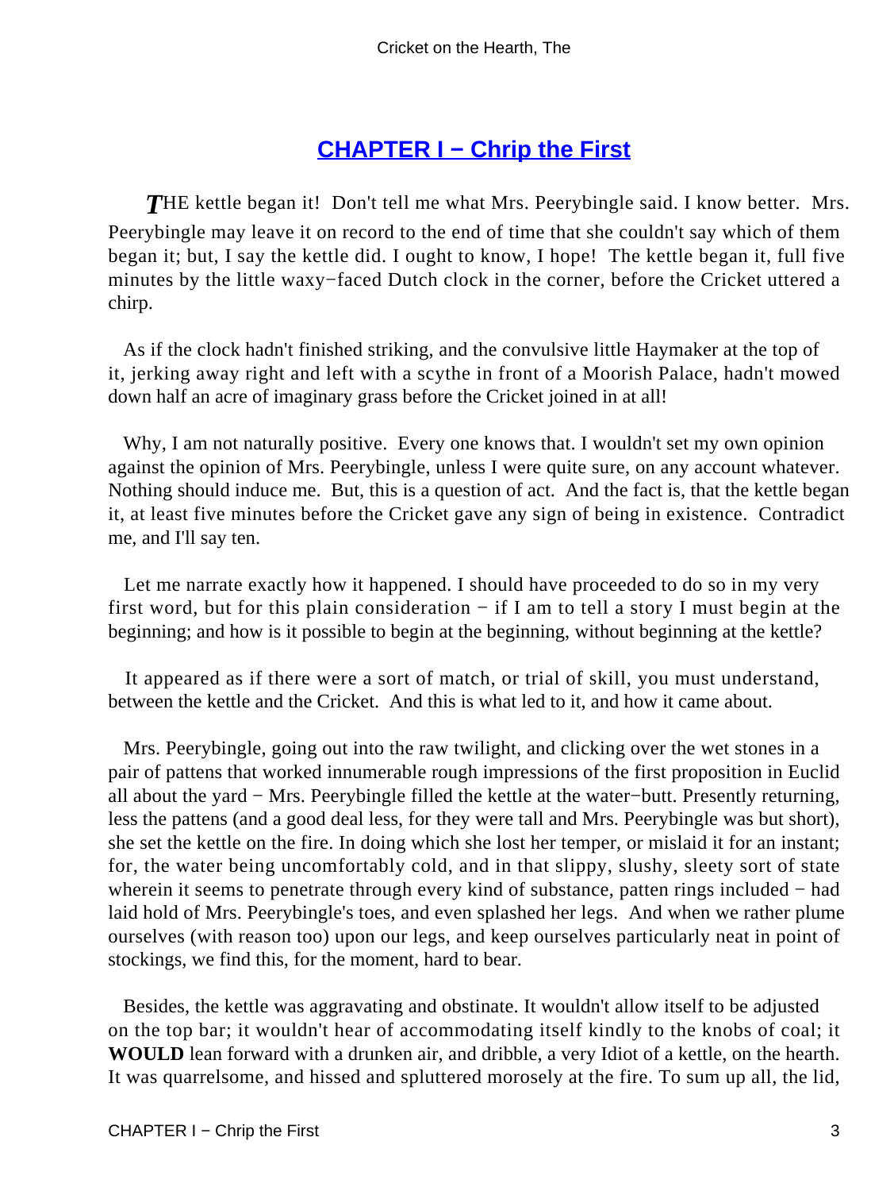## CHAPTER I − Chrip the First

*T*HE kettle began it! Don't tell me what Mrs. Peerybingle said. I know better. Mrs. Peerybingle may leave it on record to the end of time that she couldn't say which of them began it; but, I say the kettle did. I ought to know, I hope! The kettle began it, full five minutes by the little waxy−faced Dutch clock in the corner, before the Cricket uttered a chirp.

As if the clock hadn't finished striking, and the convulsive little Haymaker at the top of it, jerking away right and left with a scythe in front of a Moorish Palace, hadn't mowed down half an acre of imaginary grass before the Cricket joined in at all!

Why, I am not naturally positive. Every one knows that. I wouldn't set my own opinion against the opinion of Mrs. Peerybingle, unless I were quite sure, on any account whatever. Nothing should induce me. But, this is a question of act. And the fact is, that the kettle began it, at least five minutes before the Cricket gave any sign of being in existence. Contradict me, and I'll say ten.

Let me narrate exactly how it happened. I should have proceeded to do so in my very first word, but for this plain consideration − if I am to tell a story I must begin at the beginning; and how is it possible to begin at the beginning, without beginning at the kettle?

It appeared as if there were a sort of match, or trial of skill, you must understand, between the kettle and the Cricket. And this is what led to it, and how it came about.

Mrs. Peerybingle, going out into the raw twilight, and clicking over the wet stones in a pair of pattens that worked innumerable rough impressions of the first proposition in Euclid all about the yard − Mrs. Peerybingle filled the kettle at the water−butt. Presently returning, less the pattens (and a good deal less, for they were tall and Mrs. Peerybingle was but short), she set the kettle on the fire. In doing which she lost her temper, or mislaid it for an instant; for, the water being uncomfortably cold, and in that slippy, slushy, sleety sort of state wherein it seems to penetrate through every kind of substance, patten rings included − had laid hold of Mrs. Peerybingle's toes, and even splashed her legs. And when we rather plume ourselves (with reason too) upon our legs, and keep ourselves particularly neat in point of stockings, we find this, for the moment, hard to bear.

Besides, the kettle was aggravating and obstinate. It wouldn't allow itself to be adjusted on the top bar; it wouldn't hear of accommodating itself kindly to the knobs of coal; it **WOULD** lean forward with a drunken air, and dribble, a very Idiot of a kettle, on the hearth. It was quarrelsome, and hissed and spluttered morosely at the fire. To sum up all, the lid,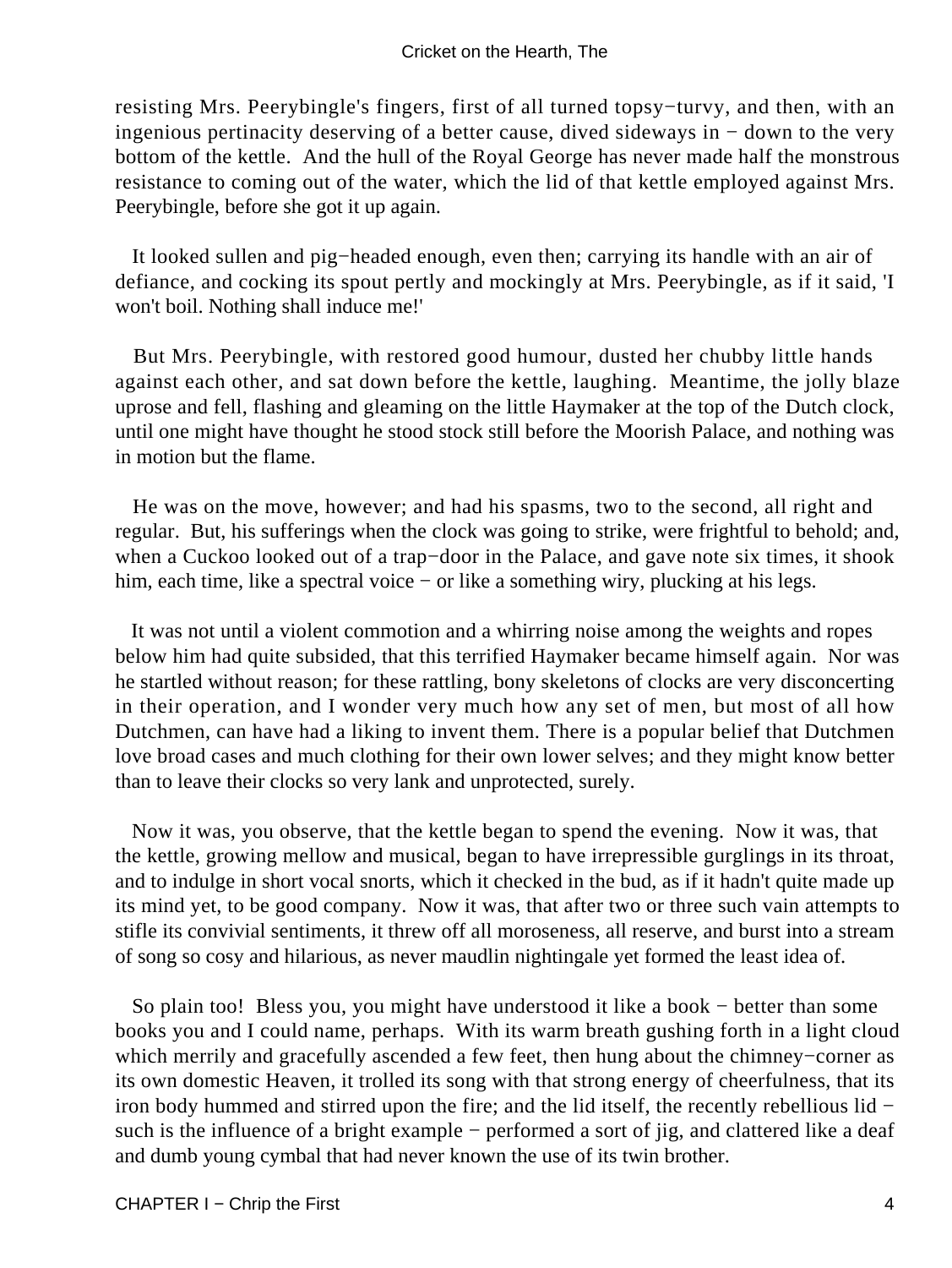resisting Mrs. Peerybingle's fingers, first of all turned topsy−turvy, and then, with an ingenious pertinacity deserving of a better cause, dived sideways in − down to the very bottom of the kettle. And the hull of the Royal George has never made half the monstrous resistance to coming out of the water, which the lid of that kettle employed against Mrs. Peerybingle, before she got it up again.

It looked sullen and pig−headed enough, even then; carrying its handle with an air of defiance, and cocking its spout pertly and mockingly at Mrs. Peerybingle, as if it said, 'I won't boil. Nothing shall induce me!'

But Mrs. Peerybingle, with restored good humour, dusted her chubby little hands against each other, and sat down before the kettle, laughing. Meantime, the jolly blaze uprose and fell, flashing and gleaming on the little Haymaker at the top of the Dutch clock, until one might have thought he stood stock still before the Moorish Palace, and nothing was in motion but the flame.

He was on the move, however; and had his spasms, two to the second, all right and regular. But, his sufferings when the clock was going to strike, were frightful to behold; and, when a Cuckoo looked out of a trap−door in the Palace, and gave note six times, it shook him, each time, like a spectral voice − or like a something wiry, plucking at his legs.

It was not until a violent commotion and a whirring noise among the weights and ropes below him had quite subsided, that this terrified Haymaker became himself again. Nor was he startled without reason; for these rattling, bony skeletons of clocks are very disconcerting in their operation, and I wonder very much how any set of men, but most of all how Dutchmen, can have had a liking to invent them. There is a popular belief that Dutchmen love broad cases and much clothing for their own lower selves; and they might know better than to leave their clocks so very lank and unprotected, surely.

Now it was, you observe, that the kettle began to spend the evening. Now it was, that the kettle, growing mellow and musical, began to have irrepressible gurglings in its throat, and to indulge in short vocal snorts, which it checked in the bud, as if it hadn't quite made up its mind yet, to be good company. Now it was, that after two or three such vain attempts to stifle its convivial sentiments, it threw off all moroseness, all reserve, and burst into a stream of song so cosy and hilarious, as never maudlin nightingale yet formed the least idea of.

So plain too! Bless you, you might have understood it like a book − better than some books you and I could name, perhaps. With its warm breath gushing forth in a light cloud which merrily and gracefully ascended a few feet, then hung about the chimney−corner as its own domestic Heaven, it trolled its song with that strong energy of cheerfulness, that its iron body hummed and stirred upon the fire; and the lid itself, the recently rebellious lid − such is the influence of a bright example − performed a sort of jig, and clattered like a deaf and dumb young cymbal that had never known the use of its twin brother.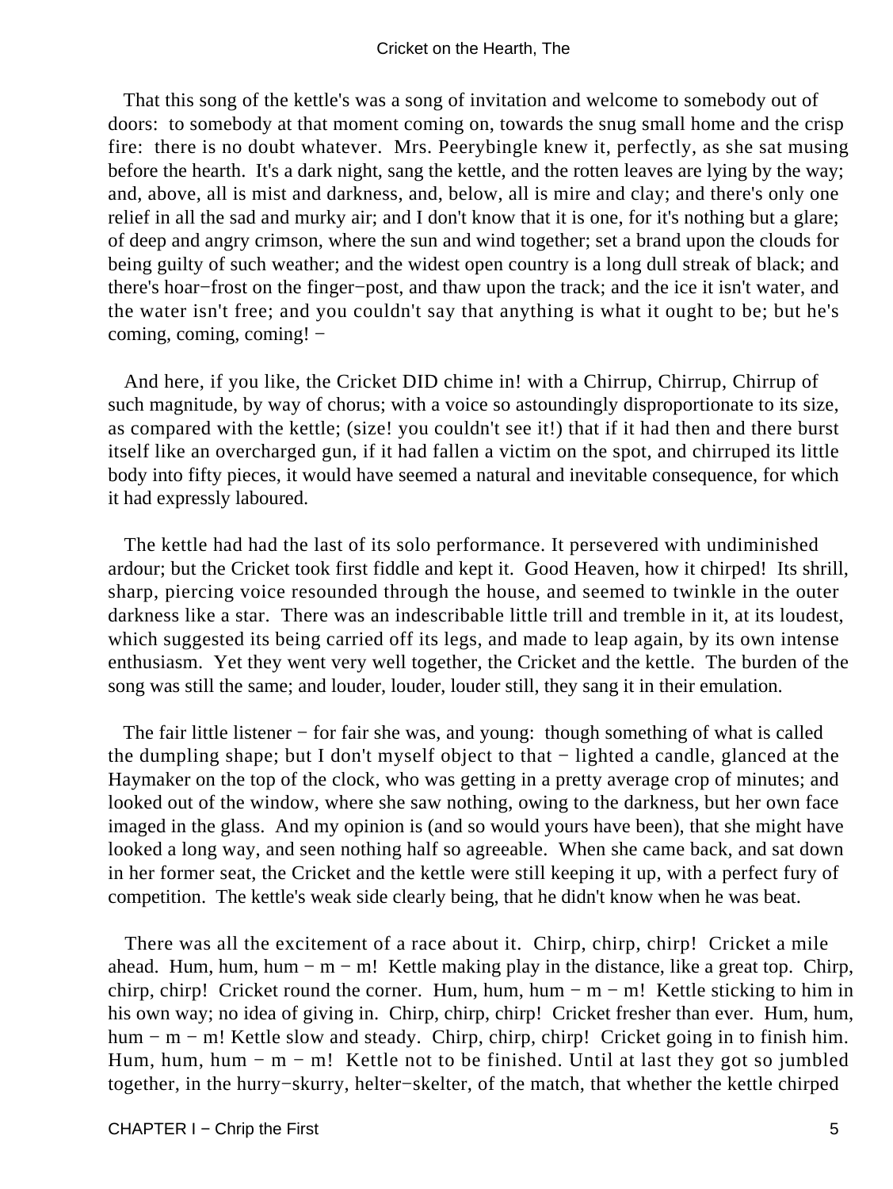That this song of the kettle's was a song of invitation and welcome to somebody out of doors: to somebody at that moment coming on, towards the snug small home and the crisp fire: there is no doubt whatever. Mrs. Peerybingle knew it, perfectly, as she sat musing before the hearth. It's a dark night, sang the kettle, and the rotten leaves are lying by the way; and, above, all is mist and darkness, and, below, all is mire and clay; and there's only one relief in all the sad and murky air; and I don't know that it is one, for it's nothing but a glare; of deep and angry crimson, where the sun and wind together; set a brand upon the clouds for being guilty of such weather; and the widest open country is a long dull streak of black; and there's hoar−frost on the finger−post, and thaw upon the track; and the ice it isn't water, and the water isn't free; and you couldn't say that anything is what it ought to be; but he's coming, coming, coming! −

And here, if you like, the Cricket DID chime in! with a Chirrup, Chirrup, Chirrup of such magnitude, by way of chorus; with a voice so astoundingly disproportionate to its size, as compared with the kettle; (size! you couldn't see it!) that if it had then and there burst itself like an overcharged gun, if it had fallen a victim on the spot, and chirruped its little body into fifty pieces, it would have seemed a natural and inevitable consequence, for which it had expressly laboured.

The kettle had had the last of its solo performance. It persevered with undiminished ardour; but the Cricket took first fiddle and kept it. Good Heaven, how it chirped! Its shrill, sharp, piercing voice resounded through the house, and seemed to twinkle in the outer darkness like a star. There was an indescribable little trill and tremble in it, at its loudest, which suggested its being carried off its legs, and made to leap again, by its own intense enthusiasm. Yet they went very well together, the Cricket and the kettle. The burden of the song was still the same; and louder, louder, louder still, they sang it in their emulation.

The fair little listener − for fair she was, and young: though something of what is called the dumpling shape; but I don't myself object to that − lighted a candle, glanced at the Haymaker on the top of the clock, who was getting in a pretty average crop of minutes; and looked out of the window, where she saw nothing, owing to the darkness, but her own face imaged in the glass. And my opinion is (and so would yours have been), that she might have looked a long way, and seen nothing half so agreeable. When she came back, and sat down in her former seat, the Cricket and the kettle were still keeping it up, with a perfect fury of competition. The kettle's weak side clearly being, that he didn't know when he was beat.

There was all the excitement of a race about it. Chirp, chirp, chirp! Cricket a mile ahead. Hum, hum, hum − m − m! Kettle making play in the distance, like a great top. Chirp, chirp, chirp! Cricket round the corner. Hum, hum, hum − m − m! Kettle sticking to him in his own way; no idea of giving in. Chirp, chirp, chirp! Cricket fresher than ever. Hum, hum, hum − m − m! Kettle slow and steady. Chirp, chirp, chirp! Cricket going in to finish him. Hum, hum, hum − m − m! Kettle not to be finished. Until at last they got so jumbled together, in the hurry−skurry, helter−skelter, of the match, that whether the kettle chirped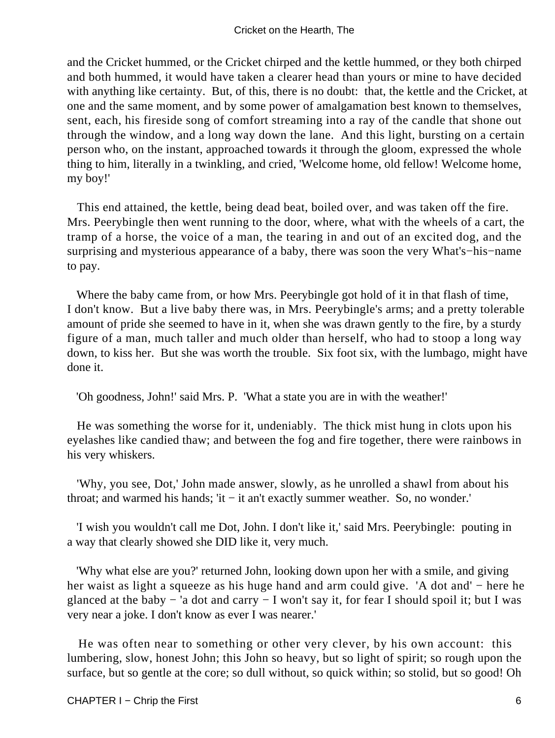and the Cricket hummed, or the Cricket chirped and the kettle hummed, or they both chirped and both hummed, it would have taken a clearer head than yours or mine to have decided with anything like certainty. But, of this, there is no doubt: that, the kettle and the Cricket, at one and the same moment, and by some power of amalgamation best known to themselves, sent, each, his fireside song of comfort streaming into a ray of the candle that shone out through the window, and a long way down the lane. And this light, bursting on a certain person who, on the instant, approached towards it through the gloom, expressed the whole thing to him, literally in a twinkling, and cried, 'Welcome home, old fellow! Welcome home, my boy!'

This end attained, the kettle, being dead beat, boiled over, and was taken off the fire. Mrs. Peerybingle then went running to the door, where, what with the wheels of a cart, the tramp of a horse, the voice of a man, the tearing in and out of an excited dog, and the surprising and mysterious appearance of a baby, there was soon the very What's−his−name to pay.

Where the baby came from, or how Mrs. Peerybingle got hold of it in that flash of time, I don't know. But a live baby there was, in Mrs. Peerybingle's arms; and a pretty tolerable amount of pride she seemed to have in it, when she was drawn gently to the fire, by a sturdy figure of a man, much taller and much older than herself, who had to stoop a long way down, to kiss her. But she was worth the trouble. Six foot six, with the lumbago, might have done it.

'Oh goodness, John!' said Mrs. P. 'What a state you are in with the weather!'

He was something the worse for it, undeniably. The thick mist hung in clots upon his eyelashes like candied thaw; and between the fog and fire together, there were rainbows in his very whiskers.

'Why, you see, Dot,' John made answer, slowly, as he unrolled a shawl from about his throat; and warmed his hands; 'it − it an't exactly summer weather. So, no wonder.'

'I wish you wouldn't call me Dot, John. I don't like it,' said Mrs. Peerybingle: pouting in a way that clearly showed she DID like it, very much.

'Why what else are you?' returned John, looking down upon her with a smile, and giving her waist as light a squeeze as his huge hand and arm could give. 'A dot and' − here he glanced at the baby − 'a dot and carry − I won't say it, for fear I should spoil it; but I was very near a joke. I don't know as ever I was nearer.'

He was often near to something or other very clever, by his own account: this lumbering, slow, honest John; this John so heavy, but so light of spirit; so rough upon the surface, but so gentle at the core; so dull without, so quick within; so stolid, but so good! Oh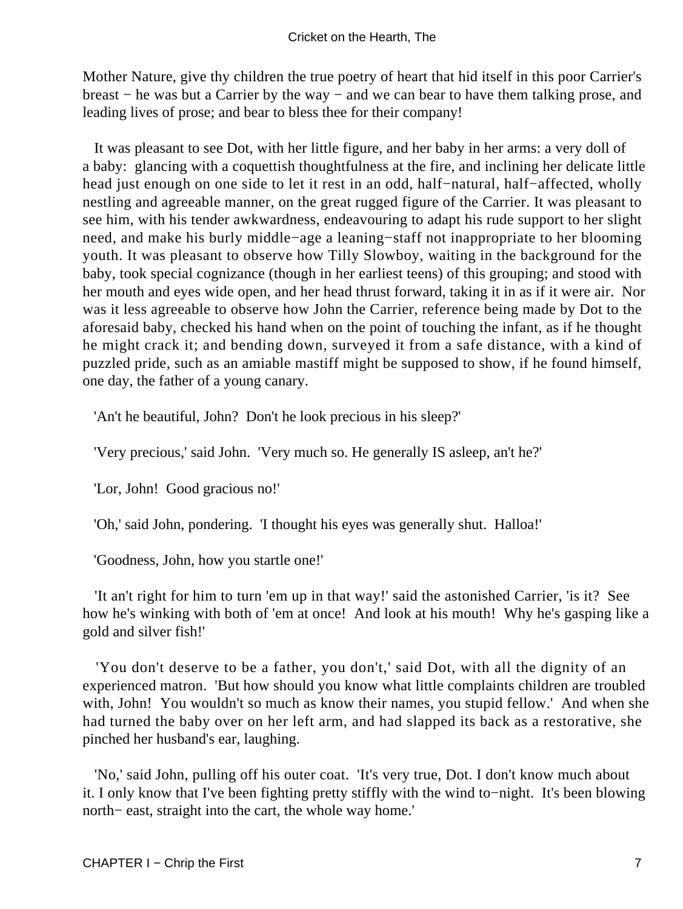Mother Nature, give thy children the true poetry of heart that hid itself in this poor Carrier's breast − he was but a Carrier by the way − and we can bear to have them talking prose, and leading lives of prose; and bear to bless thee for their company!

It was pleasant to see Dot, with her little figure, and her baby in her arms: a very doll of a baby: glancing with a coquettish thoughtfulness at the fire, and inclining her delicate little head just enough on one side to let it rest in an odd, half−natural, half−affected, wholly nestling and agreeable manner, on the great rugged figure of the Carrier. It was pleasant to see him, with his tender awkwardness, endeavouring to adapt his rude support to her slight need, and make his burly middle−age a leaning−staff not inappropriate to her blooming youth. It was pleasant to observe how Tilly Slowboy, waiting in the background for the baby, took special cognizance (though in her earliest teens) of this grouping; and stood with her mouth and eyes wide open, and her head thrust forward, taking it in as if it were air. Nor was it less agreeable to observe how John the Carrier, reference being made by Dot to the aforesaid baby, checked his hand when on the point of touching the infant, as if he thought he might crack it; and bending down, surveyed it from a safe distance, with a kind of puzzled pride, such as an amiable mastiff might be supposed to show, if he found himself, one day, the father of a young canary.

'An't he beautiful, John? Don't he look precious in his sleep?'

'Very precious,' said John. 'Very much so. He generally IS asleep, an't he?'

'Lor, John! Good gracious no!'

'Oh,' said John, pondering. 'I thought his eyes was generally shut. Halloa!'

'Goodness, John, how you startle one!'

'It an't right for him to turn 'em up in that way!' said the astonished Carrier, 'is it? See how he's winking with both of 'em at once! And look at his mouth! Why he's gasping like a gold and silver fish!'

'You don't deserve to be a father, you don't,' said Dot, with all the dignity of an experienced matron. 'But how should you know what little complaints children are troubled with, John! You wouldn't so much as know their names, you stupid fellow.' And when she had turned the baby over on her left arm, and had slapped its back as a restorative, she pinched her husband's ear, laughing.

'No,' said John, pulling off his outer coat. 'It's very true, Dot. I don't know much about it. I only know that I've been fighting pretty stiffly with the wind to−night. It's been blowing north− east, straight into the cart, the whole way home.'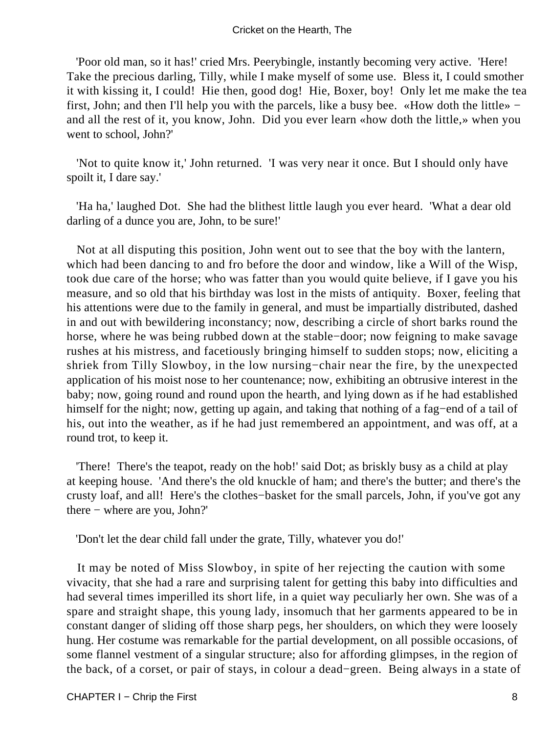'Poor old man, so it has!' cried Mrs. Peerybingle, instantly becoming very active. 'Here! Take the precious darling, Tilly, while I make myself of some use. Bless it, I could smother it with kissing it, I could! Hie then, good dog! Hie, Boxer, boy! Only let me make the tea first, John; and then I'll help you with the parcels, like a busy bee. «How doth the little» − and all the rest of it, you know, John. Did you ever learn «how doth the little,» when you went to school, John?'

'Not to quite know it,' John returned. 'I was very near it once. But I should only have spoilt it, I dare say.'

'Ha ha,' laughed Dot. She had the blithest little laugh you ever heard. 'What a dear old darling of a dunce you are, John, to be sure!'

Not at all disputing this position, John went out to see that the boy with the lantern, which had been dancing to and fro before the door and window, like a Will of the Wisp, took due care of the horse; who was fatter than you would quite believe, if I gave you his measure, and so old that his birthday was lost in the mists of antiquity. Boxer, feeling that his attentions were due to the family in general, and must be impartially distributed, dashed in and out with bewildering inconstancy; now, describing a circle of short barks round the horse, where he was being rubbed down at the stable−door; now feigning to make savage rushes at his mistress, and facetiously bringing himself to sudden stops; now, eliciting a shriek from Tilly Slowboy, in the low nursing−chair near the fire, by the unexpected application of his moist nose to her countenance; now, exhibiting an obtrusive interest in the baby; now, going round and round upon the hearth, and lying down as if he had established himself for the night; now, getting up again, and taking that nothing of a fag−end of a tail of his, out into the weather, as if he had just remembered an appointment, and was off, at a round trot, to keep it.

'There! There's the teapot, ready on the hob!' said Dot; as briskly busy as a child at play at keeping house. 'And there's the old knuckle of ham; and there's the butter; and there's the crusty loaf, and all! Here's the clothes−basket for the small parcels, John, if you've got any there − where are you, John?'

'Don't let the dear child fall under the grate, Tilly, whatever you do!'

It may be noted of Miss Slowboy, in spite of her rejecting the caution with some vivacity, that she had a rare and surprising talent for getting this baby into difficulties and had several times imperilled its short life, in a quiet way peculiarly her own. She was of a spare and straight shape, this young lady, insomuch that her garments appeared to be in constant danger of sliding off those sharp pegs, her shoulders, on which they were loosely hung. Her costume was remarkable for the partial development, on all possible occasions, of some flannel vestment of a singular structure; also for affording glimpses, in the region of the back, of a corset, or pair of stays, in colour a dead−green. Being always in a state of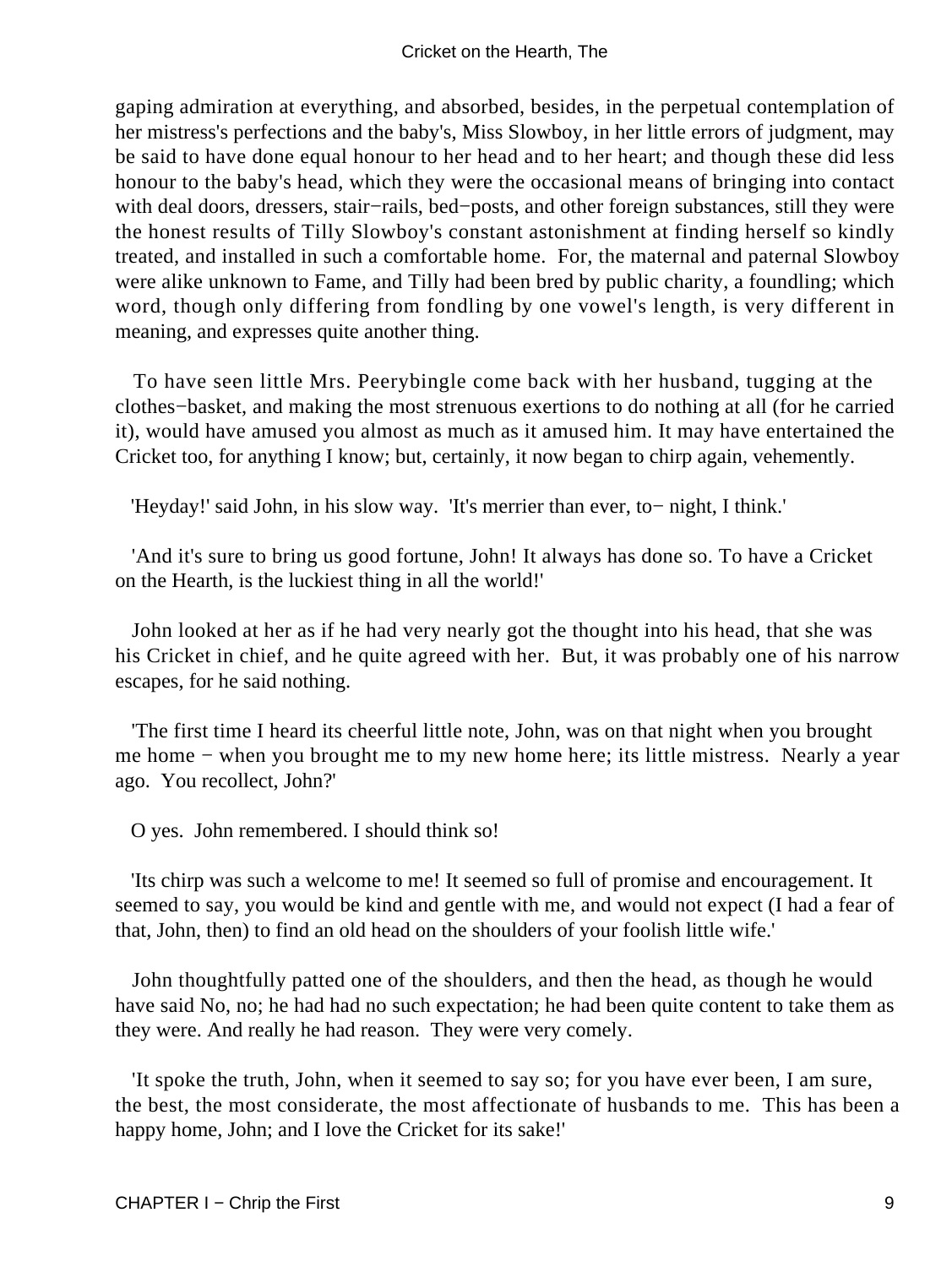gaping admiration at everything, and absorbed, besides, in the perpetual contemplation of her mistress's perfections and the baby's, Miss Slowboy, in her little errors of judgment, may be said to have done equal honour to her head and to her heart; and though these did less honour to the baby's head, which they were the occasional means of bringing into contact with deal doors, dressers, stair−rails, bed−posts, and other foreign substances, still they were the honest results of Tilly Slowboy's constant astonishment at finding herself so kindly treated, and installed in such a comfortable home. For, the maternal and paternal Slowboy were alike unknown to Fame, and Tilly had been bred by public charity, a foundling; which word, though only differing from fondling by one vowel's length, is very different in meaning, and expresses quite another thing.

To have seen little Mrs. Peerybingle come back with her husband, tugging at the clothes−basket, and making the most strenuous exertions to do nothing at all (for he carried it), would have amused you almost as much as it amused him. It may have entertained the Cricket too, for anything I know; but, certainly, it now began to chirp again, vehemently.

'Heyday!' said John, in his slow way. 'It's merrier than ever, to− night, I think.'

'And it's sure to bring us good fortune, John! It always has done so. To have a Cricket on the Hearth, is the luckiest thing in all the world!'

John looked at her as if he had very nearly got the thought into his head, that she was his Cricket in chief, and he quite agreed with her. But, it was probably one of his narrow escapes, for he said nothing.

'The first time I heard its cheerful little note, John, was on that night when you brought me home − when you brought me to my new home here; its little mistress. Nearly a year ago. You recollect, John?'

O yes. John remembered. I should think so!

'Its chirp was such a welcome to me! It seemed so full of promise and encouragement. It seemed to say, you would be kind and gentle with me, and would not expect (I had a fear of that, John, then) to find an old head on the shoulders of your foolish little wife.'

John thoughtfully patted one of the shoulders, and then the head, as though he would have said No, no; he had had no such expectation; he had been quite content to take them as they were. And really he had reason. They were very comely.

'It spoke the truth, John, when it seemed to say so; for you have ever been, I am sure, the best, the most considerate, the most affectionate of husbands to me. This has been a happy home, John; and I love the Cricket for its sake!'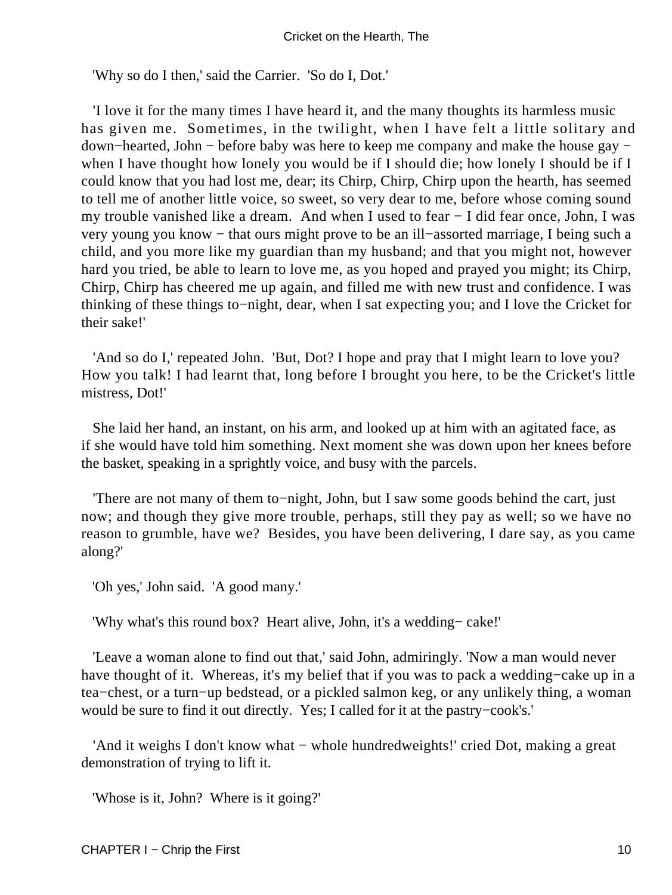'Why so do I then,' said the Carrier. 'So do I, Dot.'

'I love it for the many times I have heard it, and the many thoughts its harmless music has given me. Sometimes, in the twilight, when I have felt a little solitary and down−hearted, John − before baby was here to keep me company and make the house gay − when I have thought how lonely you would be if I should die; how lonely I should be if I could know that you had lost me, dear; its Chirp, Chirp, Chirp upon the hearth, has seemed to tell me of another little voice, so sweet, so very dear to me, before whose coming sound my trouble vanished like a dream. And when I used to fear − I did fear once, John, I was very young you know − that ours might prove to be an ill−assorted marriage, I being such a child, and you more like my guardian than my husband; and that you might not, however hard you tried, be able to learn to love me, as you hoped and prayed you might; its Chirp, Chirp, Chirp has cheered me up again, and filled me with new trust and confidence. I was thinking of these things to−night, dear, when I sat expecting you; and I love the Cricket for their sake!'

'And so do I,' repeated John. 'But, Dot? I hope and pray that I might learn to love you? How you talk! I had learnt that, long before I brought you here, to be the Cricket's little mistress, Dot!'

She laid her hand, an instant, on his arm, and looked up at him with an agitated face, as if she would have told him something. Next moment she was down upon her knees before the basket, speaking in a sprightly voice, and busy with the parcels.

'There are not many of them to−night, John, but I saw some goods behind the cart, just now; and though they give more trouble, perhaps, still they pay as well; so we have no reason to grumble, have we? Besides, you have been delivering, I dare say, as you came along?'

'Oh yes,' John said. 'A good many.'

'Why what's this round box? Heart alive, John, it's a wedding− cake!'

'Leave a woman alone to find out that,' said John, admiringly. 'Now a man would never have thought of it. Whereas, it's my belief that if you was to pack a wedding−cake up in a tea−chest, or a turn−up bedstead, or a pickled salmon keg, or any unlikely thing, a woman would be sure to find it out directly. Yes; I called for it at the pastry−cook's.'

'And it weighs I don't know what − whole hundredweights!' cried Dot, making a great demonstration of trying to lift it.

'Whose is it, John? Where is it going?'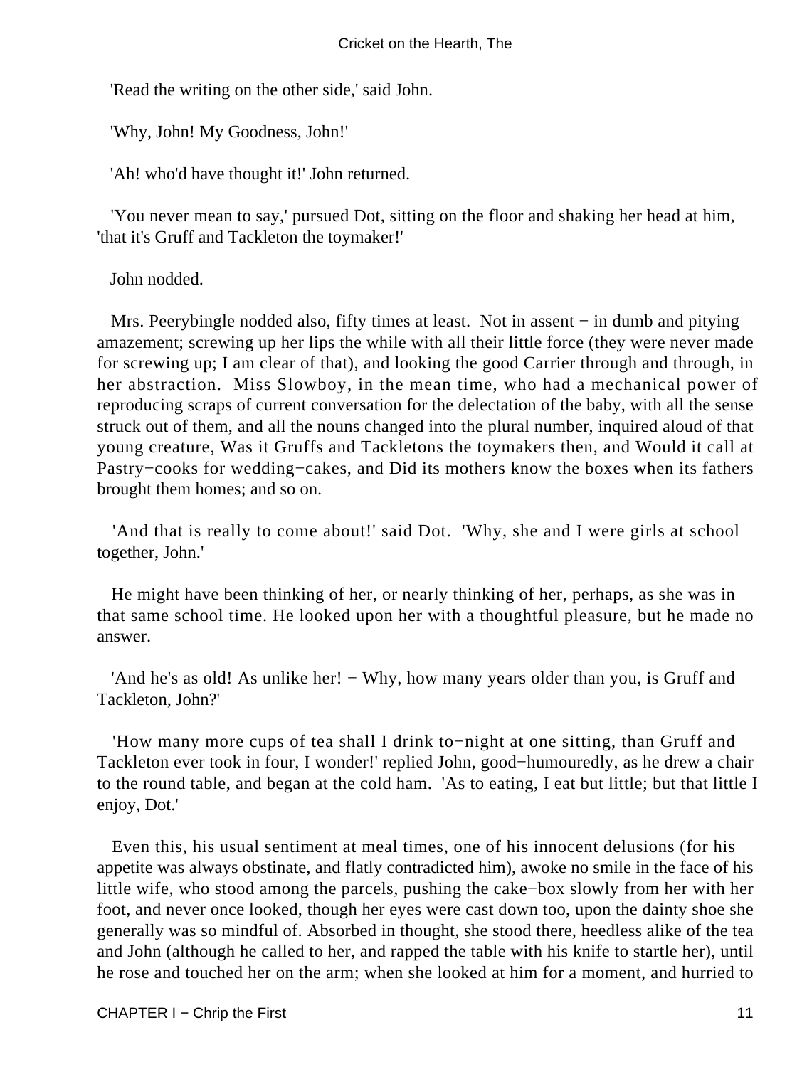'Read the writing on the other side,' said John.

'Why, John! My Goodness, John!'

'Ah! who'd have thought it!' John returned.

'You never mean to say,' pursued Dot, sitting on the floor and shaking her head at him, 'that it's Gruff and Tackleton the toymaker!'

John nodded.

Mrs. Peerybingle nodded also, fifty times at least. Not in assent − in dumb and pitying amazement; screwing up her lips the while with all their little force (they were never made for screwing up; I am clear of that), and looking the good Carrier through and through, in her abstraction. Miss Slowboy, in the mean time, who had a mechanical power of reproducing scraps of current conversation for the delectation of the baby, with all the sense struck out of them, and all the nouns changed into the plural number, inquired aloud of that young creature, Was it Gruffs and Tackletons the toymakers then, and Would it call at Pastry−cooks for wedding−cakes, and Did its mothers know the boxes when its fathers brought them homes; and so on.

'And that is really to come about!' said Dot. 'Why, she and I were girls at school together, John.'

He might have been thinking of her, or nearly thinking of her, perhaps, as she was in that same school time. He looked upon her with a thoughtful pleasure, but he made no answer.

'And he's as old! As unlike her! − Why, how many years older than you, is Gruff and Tackleton, John?'

'How many more cups of tea shall I drink to−night at one sitting, than Gruff and Tackleton ever took in four, I wonder!' replied John, good−humouredly, as he drew a chair to the round table, and began at the cold ham. 'As to eating, I eat but little; but that little I enjoy, Dot.'

Even this, his usual sentiment at meal times, one of his innocent delusions (for his appetite was always obstinate, and flatly contradicted him), awoke no smile in the face of his little wife, who stood among the parcels, pushing the cake−box slowly from her with her foot, and never once looked, though her eyes were cast down too, upon the dainty shoe she generally was so mindful of. Absorbed in thought, she stood there, heedless alike of the tea and John (although he called to her, and rapped the table with his knife to startle her), until he rose and touched her on the arm; when she looked at him for a moment, and hurried to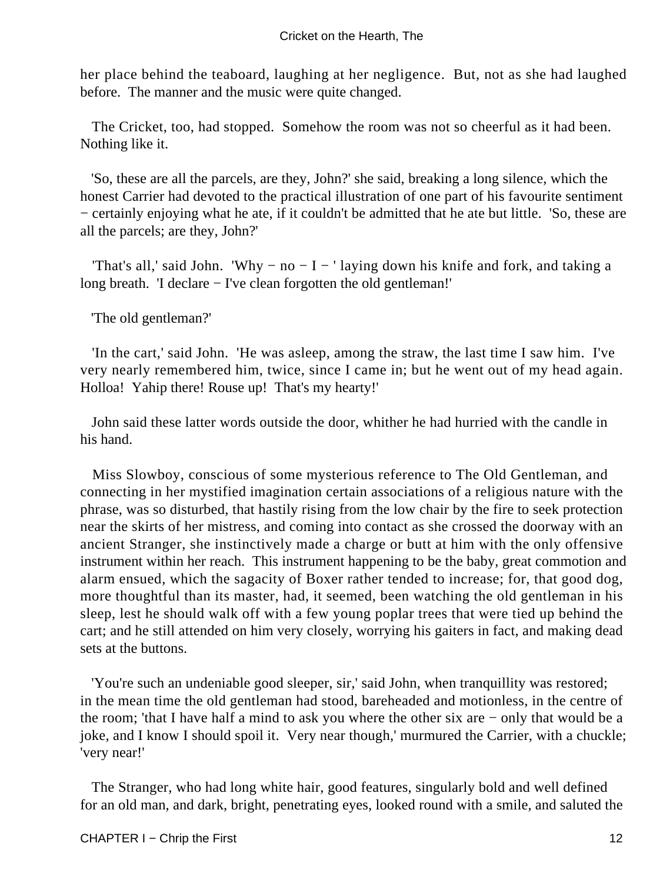her place behind the teaboard, laughing at her negligence. But, not as she had laughed before. The manner and the music were quite changed.

The Cricket, too, had stopped. Somehow the room was not so cheerful as it had been. Nothing like it.

'So, these are all the parcels, are they, John?' she said, breaking a long silence, which the honest Carrier had devoted to the practical illustration of one part of his favourite sentiment − certainly enjoying what he ate, if it couldn't be admitted that he ate but little. 'So, these are all the parcels; are they, John?'

'That's all,' said John. 'Why − no − I − ' laying down his knife and fork, and taking a long breath. 'I declare − I've clean forgotten the old gentleman!'

'The old gentleman?'

'In the cart,' said John. 'He was asleep, among the straw, the last time I saw him. I've very nearly remembered him, twice, since I came in; but he went out of my head again. Holloa! Yahip there! Rouse up! That's my hearty!'

John said these latter words outside the door, whither he had hurried with the candle in his hand.

Miss Slowboy, conscious of some mysterious reference to The Old Gentleman, and connecting in her mystified imagination certain associations of a religious nature with the phrase, was so disturbed, that hastily rising from the low chair by the fire to seek protection near the skirts of her mistress, and coming into contact as she crossed the doorway with an ancient Stranger, she instinctively made a charge or butt at him with the only offensive instrument within her reach. This instrument happening to be the baby, great commotion and alarm ensued, which the sagacity of Boxer rather tended to increase; for, that good dog, more thoughtful than its master, had, it seemed, been watching the old gentleman in his sleep, lest he should walk off with a few young poplar trees that were tied up behind the cart; and he still attended on him very closely, worrying his gaiters in fact, and making dead sets at the buttons.

'You're such an undeniable good sleeper, sir,' said John, when tranquillity was restored; in the mean time the old gentleman had stood, bareheaded and motionless, in the centre of the room; 'that I have half a mind to ask you where the other six are − only that would be a joke, and I know I should spoil it. Very near though,' murmured the Carrier, with a chuckle; 'very near!'

The Stranger, who had long white hair, good features, singularly bold and well defined for an old man, and dark, bright, penetrating eyes, looked round with a smile, and saluted the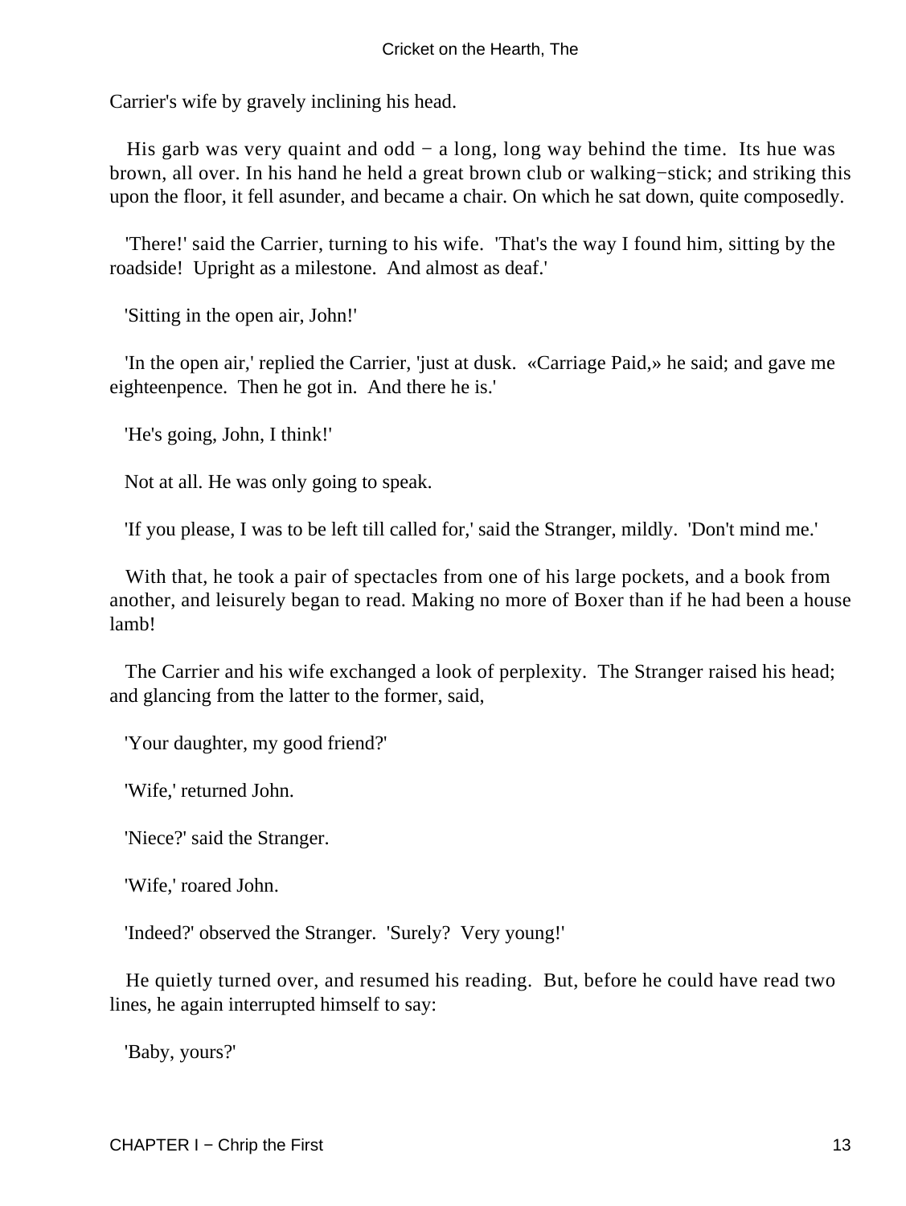Carrier's wife by gravely inclining his head.

His garb was very quaint and odd − a long, long way behind the time. Its hue was brown, all over. In his hand he held a great brown club or walking−stick; and striking this upon the floor, it fell asunder, and became a chair. On which he sat down, quite composedly.

'There!' said the Carrier, turning to his wife. 'That's the way I found him, sitting by the roadside! Upright as a milestone. And almost as deaf.'

'Sitting in the open air, John!'

'In the open air,' replied the Carrier, 'just at dusk. «Carriage Paid,» he said; and gave me eighteenpence. Then he got in. And there he is.'

'He's going, John, I think!'

Not at all. He was only going to speak.

'If you please, I was to be left till called for,' said the Stranger, mildly. 'Don't mind me.'

With that, he took a pair of spectacles from one of his large pockets, and a book from another, and leisurely began to read. Making no more of Boxer than if he had been a house lamb!

The Carrier and his wife exchanged a look of perplexity. The Stranger raised his head; and glancing from the latter to the former, said,

'Your daughter, my good friend?'

'Wife,' returned John.

'Niece?' said the Stranger.

'Wife,' roared John.

'Indeed?' observed the Stranger. 'Surely? Very young!'

He quietly turned over, and resumed his reading. But, before he could have read two lines, he again interrupted himself to say:

'Baby, yours?'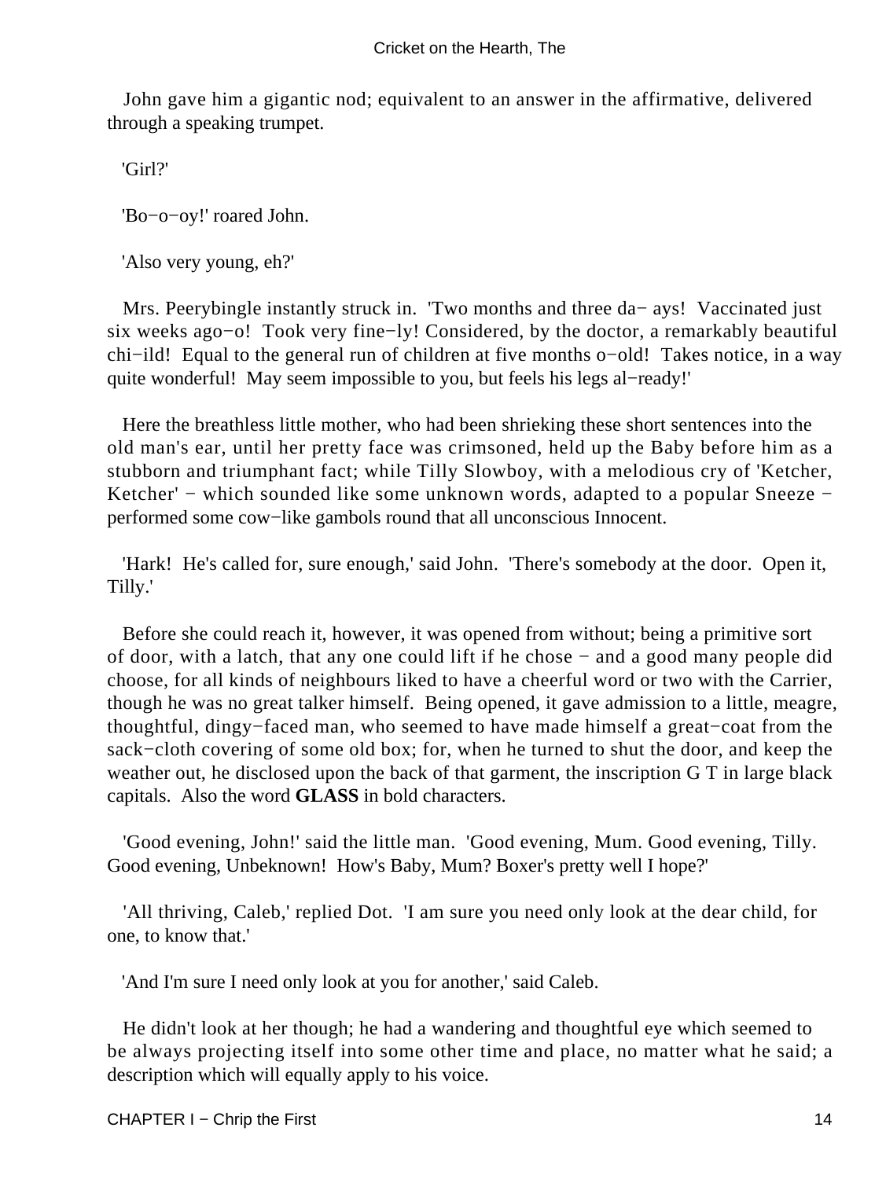John gave him a gigantic nod; equivalent to an answer in the affirmative, delivered through a speaking trumpet.

'Girl?'

'Bo−o−oy!' roared John.

'Also very young, eh?'

Mrs. Peerybingle instantly struck in. 'Two months and three da− ays! Vaccinated just six weeks ago−o! Took very fine−ly! Considered, by the doctor, a remarkably beautiful chi−ild! Equal to the general run of children at five months o−old! Takes notice, in a way quite wonderful! May seem impossible to you, but feels his legs al−ready!'

Here the breathless little mother, who had been shrieking these short sentences into the old man's ear, until her pretty face was crimsoned, held up the Baby before him as a stubborn and triumphant fact; while Tilly Slowboy, with a melodious cry of 'Ketcher, Ketcher' − which sounded like some unknown words, adapted to a popular Sneeze − performed some cow−like gambols round that all unconscious Innocent.

'Hark! He's called for, sure enough,' said John. 'There's somebody at the door. Open it, Tilly.'

Before she could reach it, however, it was opened from without; being a primitive sort of door, with a latch, that any one could lift if he chose − and a good many people did choose, for all kinds of neighbours liked to have a cheerful word or two with the Carrier, though he was no great talker himself. Being opened, it gave admission to a little, meagre, thoughtful, dingy−faced man, who seemed to have made himself a great−coat from the sack−cloth covering of some old box; for, when he turned to shut the door, and keep the weather out, he disclosed upon the back of that garment, the inscription G T in large black capitals. Also the word **GLASS** in bold characters.

'Good evening, John!' said the little man. 'Good evening, Mum. Good evening, Tilly. Good evening, Unbeknown! How's Baby, Mum? Boxer's pretty well I hope?'

'All thriving, Caleb,' replied Dot. 'I am sure you need only look at the dear child, for one, to know that.'

'And I'm sure I need only look at you for another,' said Caleb.

He didn't look at her though; he had a wandering and thoughtful eye which seemed to be always projecting itself into some other time and place, no matter what he said; a description which will equally apply to his voice.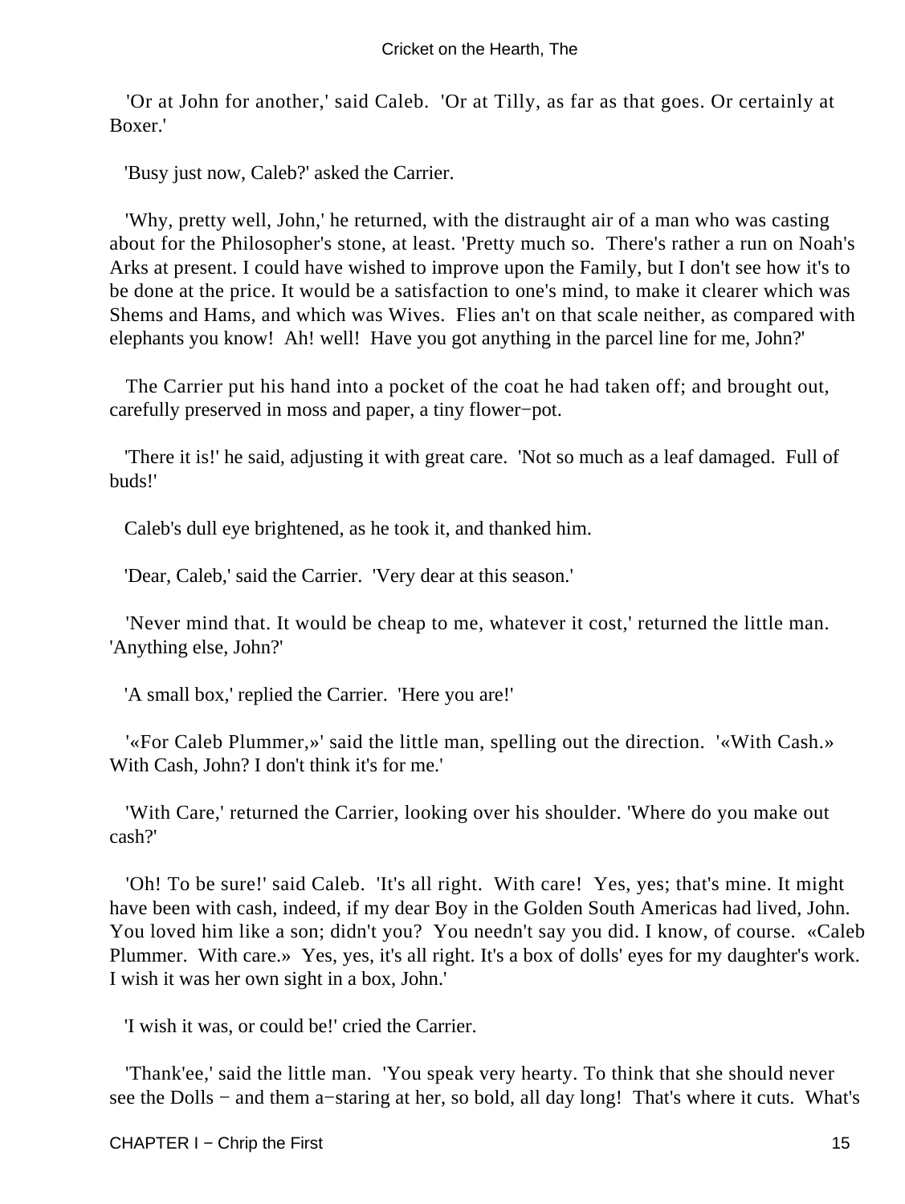'Or at John for another,' said Caleb. 'Or at Tilly, as far as that goes. Or certainly at Boxer.'

'Busy just now, Caleb?' asked the Carrier.

'Why, pretty well, John,' he returned, with the distraught air of a man who was casting about for the Philosopher's stone, at least. 'Pretty much so. There's rather a run on Noah's Arks at present. I could have wished to improve upon the Family, but I don't see how it's to be done at the price. It would be a satisfaction to one's mind, to make it clearer which was Shems and Hams, and which was Wives. Flies an't on that scale neither, as compared with elephants you know! Ah! well! Have you got anything in the parcel line for me, John?'

The Carrier put his hand into a pocket of the coat he had taken off; and brought out, carefully preserved in moss and paper, a tiny flower−pot.

'There it is!' he said, adjusting it with great care. 'Not so much as a leaf damaged. Full of buds!'

Caleb's dull eye brightened, as he took it, and thanked him.

'Dear, Caleb,' said the Carrier. 'Very dear at this season.'

'Never mind that. It would be cheap to me, whatever it cost,' returned the little man. 'Anything else, John?'

'A small box,' replied the Carrier. 'Here you are!'

'«For Caleb Plummer,»' said the little man, spelling out the direction. '«With Cash.» With Cash, John? I don't think it's for me.'

'With Care,' returned the Carrier, looking over his shoulder. 'Where do you make out cash?'

'Oh! To be sure!' said Caleb. 'It's all right. With care! Yes, yes; that's mine. It might have been with cash, indeed, if my dear Boy in the Golden South Americas had lived, John. You loved him like a son; didn't you? You needn't say you did. I know, of course. «Caleb Plummer. With care.» Yes, yes, it's all right. It's a box of dolls' eyes for my daughter's work. I wish it was her own sight in a box, John.'

'I wish it was, or could be!' cried the Carrier.

'Thank'ee,' said the little man. 'You speak very hearty. To think that she should never see the Dolls − and them a−staring at her, so bold, all day long! That's where it cuts. What's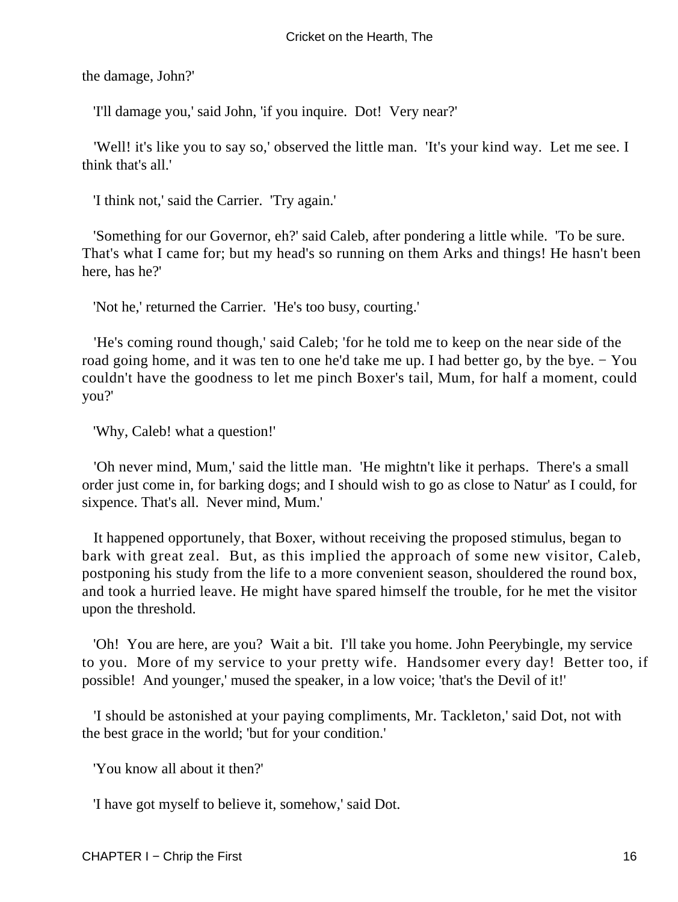the damage, John?'

'I'll damage you,' said John, 'if you inquire. Dot! Very near?'

'Well! it's like you to say so,' observed the little man. 'It's your kind way. Let me see. I think that's all.'

'I think not,' said the Carrier. 'Try again.'

'Something for our Governor, eh?' said Caleb, after pondering a little while. 'To be sure. That's what I came for; but my head's so running on them Arks and things! He hasn't been here, has he?'

'Not he,' returned the Carrier. 'He's too busy, courting.'

'He's coming round though,' said Caleb; 'for he told me to keep on the near side of the road going home, and it was ten to one he'd take me up. I had better go, by the bye. − You couldn't have the goodness to let me pinch Boxer's tail, Mum, for half a moment, could you?'

'Why, Caleb! what a question!'

'Oh never mind, Mum,' said the little man. 'He mightn't like it perhaps. There's a small order just come in, for barking dogs; and I should wish to go as close to Natur' as I could, for sixpence. That's all. Never mind, Mum.'

It happened opportunely, that Boxer, without receiving the proposed stimulus, began to bark with great zeal. But, as this implied the approach of some new visitor, Caleb, postponing his study from the life to a more convenient season, shouldered the round box, and took a hurried leave. He might have spared himself the trouble, for he met the visitor upon the threshold.

'Oh! You are here, are you? Wait a bit. I'll take you home. John Peerybingle, my service to you. More of my service to your pretty wife. Handsomer every day! Better too, if possible! And younger,' mused the speaker, in a low voice; 'that's the Devil of it!'

'I should be astonished at your paying compliments, Mr. Tackleton,' said Dot, not with the best grace in the world; 'but for your condition.'

'You know all about it then?'

'I have got myself to believe it, somehow,' said Dot.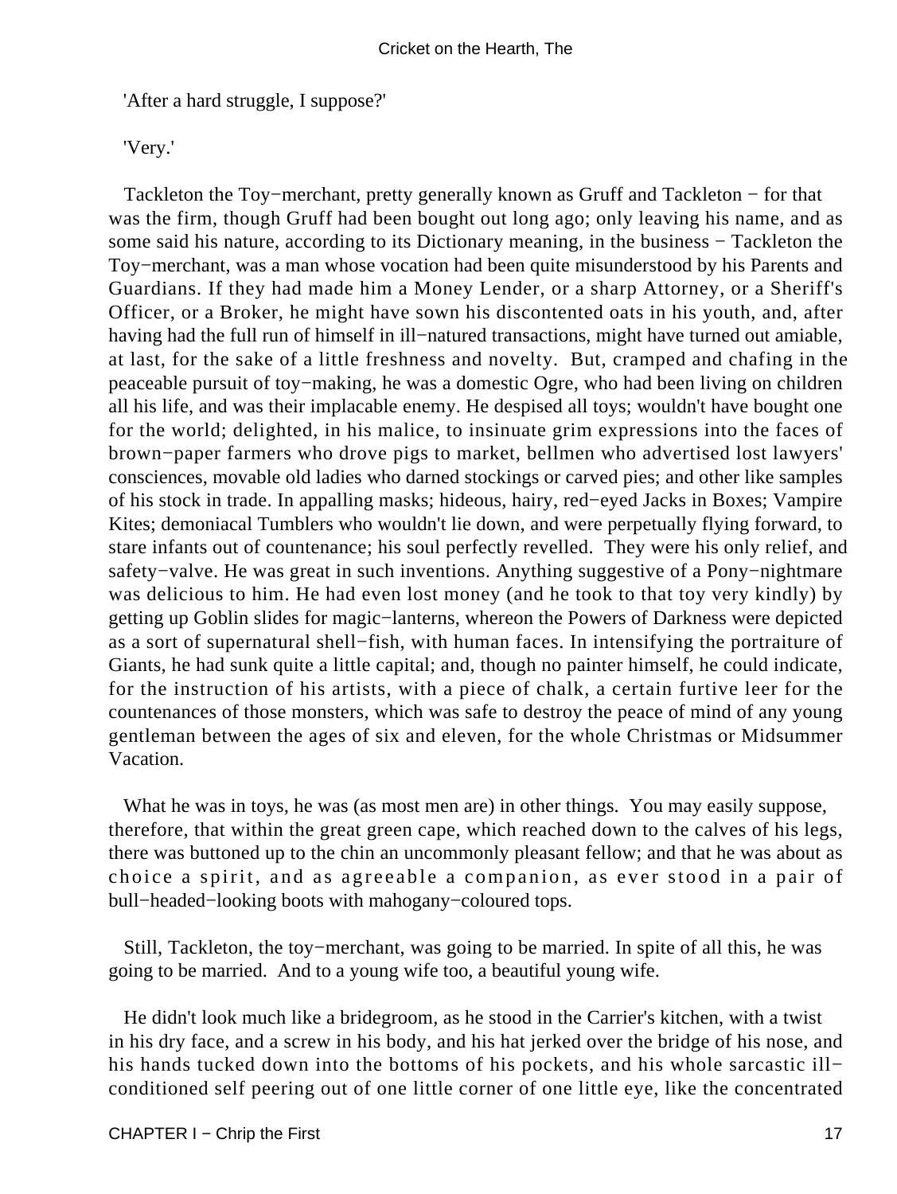'After a hard struggle, I suppose?'

'Very.'

Tackleton the Toy−merchant, pretty generally known as Gruff and Tackleton − for that was the firm, though Gruff had been bought out long ago; only leaving his name, and as some said his nature, according to its Dictionary meaning, in the business − Tackleton the Toy−merchant, was a man whose vocation had been quite misunderstood by his Parents and Guardians. If they had made him a Money Lender, or a sharp Attorney, or a Sheriff's Officer, or a Broker, he might have sown his discontented oats in his youth, and, after having had the full run of himself in ill−natured transactions, might have turned out amiable, at last, for the sake of a little freshness and novelty. But, cramped and chafing in the peaceable pursuit of toy−making, he was a domestic Ogre, who had been living on children all his life, and was their implacable enemy. He despised all toys; wouldn't have bought one for the world; delighted, in his malice, to insinuate grim expressions into the faces of brown−paper farmers who drove pigs to market, bellmen who advertised lost lawyers' consciences, movable old ladies who darned stockings or carved pies; and other like samples of his stock in trade. In appalling masks; hideous, hairy, red−eyed Jacks in Boxes; Vampire Kites; demoniacal Tumblers who wouldn't lie down, and were perpetually flying forward, to stare infants out of countenance; his soul perfectly revelled. They were his only relief, and safety−valve. He was great in such inventions. Anything suggestive of a Pony−nightmare was delicious to him. He had even lost money (and he took to that toy very kindly) by getting up Goblin slides for magic−lanterns, whereon the Powers of Darkness were depicted as a sort of supernatural shell−fish, with human faces. In intensifying the portraiture of Giants, he had sunk quite a little capital; and, though no painter himself, he could indicate, for the instruction of his artists, with a piece of chalk, a certain furtive leer for the countenances of those monsters, which was safe to destroy the peace of mind of any young gentleman between the ages of six and eleven, for the whole Christmas or Midsummer Vacation.

What he was in toys, he was (as most men are) in other things. You may easily suppose, therefore, that within the great green cape, which reached down to the calves of his legs, there was buttoned up to the chin an uncommonly pleasant fellow; and that he was about as choice a spirit, and as agreeable a companion, as ever stood in a pair of bull−headed−looking boots with mahogany−coloured tops.

Still, Tackleton, the toy−merchant, was going to be married. In spite of all this, he was going to be married. And to a young wife too, a beautiful young wife.

He didn't look much like a bridegroom, as he stood in the Carrier's kitchen, with a twist in his dry face, and a screw in his body, and his hat jerked over the bridge of his nose, and his hands tucked down into the bottoms of his pockets, and his whole sarcastic ill−conditioned self peering out of one little corner of one little eye, like the concentrated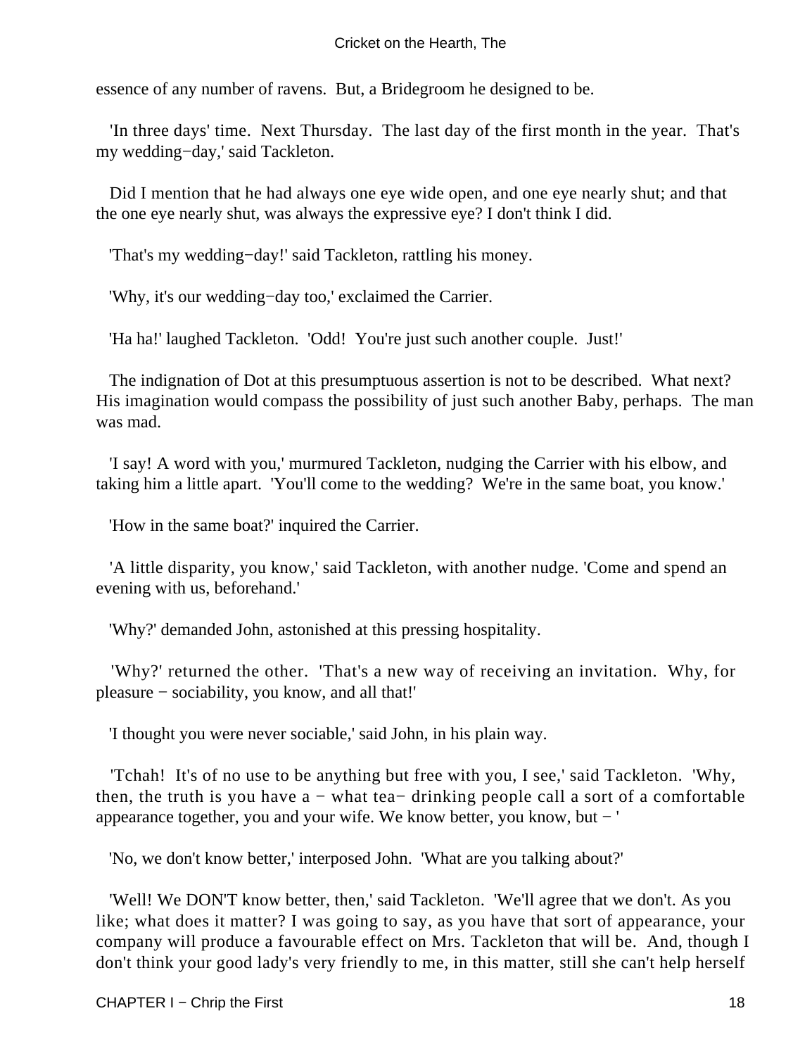essence of any number of ravens. But, a Bridegroom he designed to be.

'In three days' time. Next Thursday. The last day of the first month in the year. That's my wedding−day,' said Tackleton.

Did I mention that he had always one eye wide open, and one eye nearly shut; and that the one eye nearly shut, was always the expressive eye? I don't think I did.

'That's my wedding−day!' said Tackleton, rattling his money.

'Why, it's our wedding−day too,' exclaimed the Carrier.

'Ha ha!' laughed Tackleton. 'Odd! You're just such another couple. Just!'

The indignation of Dot at this presumptuous assertion is not to be described. What next? His imagination would compass the possibility of just such another Baby, perhaps. The man was mad.

'I say! A word with you,' murmured Tackleton, nudging the Carrier with his elbow, and taking him a little apart. 'You'll come to the wedding? We're in the same boat, you know.'

'How in the same boat?' inquired the Carrier.

'A little disparity, you know,' said Tackleton, with another nudge. 'Come and spend an evening with us, beforehand.'

'Why?' demanded John, astonished at this pressing hospitality.

'Why?' returned the other. 'That's a new way of receiving an invitation. Why, for pleasure − sociability, you know, and all that!'

'I thought you were never sociable,' said John, in his plain way.

'Tchah! It's of no use to be anything but free with you, I see,' said Tackleton. 'Why, then, the truth is you have a − what tea− drinking people call a sort of a comfortable appearance together, you and your wife. We know better, you know, but − '

'No, we don't know better,' interposed John. 'What are you talking about?'

'Well! We DON'T know better, then,' said Tackleton. 'We'll agree that we don't. As you like; what does it matter? I was going to say, as you have that sort of appearance, your company will produce a favourable effect on Mrs. Tackleton that will be. And, though I don't think your good lady's very friendly to me, in this matter, still she can't help herself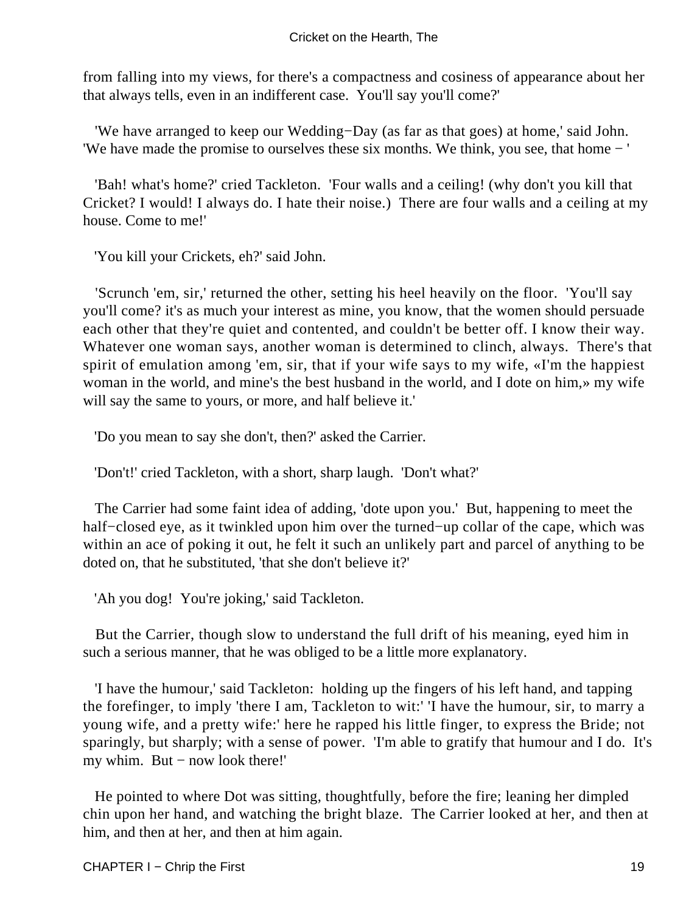from falling into my views, for there's a compactness and cosiness of appearance about her that always tells, even in an indifferent case. You'll say you'll come?'

'We have arranged to keep our Wedding−Day (as far as that goes) at home,' said John. 'We have made the promise to ourselves these six months. We think, you see, that home − '

'Bah! what's home?' cried Tackleton. 'Four walls and a ceiling! (why don't you kill that Cricket? I would! I always do. I hate their noise.) There are four walls and a ceiling at my house. Come to me!'

'You kill your Crickets, eh?' said John.

'Scrunch 'em, sir,' returned the other, setting his heel heavily on the floor. 'You'll say you'll come? it's as much your interest as mine, you know, that the women should persuade each other that they're quiet and contented, and couldn't be better off. I know their way. Whatever one woman says, another woman is determined to clinch, always. There's that spirit of emulation among 'em, sir, that if your wife says to my wife, «I'm the happiest woman in the world, and mine's the best husband in the world, and I dote on him,» my wife will say the same to yours, or more, and half believe it.'

'Do you mean to say she don't, then?' asked the Carrier.

'Don't!' cried Tackleton, with a short, sharp laugh. 'Don't what?'

The Carrier had some faint idea of adding, 'dote upon you.' But, happening to meet the half−closed eye, as it twinkled upon him over the turned−up collar of the cape, which was within an ace of poking it out, he felt it such an unlikely part and parcel of anything to be doted on, that he substituted, 'that she don't believe it?'

'Ah you dog! You're joking,' said Tackleton.

But the Carrier, though slow to understand the full drift of his meaning, eyed him in such a serious manner, that he was obliged to be a little more explanatory.

'I have the humour,' said Tackleton: holding up the fingers of his left hand, and tapping the forefinger, to imply 'there I am, Tackleton to wit:' 'I have the humour, sir, to marry a young wife, and a pretty wife:' here he rapped his little finger, to express the Bride; not sparingly, but sharply; with a sense of power. 'I'm able to gratify that humour and I do. It's my whim. But − now look there!'

He pointed to where Dot was sitting, thoughtfully, before the fire; leaning her dimpled chin upon her hand, and watching the bright blaze. The Carrier looked at her, and then at him, and then at her, and then at him again.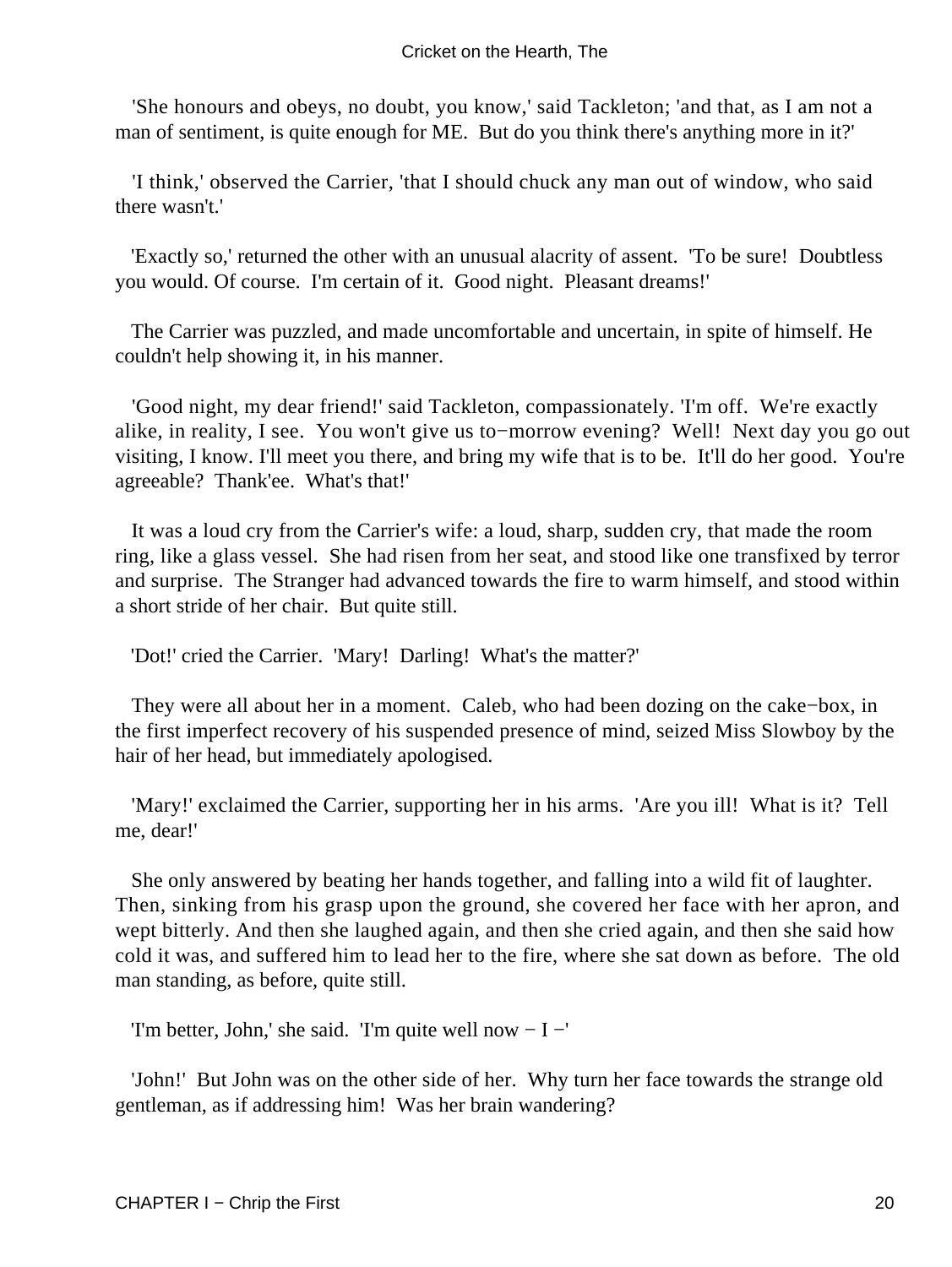'She honours and obeys, no doubt, you know,' said Tackleton; 'and that, as I am not a man of sentiment, is quite enough for ME. But do you think there's anything more in it?'

'I think,' observed the Carrier, 'that I should chuck any man out of window, who said there wasn't.'

'Exactly so,' returned the other with an unusual alacrity of assent. 'To be sure! Doubtless you would. Of course. I'm certain of it. Good night. Pleasant dreams!'

The Carrier was puzzled, and made uncomfortable and uncertain, in spite of himself. He couldn't help showing it, in his manner.

'Good night, my dear friend!' said Tackleton, compassionately. 'I'm off. We're exactly alike, in reality, I see. You won't give us to−morrow evening? Well! Next day you go out visiting, I know. I'll meet you there, and bring my wife that is to be. It'll do her good. You're agreeable? Thank'ee. What's that!'

It was a loud cry from the Carrier's wife: a loud, sharp, sudden cry, that made the room ring, like a glass vessel. She had risen from her seat, and stood like one transfixed by terror and surprise. The Stranger had advanced towards the fire to warm himself, and stood within a short stride of her chair. But quite still.

'Dot!' cried the Carrier. 'Mary! Darling! What's the matter?'

They were all about her in a moment. Caleb, who had been dozing on the cake−box, in the first imperfect recovery of his suspended presence of mind, seized Miss Slowboy by the hair of her head, but immediately apologised.

'Mary!' exclaimed the Carrier, supporting her in his arms. 'Are you ill! What is it? Tell me, dear!'

She only answered by beating her hands together, and falling into a wild fit of laughter. Then, sinking from his grasp upon the ground, she covered her face with her apron, and wept bitterly. And then she laughed again, and then she cried again, and then she said how cold it was, and suffered him to lead her to the fire, where she sat down as before. The old man standing, as before, quite still.

'I'm better, John,' she said. 'I'm quite well now − I −'

'John!' But John was on the other side of her. Why turn her face towards the strange old gentleman, as if addressing him! Was her brain wandering?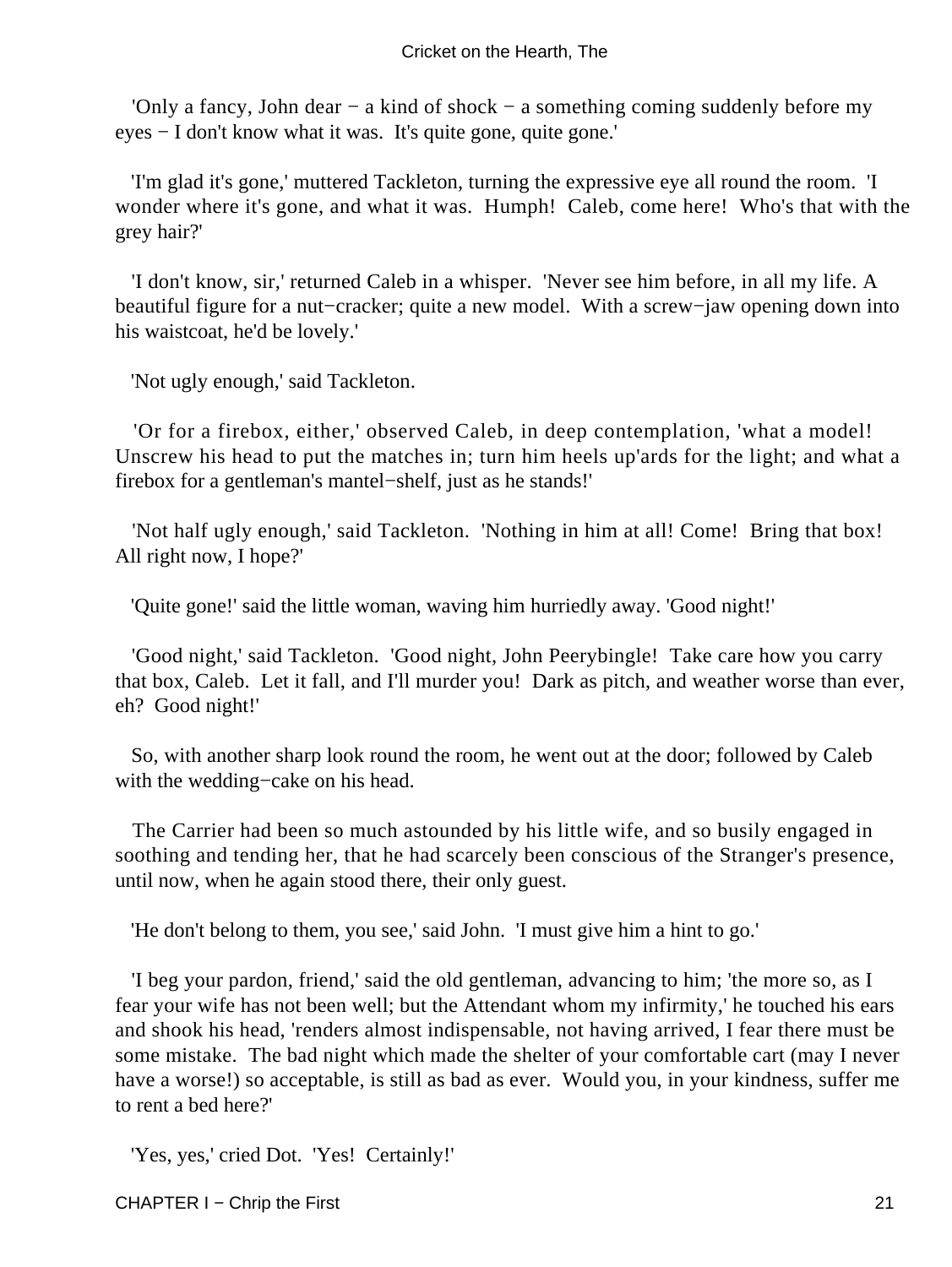'Only a fancy, John dear − a kind of shock − a something coming suddenly before my eyes − I don't know what it was. It's quite gone, quite gone.'

'I'm glad it's gone,' muttered Tackleton, turning the expressive eye all round the room. 'I wonder where it's gone, and what it was. Humph! Caleb, come here! Who's that with the grey hair?'

'I don't know, sir,' returned Caleb in a whisper. 'Never see him before, in all my life. A beautiful figure for a nut−cracker; quite a new model. With a screw−jaw opening down into his waistcoat, he'd be lovely.'

'Not ugly enough,' said Tackleton.

'Or for a firebox, either,' observed Caleb, in deep contemplation, 'what a model! Unscrew his head to put the matches in; turn him heels up'ards for the light; and what a firebox for a gentleman's mantel−shelf, just as he stands!'

'Not half ugly enough,' said Tackleton. 'Nothing in him at all! Come! Bring that box! All right now, I hope?'

'Quite gone!' said the little woman, waving him hurriedly away. 'Good night!'

'Good night,' said Tackleton. 'Good night, John Peerybingle! Take care how you carry that box, Caleb. Let it fall, and I'll murder you! Dark as pitch, and weather worse than ever, eh? Good night!'

So, with another sharp look round the room, he went out at the door; followed by Caleb with the wedding−cake on his head.

The Carrier had been so much astounded by his little wife, and so busily engaged in soothing and tending her, that he had scarcely been conscious of the Stranger's presence, until now, when he again stood there, their only guest.

'He don't belong to them, you see,' said John. 'I must give him a hint to go.'

'I beg your pardon, friend,' said the old gentleman, advancing to him; 'the more so, as I fear your wife has not been well; but the Attendant whom my infirmity,' he touched his ears and shook his head, 'renders almost indispensable, not having arrived, I fear there must be some mistake. The bad night which made the shelter of your comfortable cart (may I never have a worse!) so acceptable, is still as bad as ever. Would you, in your kindness, suffer me to rent a bed here?'

'Yes, yes,' cried Dot. 'Yes! Certainly!'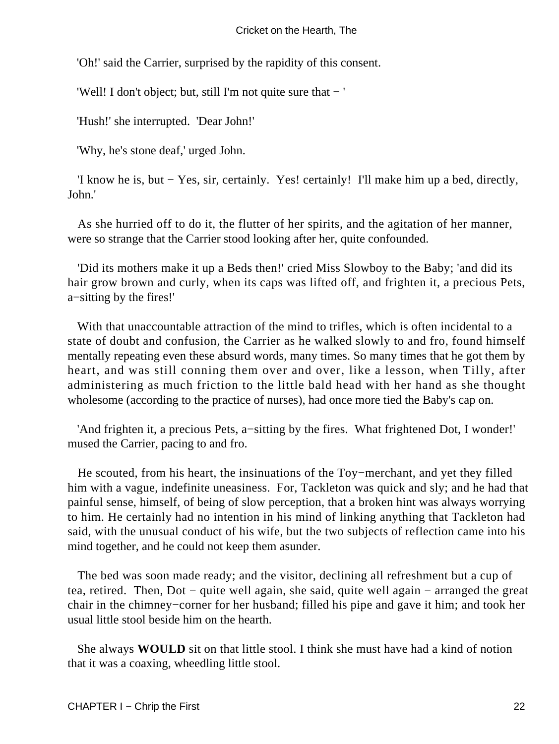'Oh!' said the Carrier, surprised by the rapidity of this consent.

'Well! I don't object; but, still I'm not quite sure that − '

'Hush!' she interrupted. 'Dear John!'

'Why, he's stone deaf,' urged John.

'I know he is, but − Yes, sir, certainly. Yes! certainly! I'll make him up a bed, directly, John.'

As she hurried off to do it, the flutter of her spirits, and the agitation of her manner, were so strange that the Carrier stood looking after her, quite confounded.

'Did its mothers make it up a Beds then!' cried Miss Slowboy to the Baby; 'and did its hair grow brown and curly, when its caps was lifted off, and frighten it, a precious Pets, a−sitting by the fires!'

With that unaccountable attraction of the mind to trifles, which is often incidental to a state of doubt and confusion, the Carrier as he walked slowly to and fro, found himself mentally repeating even these absurd words, many times. So many times that he got them by heart, and was still conning them over and over, like a lesson, when Tilly, after administering as much friction to the little bald head with her hand as she thought wholesome (according to the practice of nurses), had once more tied the Baby's cap on.

'And frighten it, a precious Pets, a−sitting by the fires. What frightened Dot, I wonder!' mused the Carrier, pacing to and fro.

He scouted, from his heart, the insinuations of the Toy−merchant, and yet they filled him with a vague, indefinite uneasiness. For, Tackleton was quick and sly; and he had that painful sense, himself, of being of slow perception, that a broken hint was always worrying to him. He certainly had no intention in his mind of linking anything that Tackleton had said, with the unusual conduct of his wife, but the two subjects of reflection came into his mind together, and he could not keep them asunder.

The bed was soon made ready; and the visitor, declining all refreshment but a cup of tea, retired. Then, Dot − quite well again, she said, quite well again − arranged the great chair in the chimney−corner for her husband; filled his pipe and gave it him; and took her usual little stool beside him on the hearth.

She always **WOULD** sit on that little stool. I think she must have had a kind of notion that it was a coaxing, wheedling little stool.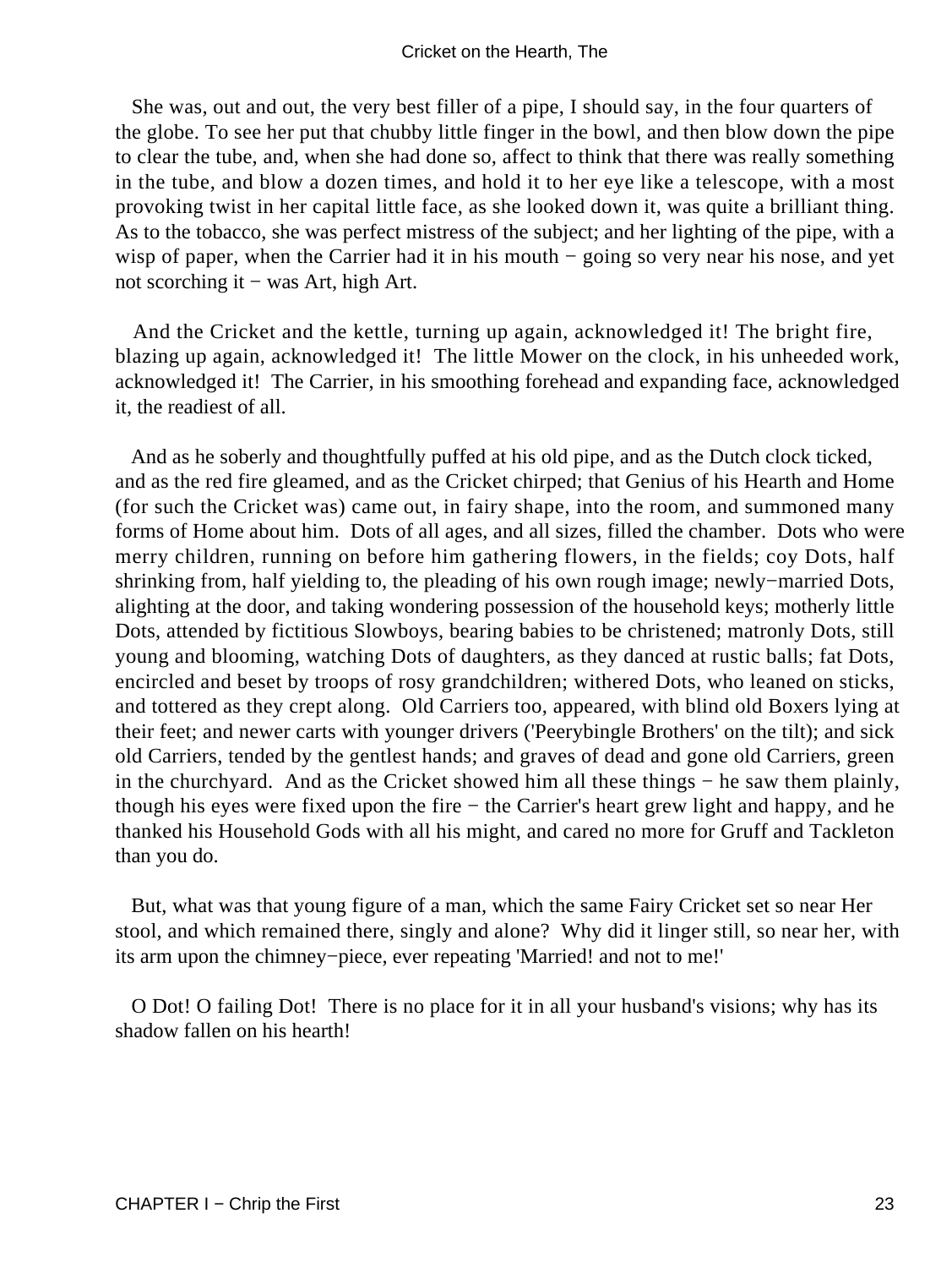She was, out and out, the very best filler of a pipe, I should say, in the four quarters of the globe. To see her put that chubby little finger in the bowl, and then blow down the pipe to clear the tube, and, when she had done so, affect to think that there was really something in the tube, and blow a dozen times, and hold it to her eye like a telescope, with a most provoking twist in her capital little face, as she looked down it, was quite a brilliant thing. As to the tobacco, she was perfect mistress of the subject; and her lighting of the pipe, with a wisp of paper, when the Carrier had it in his mouth − going so very near his nose, and yet not scorching it − was Art, high Art.

And the Cricket and the kettle, turning up again, acknowledged it! The bright fire, blazing up again, acknowledged it! The little Mower on the clock, in his unheeded work, acknowledged it! The Carrier, in his smoothing forehead and expanding face, acknowledged it, the readiest of all.

And as he soberly and thoughtfully puffed at his old pipe, and as the Dutch clock ticked, and as the red fire gleamed, and as the Cricket chirped; that Genius of his Hearth and Home (for such the Cricket was) came out, in fairy shape, into the room, and summoned many forms of Home about him. Dots of all ages, and all sizes, filled the chamber. Dots who were merry children, running on before him gathering flowers, in the fields; coy Dots, half shrinking from, half yielding to, the pleading of his own rough image; newly−married Dots, alighting at the door, and taking wondering possession of the household keys; motherly little Dots, attended by fictitious Slowboys, bearing babies to be christened; matronly Dots, still young and blooming, watching Dots of daughters, as they danced at rustic balls; fat Dots, encircled and beset by troops of rosy grandchildren; withered Dots, who leaned on sticks, and tottered as they crept along. Old Carriers too, appeared, with blind old Boxers lying at their feet; and newer carts with younger drivers ('Peerybingle Brothers' on the tilt); and sick old Carriers, tended by the gentlest hands; and graves of dead and gone old Carriers, green in the churchyard. And as the Cricket showed him all these things − he saw them plainly, though his eyes were fixed upon the fire − the Carrier's heart grew light and happy, and he thanked his Household Gods with all his might, and cared no more for Gruff and Tackleton than you do.

But, what was that young figure of a man, which the same Fairy Cricket set so near Her stool, and which remained there, singly and alone? Why did it linger still, so near her, with its arm upon the chimney−piece, ever repeating 'Married! and not to me!'

O Dot! O failing Dot! There is no place for it in all your husband's visions; why has its shadow fallen on his hearth!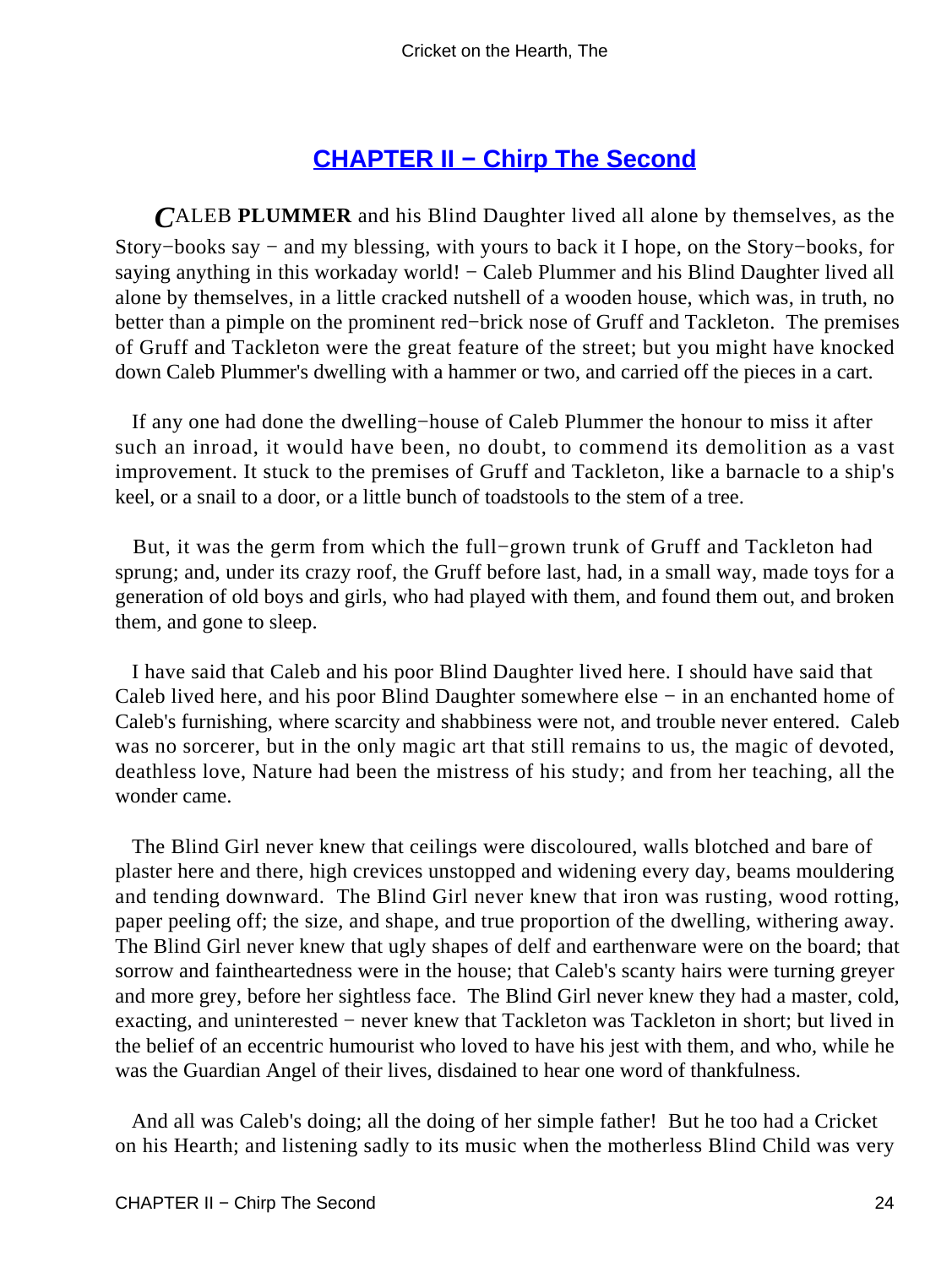## CHAPTER II − Chirp The Second

**CALEB PLUMMER** and his Blind Daughter lived all alone by themselves, as the Story−books say − and my blessing, with yours to back it I hope, on the Story−books, for saying anything in this workaday world! − Caleb Plummer and his Blind Daughter lived all alone by themselves, in a little cracked nutshell of a wooden house, which was, in truth, no better than a pimple on the prominent red−brick nose of Gruff and Tackleton. The premises of Gruff and Tackleton were the great feature of the street; but you might have knocked down Caleb Plummer's dwelling with a hammer or two, and carried off the pieces in a cart.

If any one had done the dwelling−house of Caleb Plummer the honour to miss it after such an inroad, it would have been, no doubt, to commend its demolition as a vast improvement. It stuck to the premises of Gruff and Tackleton, like a barnacle to a ship's keel, or a snail to a door, or a little bunch of toadstools to the stem of a tree.

But, it was the germ from which the full−grown trunk of Gruff and Tackleton had sprung; and, under its crazy roof, the Gruff before last, had, in a small way, made toys for a generation of old boys and girls, who had played with them, and found them out, and broken them, and gone to sleep.

I have said that Caleb and his poor Blind Daughter lived here. I should have said that Caleb lived here, and his poor Blind Daughter somewhere else − in an enchanted home of Caleb's furnishing, where scarcity and shabbiness were not, and trouble never entered. Caleb was no sorcerer, but in the only magic art that still remains to us, the magic of devoted, deathless love, Nature had been the mistress of his study; and from her teaching, all the wonder came.

The Blind Girl never knew that ceilings were discoloured, walls blotched and bare of plaster here and there, high crevices unstopped and widening every day, beams mouldering and tending downward. The Blind Girl never knew that iron was rusting, wood rotting, paper peeling off; the size, and shape, and true proportion of the dwelling, withering away. The Blind Girl never knew that ugly shapes of delf and earthenware were on the board; that sorrow and faintheartedness were in the house; that Caleb's scanty hairs were turning greyer and more grey, before her sightless face. The Blind Girl never knew they had a master, cold, exacting, and uninterested − never knew that Tackleton was Tackleton in short; but lived in the belief of an eccentric humourist who loved to have his jest with them, and who, while he was the Guardian Angel of their lives, disdained to hear one word of thankfulness.

And all was Caleb's doing; all the doing of her simple father! But he too had a Cricket on his Hearth; and listening sadly to its music when the motherless Blind Child was very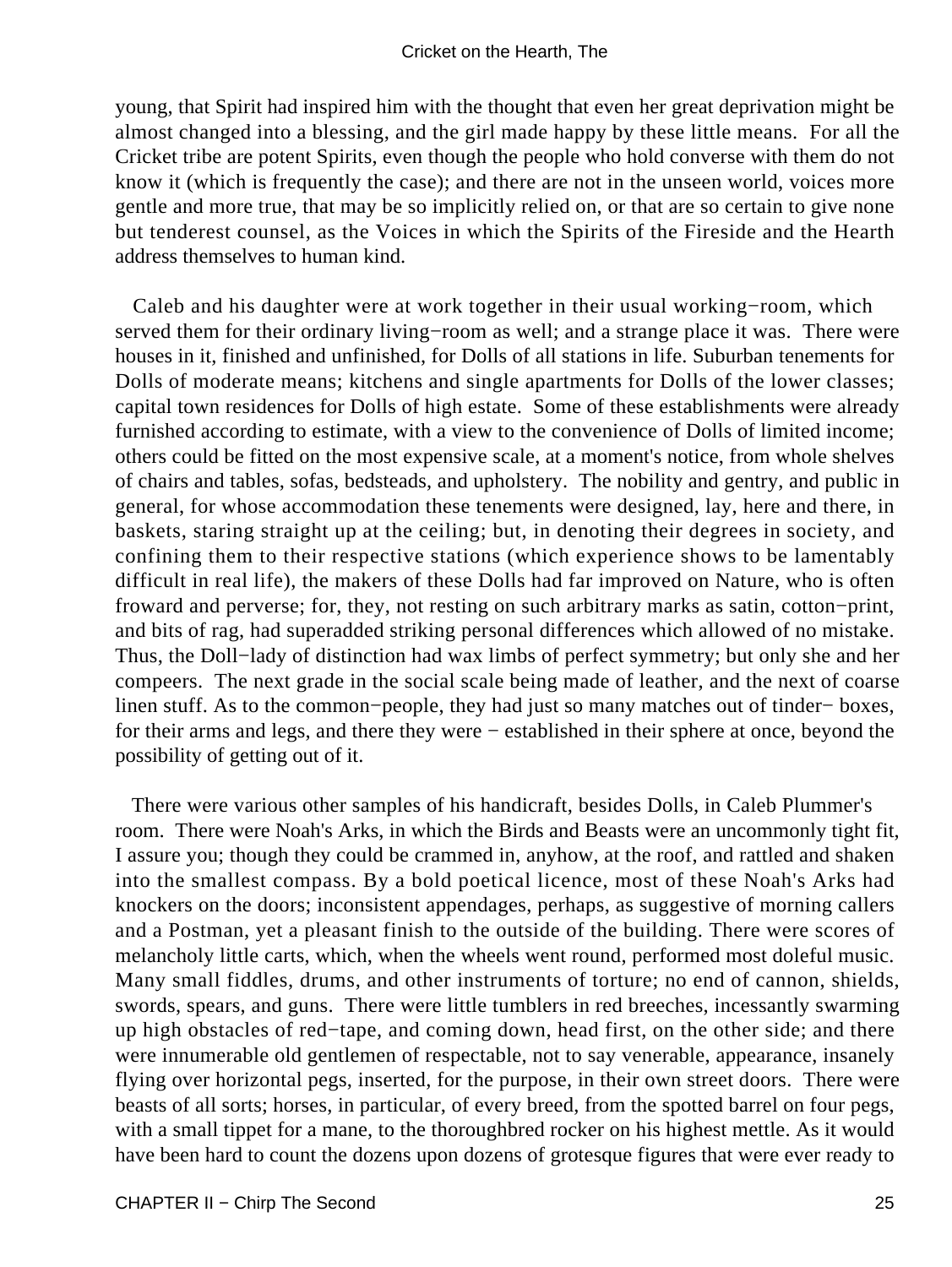young, that Spirit had inspired him with the thought that even her great deprivation might be almost changed into a blessing, and the girl made happy by these little means. For all the Cricket tribe are potent Spirits, even though the people who hold converse with them do not know it (which is frequently the case); and there are not in the unseen world, voices more gentle and more true, that may be so implicitly relied on, or that are so certain to give none but tenderest counsel, as the Voices in which the Spirits of the Fireside and the Hearth address themselves to human kind.

Caleb and his daughter were at work together in their usual working−room, which served them for their ordinary living−room as well; and a strange place it was. There were houses in it, finished and unfinished, for Dolls of all stations in life. Suburban tenements for Dolls of moderate means; kitchens and single apartments for Dolls of the lower classes; capital town residences for Dolls of high estate. Some of these establishments were already furnished according to estimate, with a view to the convenience of Dolls of limited income; others could be fitted on the most expensive scale, at a moment's notice, from whole shelves of chairs and tables, sofas, bedsteads, and upholstery. The nobility and gentry, and public in general, for whose accommodation these tenements were designed, lay, here and there, in baskets, staring straight up at the ceiling; but, in denoting their degrees in society, and confining them to their respective stations (which experience shows to be lamentably difficult in real life), the makers of these Dolls had far improved on Nature, who is often froward and perverse; for, they, not resting on such arbitrary marks as satin, cotton−print, and bits of rag, had superadded striking personal differences which allowed of no mistake. Thus, the Doll−lady of distinction had wax limbs of perfect symmetry; but only she and her compeers. The next grade in the social scale being made of leather, and the next of coarse linen stuff. As to the common−people, they had just so many matches out of tinder− boxes, for their arms and legs, and there they were − established in their sphere at once, beyond the possibility of getting out of it.

There were various other samples of his handicraft, besides Dolls, in Caleb Plummer's room. There were Noah's Arks, in which the Birds and Beasts were an uncommonly tight fit, I assure you; though they could be crammed in, anyhow, at the roof, and rattled and shaken into the smallest compass. By a bold poetical licence, most of these Noah's Arks had knockers on the doors; inconsistent appendages, perhaps, as suggestive of morning callers and a Postman, yet a pleasant finish to the outside of the building. There were scores of melancholy little carts, which, when the wheels went round, performed most doleful music. Many small fiddles, drums, and other instruments of torture; no end of cannon, shields, swords, spears, and guns. There were little tumblers in red breeches, incessantly swarming up high obstacles of red−tape, and coming down, head first, on the other side; and there were innumerable old gentlemen of respectable, not to say venerable, appearance, insanely flying over horizontal pegs, inserted, for the purpose, in their own street doors. There were beasts of all sorts; horses, in particular, of every breed, from the spotted barrel on four pegs, with a small tippet for a mane, to the thoroughbred rocker on his highest mettle. As it would have been hard to count the dozens upon dozens of grotesque figures that were ever ready to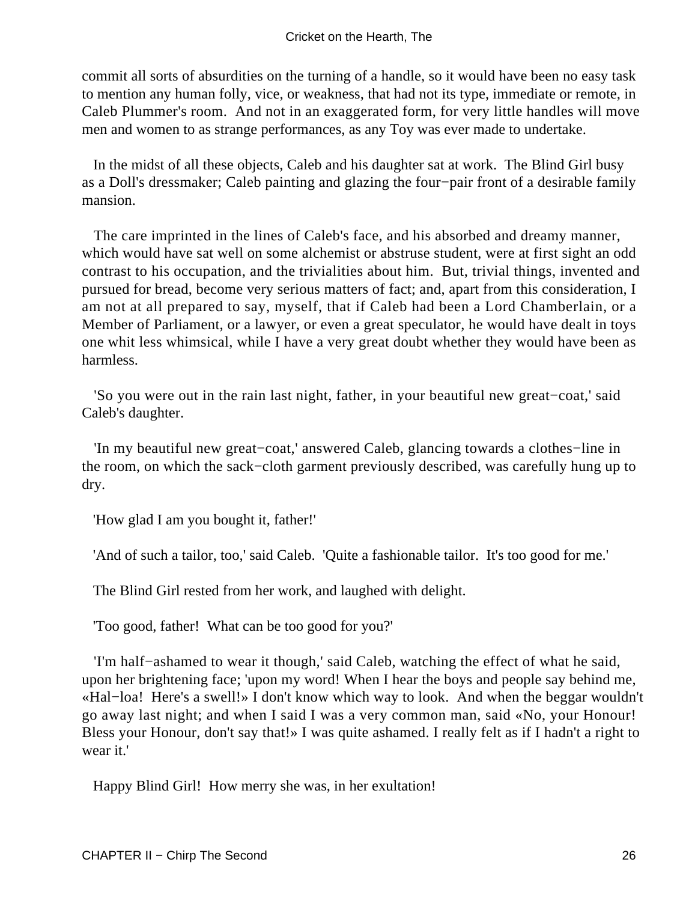commit all sorts of absurdities on the turning of a handle, so it would have been no easy task to mention any human folly, vice, or weakness, that had not its type, immediate or remote, in Caleb Plummer's room. And not in an exaggerated form, for very little handles will move men and women to as strange performances, as any Toy was ever made to undertake.

In the midst of all these objects, Caleb and his daughter sat at work. The Blind Girl busy as a Doll's dressmaker; Caleb painting and glazing the four−pair front of a desirable family mansion.

The care imprinted in the lines of Caleb's face, and his absorbed and dreamy manner, which would have sat well on some alchemist or abstruse student, were at first sight an odd contrast to his occupation, and the trivialities about him. But, trivial things, invented and pursued for bread, become very serious matters of fact; and, apart from this consideration, I am not at all prepared to say, myself, that if Caleb had been a Lord Chamberlain, or a Member of Parliament, or a lawyer, or even a great speculator, he would have dealt in toys one whit less whimsical, while I have a very great doubt whether they would have been as harmless.

'So you were out in the rain last night, father, in your beautiful new great−coat,' said Caleb's daughter.

'In my beautiful new great−coat,' answered Caleb, glancing towards a clothes−line in the room, on which the sack−cloth garment previously described, was carefully hung up to dry.

'How glad I am you bought it, father!'

'And of such a tailor, too,' said Caleb. 'Quite a fashionable tailor. It's too good for me.'

The Blind Girl rested from her work, and laughed with delight.

'Too good, father! What can be too good for you?'

'I'm half−ashamed to wear it though,' said Caleb, watching the effect of what he said, upon her brightening face; 'upon my word! When I hear the boys and people say behind me, «Hal−loa! Here's a swell!» I don't know which way to look. And when the beggar wouldn't go away last night; and when I said I was a very common man, said «No, your Honour! Bless your Honour, don't say that!» I was quite ashamed. I really felt as if I hadn't a right to wear it.'

Happy Blind Girl! How merry she was, in her exultation!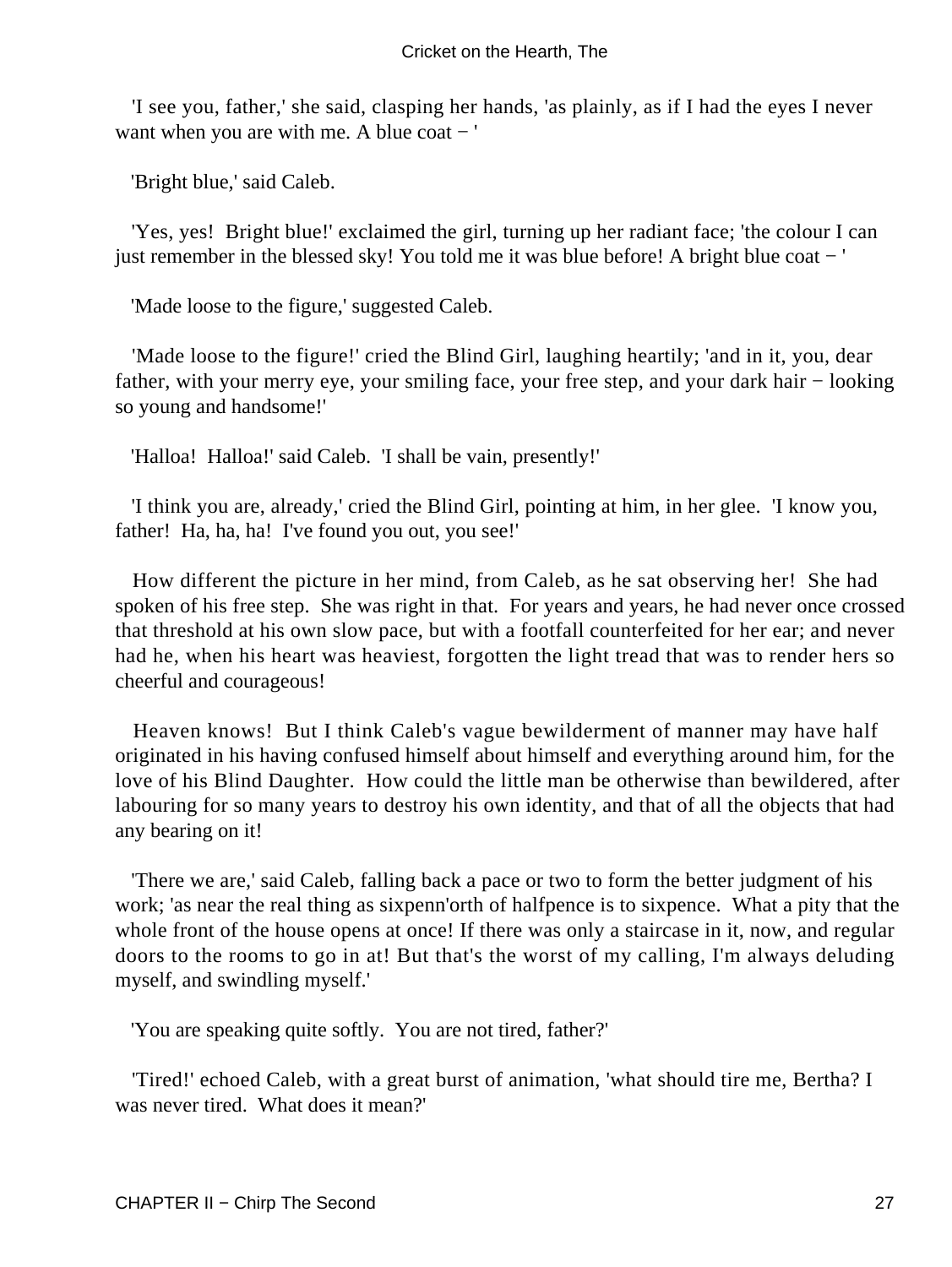'I see you, father,' she said, clasping her hands, 'as plainly, as if I had the eyes I never want when you are with me. A blue coat − '

'Bright blue,' said Caleb.

'Yes, yes! Bright blue!' exclaimed the girl, turning up her radiant face; 'the colour I can just remember in the blessed sky! You told me it was blue before! A bright blue coat − '

'Made loose to the figure,' suggested Caleb.

'Made loose to the figure!' cried the Blind Girl, laughing heartily; 'and in it, you, dear father, with your merry eye, your smiling face, your free step, and your dark hair − looking so young and handsome!'

'Halloa! Halloa!' said Caleb. 'I shall be vain, presently!'

'I think you are, already,' cried the Blind Girl, pointing at him, in her glee. 'I know you, father! Ha, ha, ha! I've found you out, you see!'

How different the picture in her mind, from Caleb, as he sat observing her! She had spoken of his free step. She was right in that. For years and years, he had never once crossed that threshold at his own slow pace, but with a footfall counterfeited for her ear; and never had he, when his heart was heaviest, forgotten the light tread that was to render hers so cheerful and courageous!

Heaven knows! But I think Caleb's vague bewilderment of manner may have half originated in his having confused himself about himself and everything around him, for the love of his Blind Daughter. How could the little man be otherwise than bewildered, after labouring for so many years to destroy his own identity, and that of all the objects that had any bearing on it!

'There we are,' said Caleb, falling back a pace or two to form the better judgment of his work; 'as near the real thing as sixpenn'orth of halfpence is to sixpence. What a pity that the whole front of the house opens at once! If there was only a staircase in it, now, and regular doors to the rooms to go in at! But that's the worst of my calling, I'm always deluding myself, and swindling myself.'

'You are speaking quite softly. You are not tired, father?'

'Tired!' echoed Caleb, with a great burst of animation, 'what should tire me, Bertha? I was never tired. What does it mean?'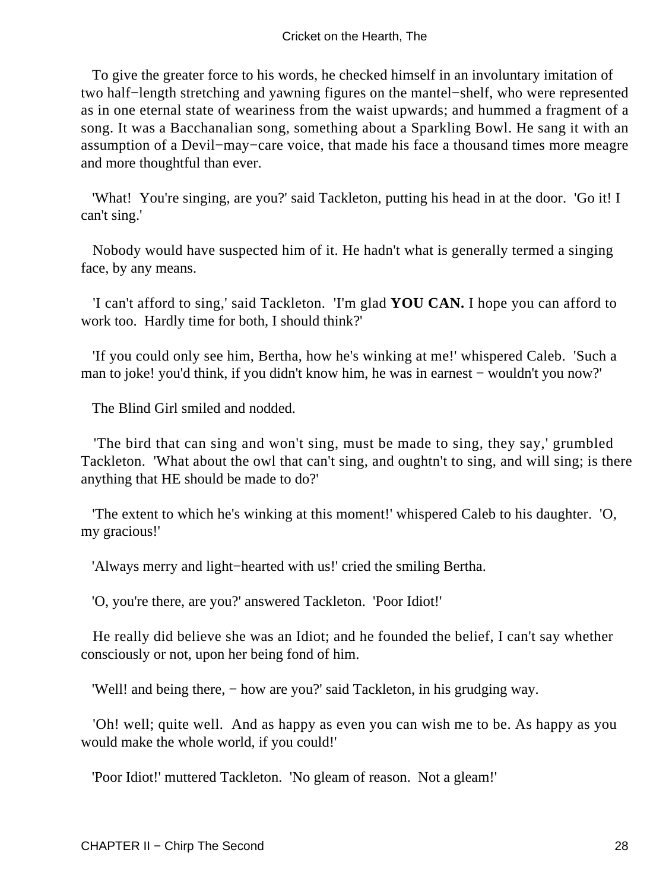To give the greater force to his words, he checked himself in an involuntary imitation of two half−length stretching and yawning figures on the mantel−shelf, who were represented as in one eternal state of weariness from the waist upwards; and hummed a fragment of a song. It was a Bacchanalian song, something about a Sparkling Bowl. He sang it with an assumption of a Devil−may−care voice, that made his face a thousand times more meagre and more thoughtful than ever.

'What!  You're singing, are you?' said Tackleton, putting his head in at the door.  'Go it! I can't sing.'

Nobody would have suspected him of it. He hadn't what is generally termed a singing face, by any means.

'I can't afford to sing,' said Tackleton.  'I'm glad **YOU CAN.** I hope you can afford to work too.  Hardly time for both, I should think?'

'If you could only see him, Bertha, how he's winking at me!' whispered Caleb.  'Such a man to joke! you'd think, if you didn't know him, he was in earnest − wouldn't you now?'

The Blind Girl smiled and nodded.

'The bird that can sing and won't sing, must be made to sing, they say,' grumbled Tackleton.  'What about the owl that can't sing, and oughtn't to sing, and will sing; is there anything that HE should be made to do?'

'The extent to which he's winking at this moment!' whispered Caleb to his daughter.  'O, my gracious!'

'Always merry and light−hearted with us!' cried the smiling Bertha.

'O, you're there, are you?' answered Tackleton.  'Poor Idiot!'

He really did believe she was an Idiot; and he founded the belief, I can't say whether consciously or not, upon her being fond of him.

'Well! and being there, − how are you?' said Tackleton, in his grudging way.

'Oh! well; quite well.  And as happy as even you can wish me to be. As happy as you would make the whole world, if you could!'

'Poor Idiot!' muttered Tackleton.  'No gleam of reason.  Not a gleam!'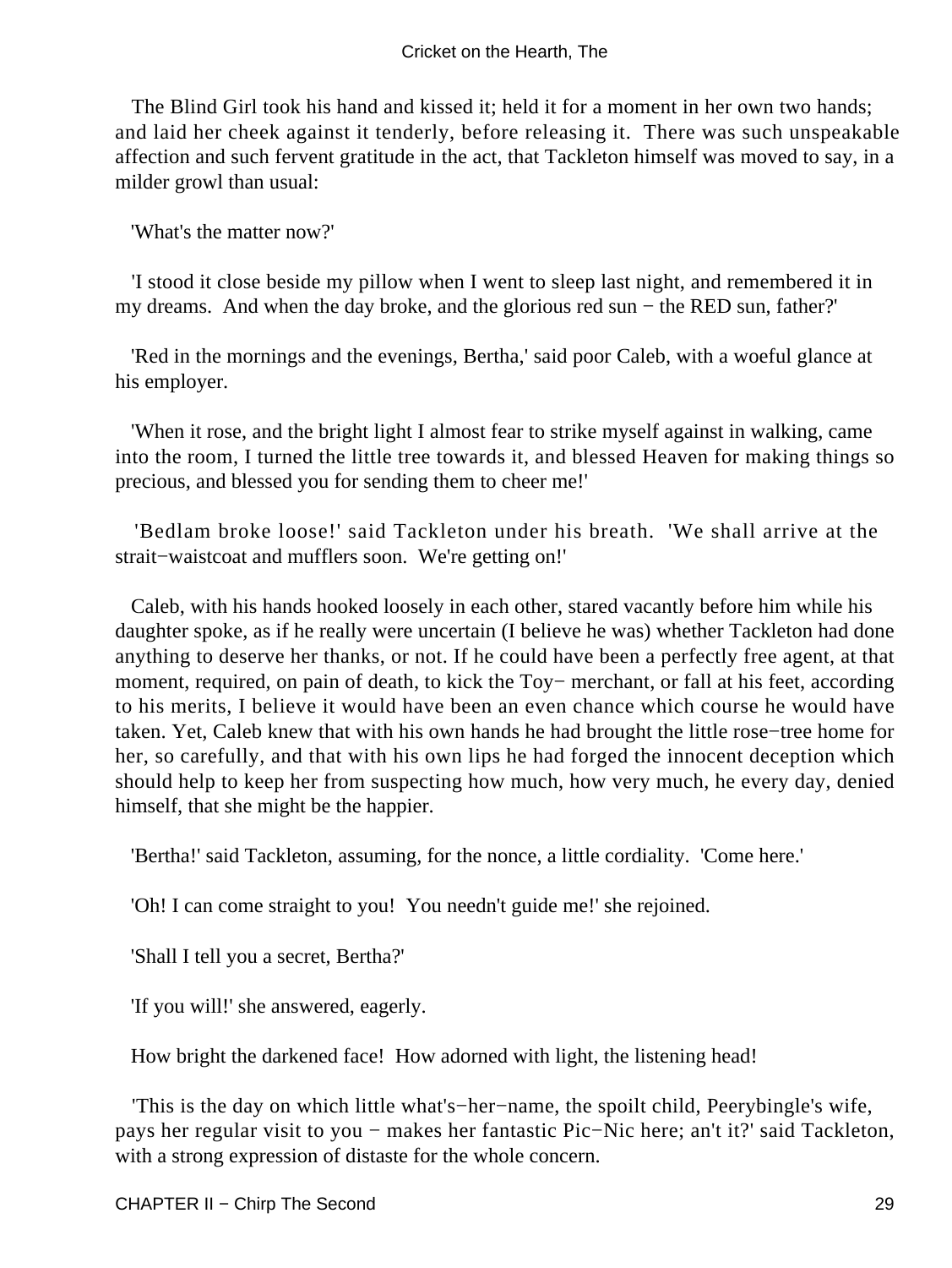The Blind Girl took his hand and kissed it; held it for a moment in her own two hands; and laid her cheek against it tenderly, before releasing it. There was such unspeakable affection and such fervent gratitude in the act, that Tackleton himself was moved to say, in a milder growl than usual:

'What's the matter now?'

'I stood it close beside my pillow when I went to sleep last night, and remembered it in my dreams. And when the day broke, and the glorious red sun − the RED sun, father?'

'Red in the mornings and the evenings, Bertha,' said poor Caleb, with a woeful glance at his employer.

'When it rose, and the bright light I almost fear to strike myself against in walking, came into the room, I turned the little tree towards it, and blessed Heaven for making things so precious, and blessed you for sending them to cheer me!'

'Bedlam broke loose!' said Tackleton under his breath. 'We shall arrive at the strait−waistcoat and mufflers soon. We're getting on!'

Caleb, with his hands hooked loosely in each other, stared vacantly before him while his daughter spoke, as if he really were uncertain (I believe he was) whether Tackleton had done anything to deserve her thanks, or not. If he could have been a perfectly free agent, at that moment, required, on pain of death, to kick the Toy− merchant, or fall at his feet, according to his merits, I believe it would have been an even chance which course he would have taken. Yet, Caleb knew that with his own hands he had brought the little rose−tree home for her, so carefully, and that with his own lips he had forged the innocent deception which should help to keep her from suspecting how much, how very much, he every day, denied himself, that she might be the happier.

'Bertha!' said Tackleton, assuming, for the nonce, a little cordiality. 'Come here.'

'Oh! I can come straight to you! You needn't guide me!' she rejoined.

'Shall I tell you a secret, Bertha?'

'If you will!' she answered, eagerly.

How bright the darkened face! How adorned with light, the listening head!

'This is the day on which little what's−her−name, the spoilt child, Peerybingle's wife, pays her regular visit to you − makes her fantastic Pic−Nic here; an't it?' said Tackleton, with a strong expression of distaste for the whole concern.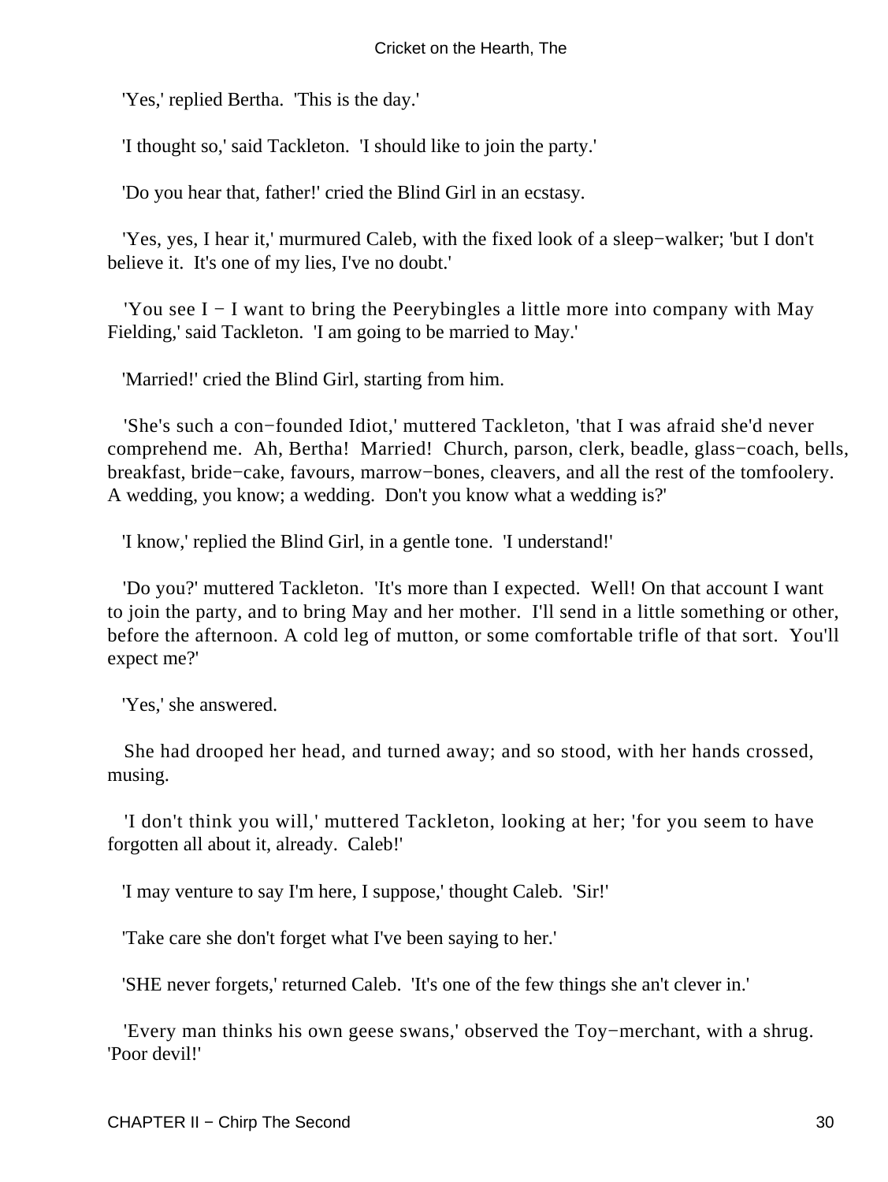'Yes,' replied Bertha. 'This is the day.'

'I thought so,' said Tackleton. 'I should like to join the party.'

'Do you hear that, father!' cried the Blind Girl in an ecstasy.

'Yes, yes, I hear it,' murmured Caleb, with the fixed look of a sleep−walker; 'but I don't believe it. It's one of my lies, I've no doubt.'

'You see I − I want to bring the Peerybingles a little more into company with May Fielding,' said Tackleton. 'I am going to be married to May.'

'Married!' cried the Blind Girl, starting from him.

'She's such a con−founded Idiot,' muttered Tackleton, 'that I was afraid she'd never comprehend me. Ah, Bertha! Married! Church, parson, clerk, beadle, glass−coach, bells, breakfast, bride−cake, favours, marrow−bones, cleavers, and all the rest of the tomfoolery. A wedding, you know; a wedding. Don't you know what a wedding is?'

'I know,' replied the Blind Girl, in a gentle tone. 'I understand!'

'Do you?' muttered Tackleton. 'It's more than I expected. Well! On that account I want to join the party, and to bring May and her mother. I'll send in a little something or other, before the afternoon. A cold leg of mutton, or some comfortable trifle of that sort. You'll expect me?'

'Yes,' she answered.

She had drooped her head, and turned away; and so stood, with her hands crossed, musing.

'I don't think you will,' muttered Tackleton, looking at her; 'for you seem to have forgotten all about it, already. Caleb!'

'I may venture to say I'm here, I suppose,' thought Caleb. 'Sir!'

'Take care she don't forget what I've been saying to her.'

'SHE never forgets,' returned Caleb. 'It's one of the few things she an't clever in.'

'Every man thinks his own geese swans,' observed the Toy−merchant, with a shrug. 'Poor devil!'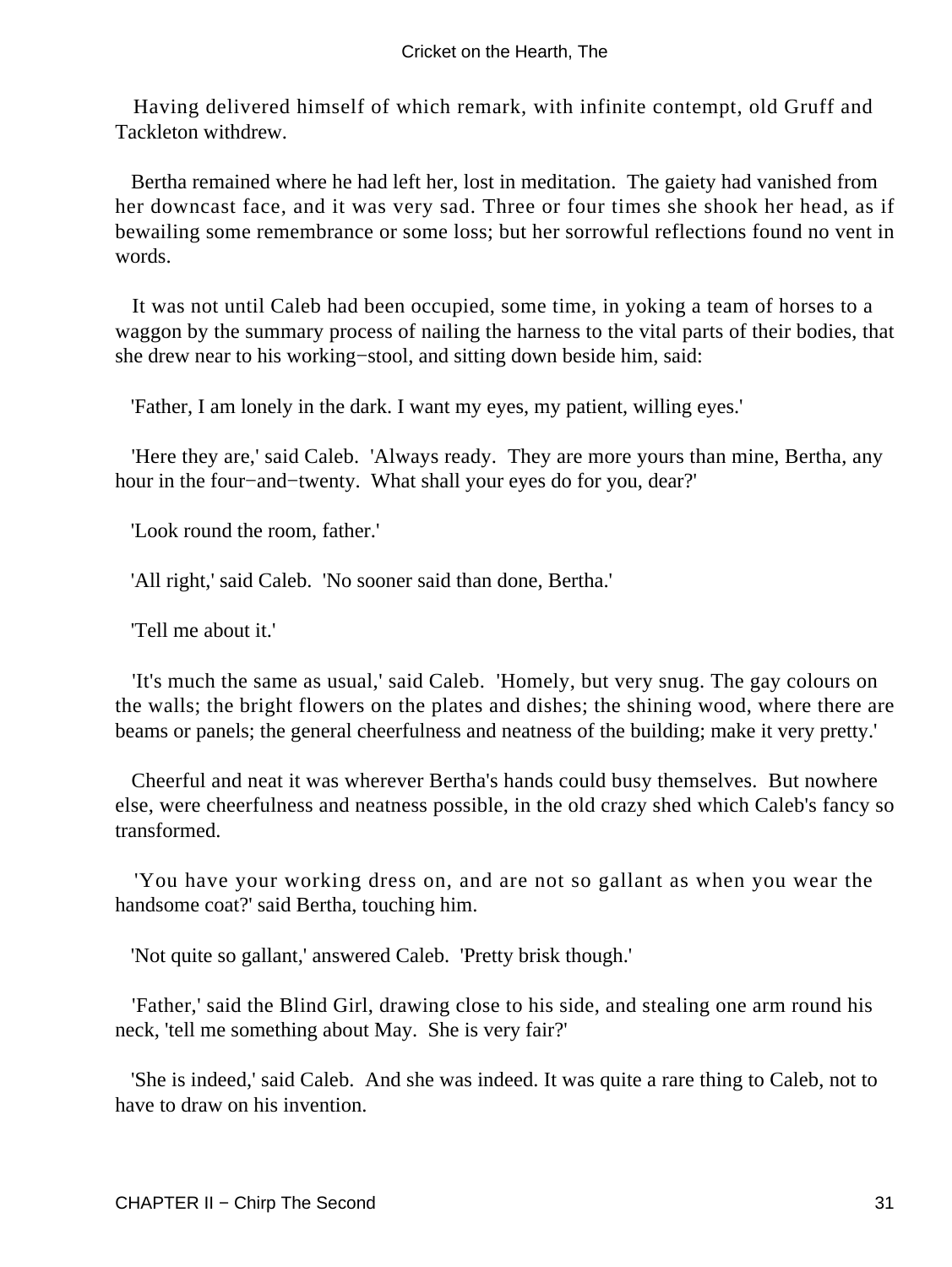Having delivered himself of which remark, with infinite contempt, old Gruff and Tackleton withdrew.

Bertha remained where he had left her, lost in meditation. The gaiety had vanished from her downcast face, and it was very sad. Three or four times she shook her head, as if bewailing some remembrance or some loss; but her sorrowful reflections found no vent in words.

It was not until Caleb had been occupied, some time, in yoking a team of horses to a waggon by the summary process of nailing the harness to the vital parts of their bodies, that she drew near to his working−stool, and sitting down beside him, said:

'Father, I am lonely in the dark. I want my eyes, my patient, willing eyes.'

'Here they are,' said Caleb. 'Always ready. They are more yours than mine, Bertha, any hour in the four−and−twenty. What shall your eyes do for you, dear?'

'Look round the room, father.'

'All right,' said Caleb. 'No sooner said than done, Bertha.'

'Tell me about it.'

'It's much the same as usual,' said Caleb. 'Homely, but very snug. The gay colours on the walls; the bright flowers on the plates and dishes; the shining wood, where there are beams or panels; the general cheerfulness and neatness of the building; make it very pretty.'

Cheerful and neat it was wherever Bertha's hands could busy themselves. But nowhere else, were cheerfulness and neatness possible, in the old crazy shed which Caleb's fancy so transformed.

'You have your working dress on, and are not so gallant as when you wear the handsome coat?' said Bertha, touching him.

'Not quite so gallant,' answered Caleb. 'Pretty brisk though.'

'Father,' said the Blind Girl, drawing close to his side, and stealing one arm round his neck, 'tell me something about May. She is very fair?'

'She is indeed,' said Caleb. And she was indeed. It was quite a rare thing to Caleb, not to have to draw on his invention.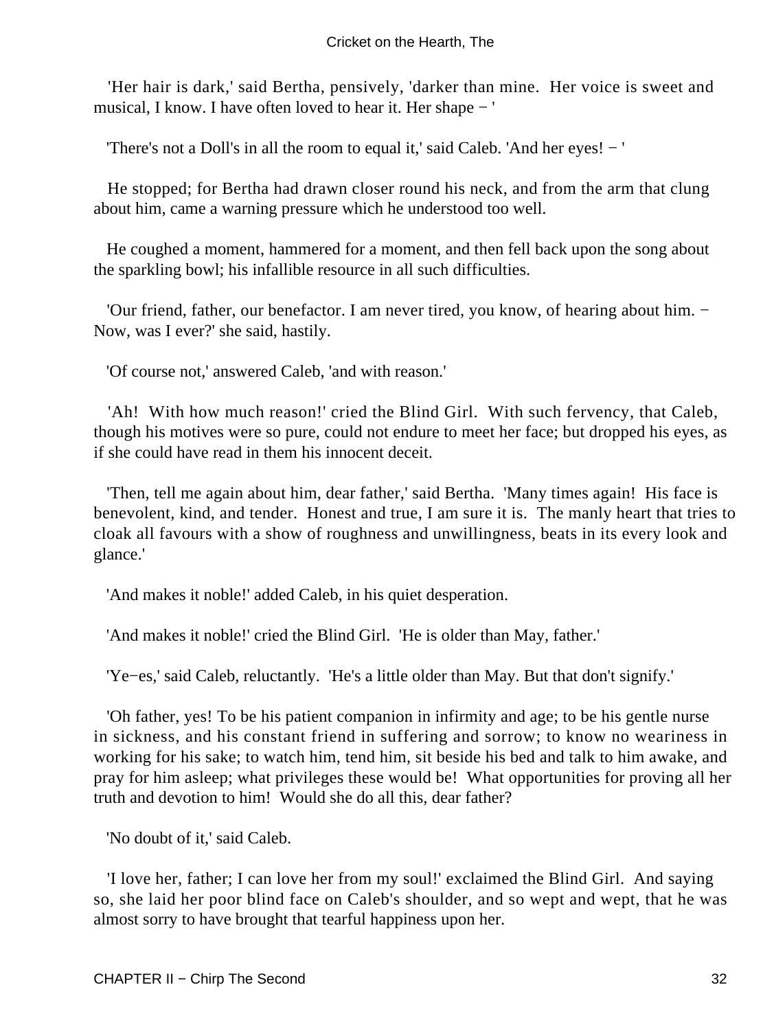'Her hair is dark,' said Bertha, pensively, 'darker than mine. Her voice is sweet and musical, I know. I have often loved to hear it. Her shape − '

'There's not a Doll's in all the room to equal it,' said Caleb. 'And her eyes! − '

He stopped; for Bertha had drawn closer round his neck, and from the arm that clung about him, came a warning pressure which he understood too well.

He coughed a moment, hammered for a moment, and then fell back upon the song about the sparkling bowl; his infallible resource in all such difficulties.

'Our friend, father, our benefactor. I am never tired, you know, of hearing about him. − Now, was I ever?' she said, hastily.

'Of course not,' answered Caleb, 'and with reason.'

'Ah! With how much reason!' cried the Blind Girl. With such fervency, that Caleb, though his motives were so pure, could not endure to meet her face; but dropped his eyes, as if she could have read in them his innocent deceit.

'Then, tell me again about him, dear father,' said Bertha. 'Many times again! His face is benevolent, kind, and tender. Honest and true, I am sure it is. The manly heart that tries to cloak all favours with a show of roughness and unwillingness, beats in its every look and glance.'

'And makes it noble!' added Caleb, in his quiet desperation.

'And makes it noble!' cried the Blind Girl. 'He is older than May, father.'

'Ye−es,' said Caleb, reluctantly. 'He's a little older than May. But that don't signify.'

'Oh father, yes! To be his patient companion in infirmity and age; to be his gentle nurse in sickness, and his constant friend in suffering and sorrow; to know no weariness in working for his sake; to watch him, tend him, sit beside his bed and talk to him awake, and pray for him asleep; what privileges these would be! What opportunities for proving all her truth and devotion to him! Would she do all this, dear father?

'No doubt of it,' said Caleb.

'I love her, father; I can love her from my soul!' exclaimed the Blind Girl. And saying so, she laid her poor blind face on Caleb's shoulder, and so wept and wept, that he was almost sorry to have brought that tearful happiness upon her.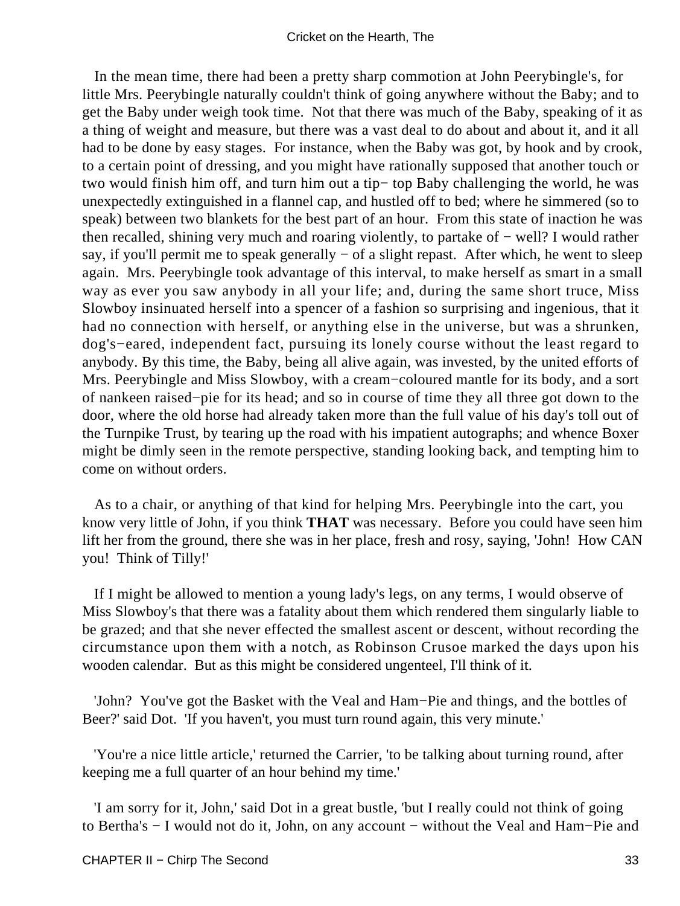In the mean time, there had been a pretty sharp commotion at John Peerybingle's, for little Mrs. Peerybingle naturally couldn't think of going anywhere without the Baby; and to get the Baby under weigh took time. Not that there was much of the Baby, speaking of it as a thing of weight and measure, but there was a vast deal to do about and about it, and it all had to be done by easy stages. For instance, when the Baby was got, by hook and by crook, to a certain point of dressing, and you might have rationally supposed that another touch or two would finish him off, and turn him out a tip− top Baby challenging the world, he was unexpectedly extinguished in a flannel cap, and hustled off to bed; where he simmered (so to speak) between two blankets for the best part of an hour. From this state of inaction he was then recalled, shining very much and roaring violently, to partake of − well? I would rather say, if you'll permit me to speak generally − of a slight repast. After which, he went to sleep again. Mrs. Peerybingle took advantage of this interval, to make herself as smart in a small way as ever you saw anybody in all your life; and, during the same short truce, Miss Slowboy insinuated herself into a spencer of a fashion so surprising and ingenious, that it had no connection with herself, or anything else in the universe, but was a shrunken, dog's−eared, independent fact, pursuing its lonely course without the least regard to anybody. By this time, the Baby, being all alive again, was invested, by the united efforts of Mrs. Peerybingle and Miss Slowboy, with a cream−coloured mantle for its body, and a sort of nankeen raised−pie for its head; and so in course of time they all three got down to the door, where the old horse had already taken more than the full value of his day's toll out of the Turnpike Trust, by tearing up the road with his impatient autographs; and whence Boxer might be dimly seen in the remote perspective, standing looking back, and tempting him to come on without orders.

As to a chair, or anything of that kind for helping Mrs. Peerybingle into the cart, you know very little of John, if you think **THAT** was necessary. Before you could have seen him lift her from the ground, there she was in her place, fresh and rosy, saying, 'John! How CAN you! Think of Tilly!'

If I might be allowed to mention a young lady's legs, on any terms, I would observe of Miss Slowboy's that there was a fatality about them which rendered them singularly liable to be grazed; and that she never effected the smallest ascent or descent, without recording the circumstance upon them with a notch, as Robinson Crusoe marked the days upon his wooden calendar. But as this might be considered ungenteel, I'll think of it.

'John? You've got the Basket with the Veal and Ham−Pie and things, and the bottles of Beer?' said Dot. 'If you haven't, you must turn round again, this very minute.'

'You're a nice little article,' returned the Carrier, 'to be talking about turning round, after keeping me a full quarter of an hour behind my time.'

'I am sorry for it, John,' said Dot in a great bustle, 'but I really could not think of going to Bertha's − I would not do it, John, on any account − without the Veal and Ham−Pie and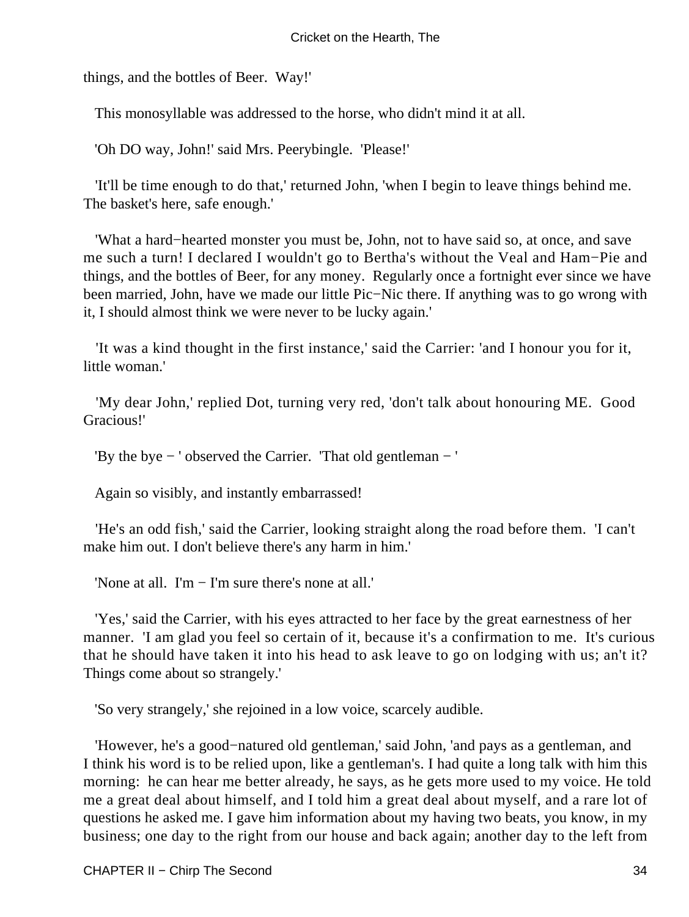things, and the bottles of Beer. Way!'

This monosyllable was addressed to the horse, who didn't mind it at all.

'Oh DO way, John!' said Mrs. Peerybingle. 'Please!'

'It'll be time enough to do that,' returned John, 'when I begin to leave things behind me. The basket's here, safe enough.'

'What a hard−hearted monster you must be, John, not to have said so, at once, and save me such a turn! I declared I wouldn't go to Bertha's without the Veal and Ham−Pie and things, and the bottles of Beer, for any money. Regularly once a fortnight ever since we have been married, John, have we made our little Pic−Nic there. If anything was to go wrong with it, I should almost think we were never to be lucky again.'

'It was a kind thought in the first instance,' said the Carrier: 'and I honour you for it, little woman.'

'My dear John,' replied Dot, turning very red, 'don't talk about honouring ME. Good Gracious!'

'By the bye − ' observed the Carrier. 'That old gentleman − '

Again so visibly, and instantly embarrassed!

'He's an odd fish,' said the Carrier, looking straight along the road before them. 'I can't make him out. I don't believe there's any harm in him.'

'None at all. I'm − I'm sure there's none at all.'

'Yes,' said the Carrier, with his eyes attracted to her face by the great earnestness of her manner. 'I am glad you feel so certain of it, because it's a confirmation to me. It's curious that he should have taken it into his head to ask leave to go on lodging with us; an't it? Things come about so strangely.'

'So very strangely,' she rejoined in a low voice, scarcely audible.

'However, he's a good−natured old gentleman,' said John, 'and pays as a gentleman, and I think his word is to be relied upon, like a gentleman's. I had quite a long talk with him this morning: he can hear me better already, he says, as he gets more used to my voice. He told me a great deal about himself, and I told him a great deal about myself, and a rare lot of questions he asked me. I gave him information about my having two beats, you know, in my business; one day to the right from our house and back again; another day to the left from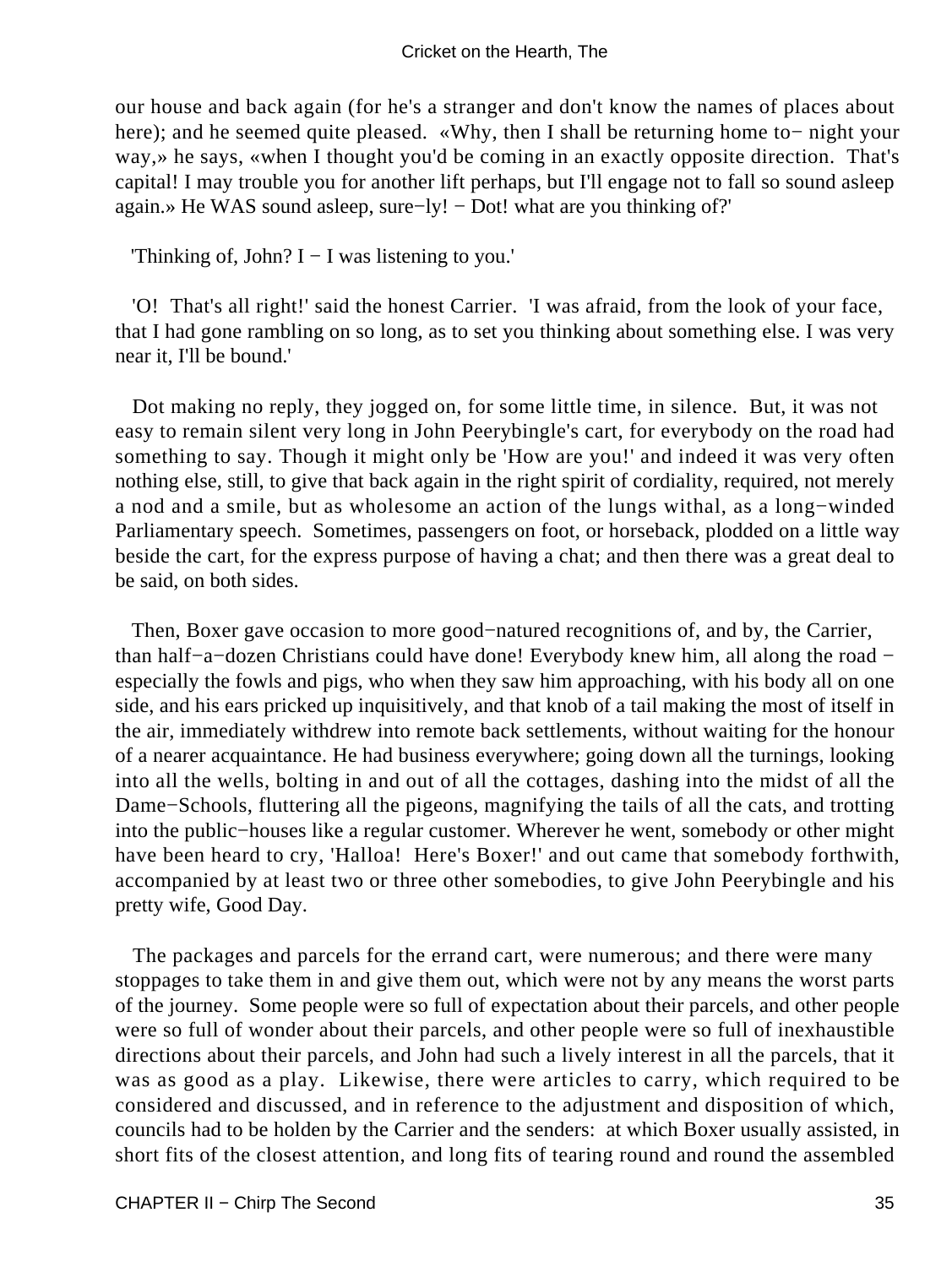our house and back again (for he's a stranger and don't know the names of places about here); and he seemed quite pleased. «Why, then I shall be returning home to− night your way,» he says, «when I thought you'd be coming in an exactly opposite direction. That's capital! I may trouble you for another lift perhaps, but I'll engage not to fall so sound asleep again.» He WAS sound asleep, sure−ly! − Dot! what are you thinking of?'

'Thinking of, John? I − I was listening to you.'

'O! That's all right!' said the honest Carrier. 'I was afraid, from the look of your face, that I had gone rambling on so long, as to set you thinking about something else. I was very near it, I'll be bound.'

Dot making no reply, they jogged on, for some little time, in silence. But, it was not easy to remain silent very long in John Peerybingle's cart, for everybody on the road had something to say. Though it might only be 'How are you!' and indeed it was very often nothing else, still, to give that back again in the right spirit of cordiality, required, not merely a nod and a smile, but as wholesome an action of the lungs withal, as a long−winded Parliamentary speech. Sometimes, passengers on foot, or horseback, plodded on a little way beside the cart, for the express purpose of having a chat; and then there was a great deal to be said, on both sides.

Then, Boxer gave occasion to more good−natured recognitions of, and by, the Carrier, than half−a−dozen Christians could have done! Everybody knew him, all along the road − especially the fowls and pigs, who when they saw him approaching, with his body all on one side, and his ears pricked up inquisitively, and that knob of a tail making the most of itself in the air, immediately withdrew into remote back settlements, without waiting for the honour of a nearer acquaintance. He had business everywhere; going down all the turnings, looking into all the wells, bolting in and out of all the cottages, dashing into the midst of all the Dame−Schools, fluttering all the pigeons, magnifying the tails of all the cats, and trotting into the public−houses like a regular customer. Wherever he went, somebody or other might have been heard to cry, 'Halloa! Here's Boxer!' and out came that somebody forthwith, accompanied by at least two or three other somebodies, to give John Peerybingle and his pretty wife, Good Day.

The packages and parcels for the errand cart, were numerous; and there were many stoppages to take them in and give them out, which were not by any means the worst parts of the journey. Some people were so full of expectation about their parcels, and other people were so full of wonder about their parcels, and other people were so full of inexhaustible directions about their parcels, and John had such a lively interest in all the parcels, that it was as good as a play. Likewise, there were articles to carry, which required to be considered and discussed, and in reference to the adjustment and disposition of which, councils had to be holden by the Carrier and the senders: at which Boxer usually assisted, in short fits of the closest attention, and long fits of tearing round and round the assembled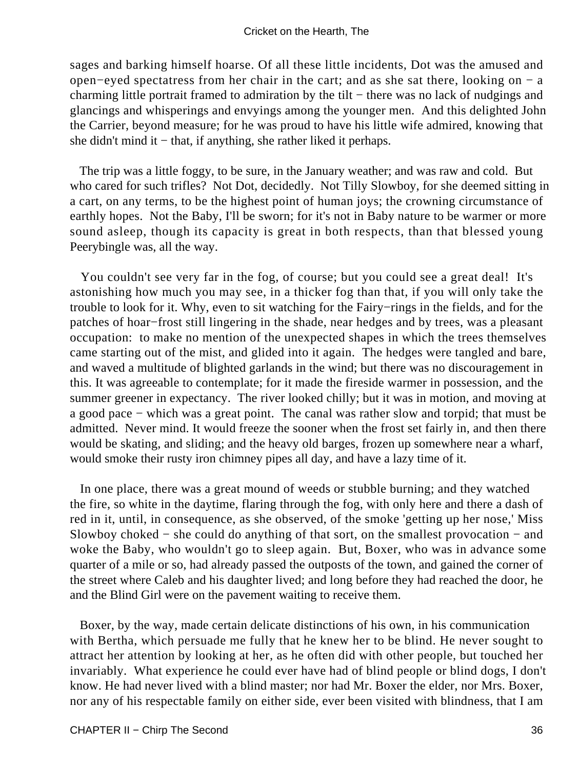sages and barking himself hoarse. Of all these little incidents, Dot was the amused and open−eyed spectatress from her chair in the cart; and as she sat there, looking on − a charming little portrait framed to admiration by the tilt − there was no lack of nudgings and glancings and whisperings and envyings among the younger men. And this delighted John the Carrier, beyond measure; for he was proud to have his little wife admired, knowing that she didn't mind it − that, if anything, she rather liked it perhaps.

The trip was a little foggy, to be sure, in the January weather; and was raw and cold. But who cared for such trifles? Not Dot, decidedly. Not Tilly Slowboy, for she deemed sitting in a cart, on any terms, to be the highest point of human joys; the crowning circumstance of earthly hopes. Not the Baby, I'll be sworn; for it's not in Baby nature to be warmer or more sound asleep, though its capacity is great in both respects, than that blessed young Peerybingle was, all the way.

You couldn't see very far in the fog, of course; but you could see a great deal! It's astonishing how much you may see, in a thicker fog than that, if you will only take the trouble to look for it. Why, even to sit watching for the Fairy−rings in the fields, and for the patches of hoar−frost still lingering in the shade, near hedges and by trees, was a pleasant occupation: to make no mention of the unexpected shapes in which the trees themselves came starting out of the mist, and glided into it again. The hedges were tangled and bare, and waved a multitude of blighted garlands in the wind; but there was no discouragement in this. It was agreeable to contemplate; for it made the fireside warmer in possession, and the summer greener in expectancy. The river looked chilly; but it was in motion, and moving at a good pace − which was a great point. The canal was rather slow and torpid; that must be admitted. Never mind. It would freeze the sooner when the frost set fairly in, and then there would be skating, and sliding; and the heavy old barges, frozen up somewhere near a wharf, would smoke their rusty iron chimney pipes all day, and have a lazy time of it.

In one place, there was a great mound of weeds or stubble burning; and they watched the fire, so white in the daytime, flaring through the fog, with only here and there a dash of red in it, until, in consequence, as she observed, of the smoke 'getting up her nose,' Miss Slowboy choked − she could do anything of that sort, on the smallest provocation − and woke the Baby, who wouldn't go to sleep again. But, Boxer, who was in advance some quarter of a mile or so, had already passed the outposts of the town, and gained the corner of the street where Caleb and his daughter lived; and long before they had reached the door, he and the Blind Girl were on the pavement waiting to receive them.

Boxer, by the way, made certain delicate distinctions of his own, in his communication with Bertha, which persuade me fully that he knew her to be blind. He never sought to attract her attention by looking at her, as he often did with other people, but touched her invariably. What experience he could ever have had of blind people or blind dogs, I don't know. He had never lived with a blind master; nor had Mr. Boxer the elder, nor Mrs. Boxer, nor any of his respectable family on either side, ever been visited with blindness, that I am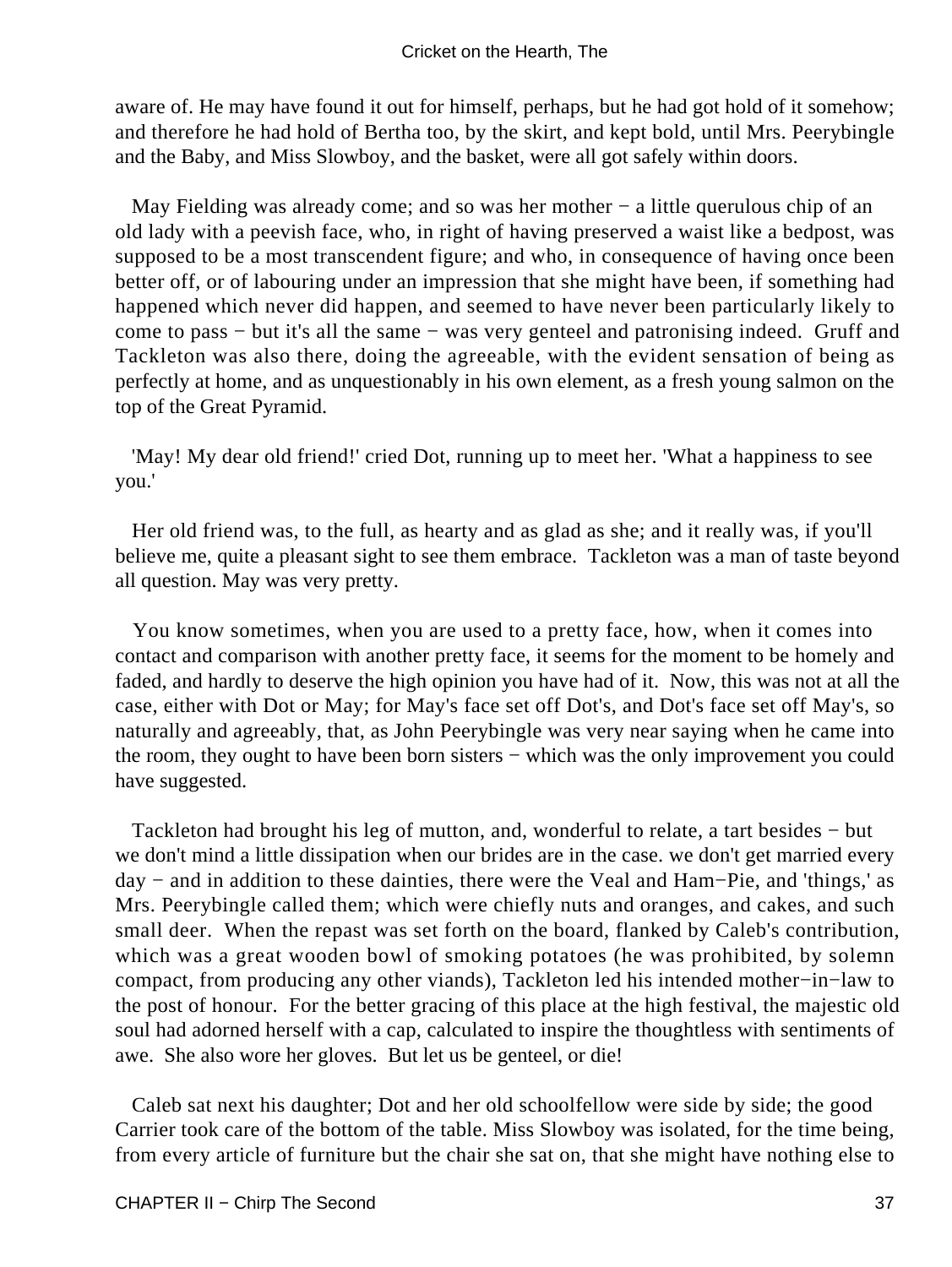aware of. He may have found it out for himself, perhaps, but he had got hold of it somehow; and therefore he had hold of Bertha too, by the skirt, and kept bold, until Mrs. Peerybingle and the Baby, and Miss Slowboy, and the basket, were all got safely within doors.

May Fielding was already come; and so was her mother − a little querulous chip of an old lady with a peevish face, who, in right of having preserved a waist like a bedpost, was supposed to be a most transcendent figure; and who, in consequence of having once been better off, or of labouring under an impression that she might have been, if something had happened which never did happen, and seemed to have never been particularly likely to come to pass − but it's all the same − was very genteel and patronising indeed. Gruff and Tackleton was also there, doing the agreeable, with the evident sensation of being as perfectly at home, and as unquestionably in his own element, as a fresh young salmon on the top of the Great Pyramid.

'May! My dear old friend!' cried Dot, running up to meet her. 'What a happiness to see you.'

Her old friend was, to the full, as hearty and as glad as she; and it really was, if you'll believe me, quite a pleasant sight to see them embrace. Tackleton was a man of taste beyond all question. May was very pretty.

You know sometimes, when you are used to a pretty face, how, when it comes into contact and comparison with another pretty face, it seems for the moment to be homely and faded, and hardly to deserve the high opinion you have had of it. Now, this was not at all the case, either with Dot or May; for May's face set off Dot's, and Dot's face set off May's, so naturally and agreeably, that, as John Peerybingle was very near saying when he came into the room, they ought to have been born sisters − which was the only improvement you could have suggested.

Tackleton had brought his leg of mutton, and, wonderful to relate, a tart besides − but we don't mind a little dissipation when our brides are in the case. we don't get married every day − and in addition to these dainties, there were the Veal and Ham−Pie, and 'things,' as Mrs. Peerybingle called them; which were chiefly nuts and oranges, and cakes, and such small deer. When the repast was set forth on the board, flanked by Caleb's contribution, which was a great wooden bowl of smoking potatoes (he was prohibited, by solemn compact, from producing any other viands), Tackleton led his intended mother−in−law to the post of honour. For the better gracing of this place at the high festival, the majestic old soul had adorned herself with a cap, calculated to inspire the thoughtless with sentiments of awe. She also wore her gloves. But let us be genteel, or die!

Caleb sat next his daughter; Dot and her old schoolfellow were side by side; the good Carrier took care of the bottom of the table. Miss Slowboy was isolated, for the time being, from every article of furniture but the chair she sat on, that she might have nothing else to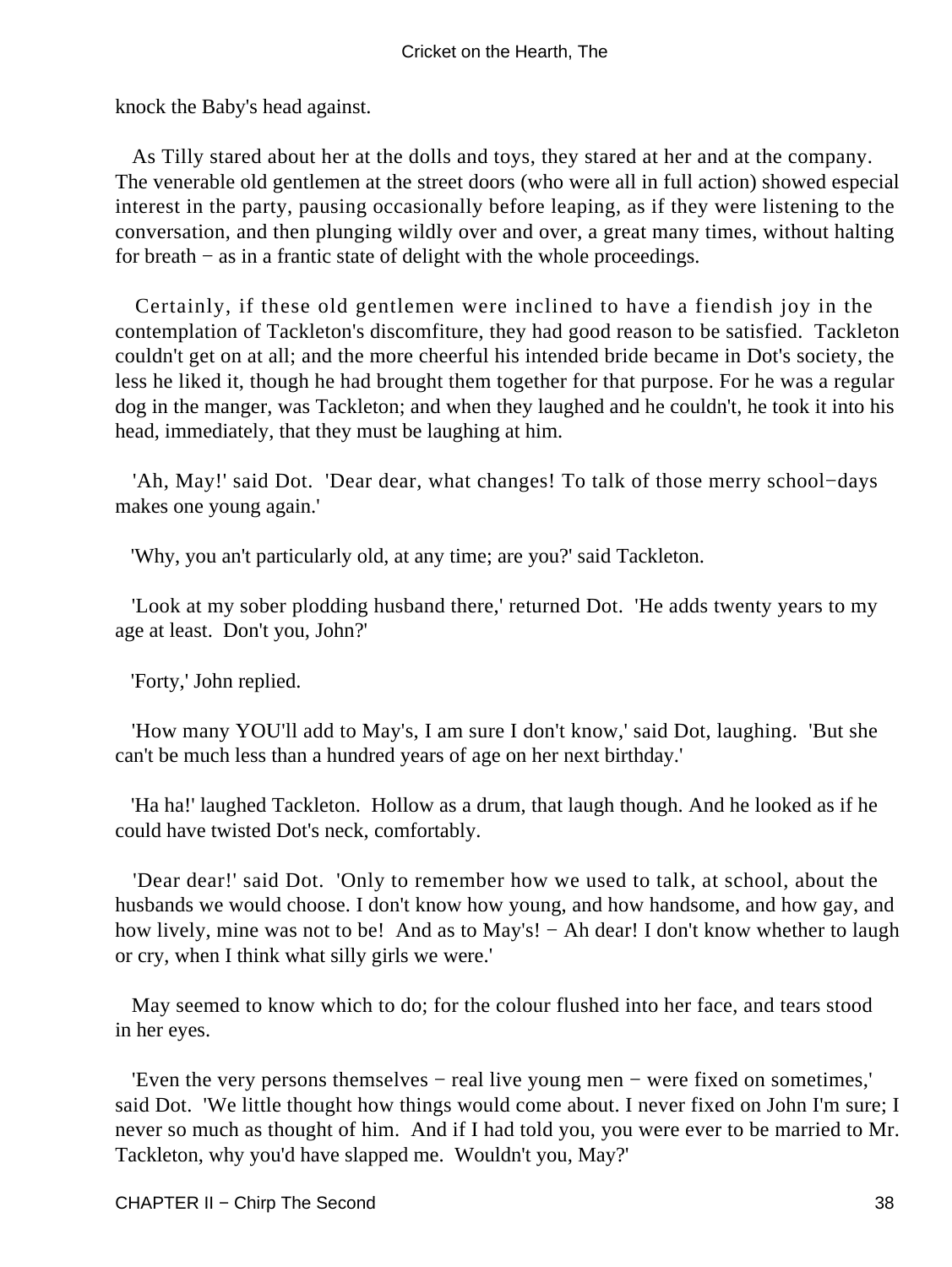knock the Baby's head against.

As Tilly stared about her at the dolls and toys, they stared at her and at the company. The venerable old gentlemen at the street doors (who were all in full action) showed especial interest in the party, pausing occasionally before leaping, as if they were listening to the conversation, and then plunging wildly over and over, a great many times, without halting for breath − as in a frantic state of delight with the whole proceedings.

Certainly, if these old gentlemen were inclined to have a fiendish joy in the contemplation of Tackleton's discomfiture, they had good reason to be satisfied. Tackleton couldn't get on at all; and the more cheerful his intended bride became in Dot's society, the less he liked it, though he had brought them together for that purpose. For he was a regular dog in the manger, was Tackleton; and when they laughed and he couldn't, he took it into his head, immediately, that they must be laughing at him.

'Ah, May!' said Dot. 'Dear dear, what changes! To talk of those merry school−days makes one young again.'

'Why, you an't particularly old, at any time; are you?' said Tackleton.

'Look at my sober plodding husband there,' returned Dot. 'He adds twenty years to my age at least. Don't you, John?'

'Forty,' John replied.

'How many YOU'll add to May's, I am sure I don't know,' said Dot, laughing. 'But she can't be much less than a hundred years of age on her next birthday.'

'Ha ha!' laughed Tackleton. Hollow as a drum, that laugh though. And he looked as if he could have twisted Dot's neck, comfortably.

'Dear dear!' said Dot. 'Only to remember how we used to talk, at school, about the husbands we would choose. I don't know how young, and how handsome, and how gay, and how lively, mine was not to be! And as to May's! − Ah dear! I don't know whether to laugh or cry, when I think what silly girls we were.'

May seemed to know which to do; for the colour flushed into her face, and tears stood in her eyes.

'Even the very persons themselves − real live young men − were fixed on sometimes,' said Dot. 'We little thought how things would come about. I never fixed on John I'm sure; I never so much as thought of him. And if I had told you, you were ever to be married to Mr. Tackleton, why you'd have slapped me. Wouldn't you, May?'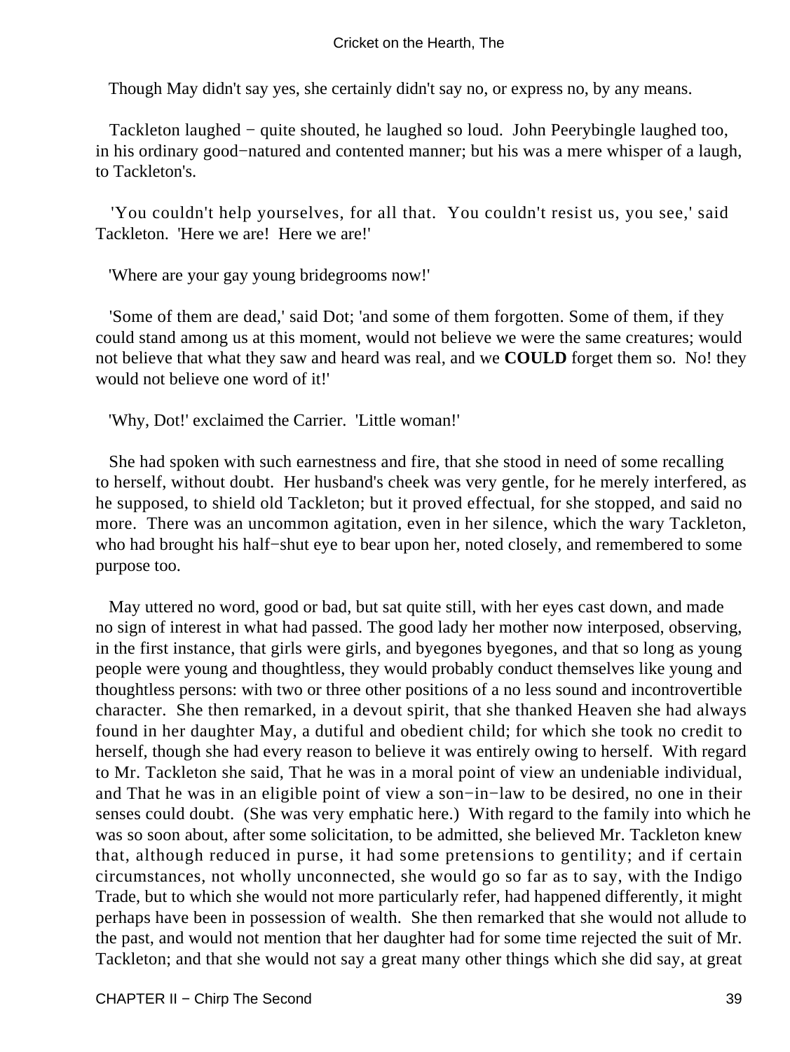Though May didn't say yes, she certainly didn't say no, or express no, by any means.

Tackleton laughed − quite shouted, he laughed so loud. John Peerybingle laughed too, in his ordinary good−natured and contented manner; but his was a mere whisper of a laugh, to Tackleton's.

'You couldn't help yourselves, for all that. You couldn't resist us, you see,' said Tackleton. 'Here we are! Here we are!'

'Where are your gay young bridegrooms now!'

'Some of them are dead,' said Dot; 'and some of them forgotten. Some of them, if they could stand among us at this moment, would not believe we were the same creatures; would not believe that what they saw and heard was real, and we **COULD** forget them so. No! they would not believe one word of it!'

'Why, Dot!' exclaimed the Carrier. 'Little woman!'

She had spoken with such earnestness and fire, that she stood in need of some recalling to herself, without doubt. Her husband's cheek was very gentle, for he merely interfered, as he supposed, to shield old Tackleton; but it proved effectual, for she stopped, and said no more. There was an uncommon agitation, even in her silence, which the wary Tackleton, who had brought his half−shut eye to bear upon her, noted closely, and remembered to some purpose too.

May uttered no word, good or bad, but sat quite still, with her eyes cast down, and made no sign of interest in what had passed. The good lady her mother now interposed, observing, in the first instance, that girls were girls, and byegones byegones, and that so long as young people were young and thoughtless, they would probably conduct themselves like young and thoughtless persons: with two or three other positions of a no less sound and incontrovertible character. She then remarked, in a devout spirit, that she thanked Heaven she had always found in her daughter May, a dutiful and obedient child; for which she took no credit to herself, though she had every reason to believe it was entirely owing to herself. With regard to Mr. Tackleton she said, That he was in a moral point of view an undeniable individual, and That he was in an eligible point of view a son−in−law to be desired, no one in their senses could doubt. (She was very emphatic here.) With regard to the family into which he was so soon about, after some solicitation, to be admitted, she believed Mr. Tackleton knew that, although reduced in purse, it had some pretensions to gentility; and if certain circumstances, not wholly unconnected, she would go so far as to say, with the Indigo Trade, but to which she would not more particularly refer, had happened differently, it might perhaps have been in possession of wealth. She then remarked that she would not allude to the past, and would not mention that her daughter had for some time rejected the suit of Mr. Tackleton; and that she would not say a great many other things which she did say, at great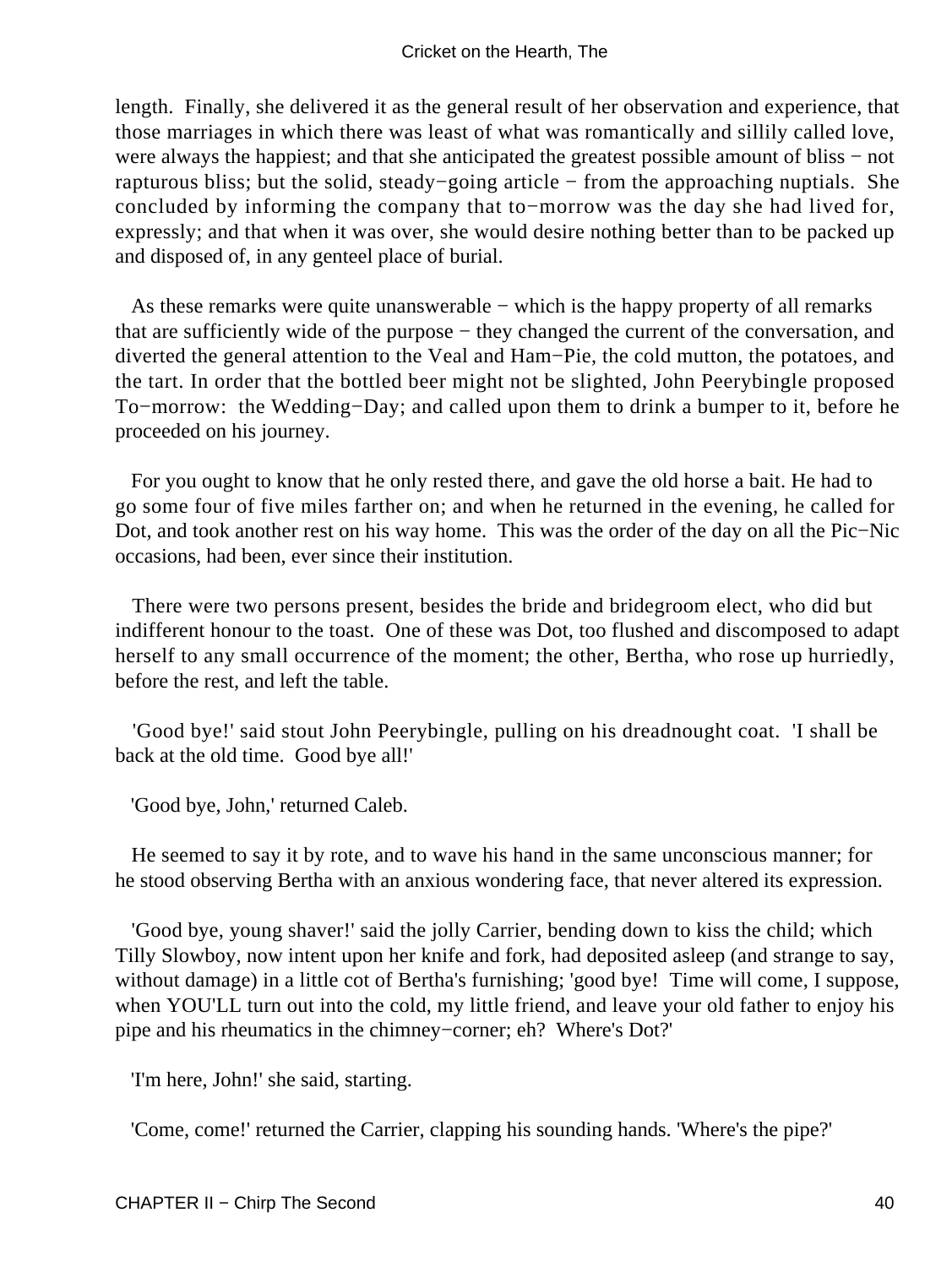length. Finally, she delivered it as the general result of her observation and experience, that those marriages in which there was least of what was romantically and sillily called love, were always the happiest; and that she anticipated the greatest possible amount of bliss − not rapturous bliss; but the solid, steady−going article − from the approaching nuptials. She concluded by informing the company that to−morrow was the day she had lived for, expressly; and that when it was over, she would desire nothing better than to be packed up and disposed of, in any genteel place of burial.

As these remarks were quite unanswerable − which is the happy property of all remarks that are sufficiently wide of the purpose − they changed the current of the conversation, and diverted the general attention to the Veal and Ham−Pie, the cold mutton, the potatoes, and the tart. In order that the bottled beer might not be slighted, John Peerybingle proposed To−morrow: the Wedding−Day; and called upon them to drink a bumper to it, before he proceeded on his journey.

For you ought to know that he only rested there, and gave the old horse a bait. He had to go some four of five miles farther on; and when he returned in the evening, he called for Dot, and took another rest on his way home. This was the order of the day on all the Pic−Nic occasions, had been, ever since their institution.

There were two persons present, besides the bride and bridegroom elect, who did but indifferent honour to the toast. One of these was Dot, too flushed and discomposed to adapt herself to any small occurrence of the moment; the other, Bertha, who rose up hurriedly, before the rest, and left the table.

'Good bye!' said stout John Peerybingle, pulling on his dreadnought coat. 'I shall be back at the old time. Good bye all!'

'Good bye, John,' returned Caleb.

He seemed to say it by rote, and to wave his hand in the same unconscious manner; for he stood observing Bertha with an anxious wondering face, that never altered its expression.

'Good bye, young shaver!' said the jolly Carrier, bending down to kiss the child; which Tilly Slowboy, now intent upon her knife and fork, had deposited asleep (and strange to say, without damage) in a little cot of Bertha's furnishing; 'good bye! Time will come, I suppose, when YOU'LL turn out into the cold, my little friend, and leave your old father to enjoy his pipe and his rheumatics in the chimney−corner; eh? Where's Dot?'

'I'm here, John!' she said, starting.

'Come, come!' returned the Carrier, clapping his sounding hands. 'Where's the pipe?'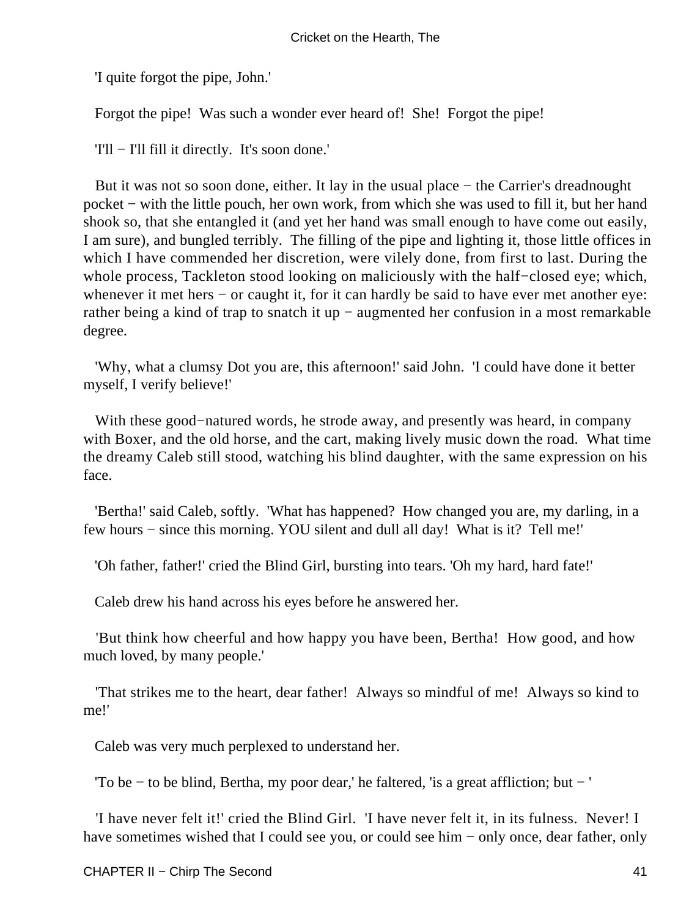'I quite forgot the pipe, John.'

Forgot the pipe! Was such a wonder ever heard of! She! Forgot the pipe!

'I'll − I'll fill it directly. It's soon done.'

But it was not so soon done, either. It lay in the usual place − the Carrier's dreadnought pocket − with the little pouch, her own work, from which she was used to fill it, but her hand shook so, that she entangled it (and yet her hand was small enough to have come out easily, I am sure), and bungled terribly. The filling of the pipe and lighting it, those little offices in which I have commended her discretion, were vilely done, from first to last. During the whole process, Tackleton stood looking on maliciously with the half−closed eye; which, whenever it met hers − or caught it, for it can hardly be said to have ever met another eye: rather being a kind of trap to snatch it up − augmented her confusion in a most remarkable degree.

'Why, what a clumsy Dot you are, this afternoon!' said John. 'I could have done it better myself, I verify believe!'

With these good−natured words, he strode away, and presently was heard, in company with Boxer, and the old horse, and the cart, making lively music down the road. What time the dreamy Caleb still stood, watching his blind daughter, with the same expression on his face.

'Bertha!' said Caleb, softly. 'What has happened? How changed you are, my darling, in a few hours − since this morning. YOU silent and dull all day! What is it? Tell me!'

'Oh father, father!' cried the Blind Girl, bursting into tears. 'Oh my hard, hard fate!'

Caleb drew his hand across his eyes before he answered her.

'But think how cheerful and how happy you have been, Bertha! How good, and how much loved, by many people.'

'That strikes me to the heart, dear father! Always so mindful of me! Always so kind to me!'

Caleb was very much perplexed to understand her.

'To be − to be blind, Bertha, my poor dear,' he faltered, 'is a great affliction; but − '

'I have never felt it!' cried the Blind Girl. 'I have never felt it, in its fulness. Never! I have sometimes wished that I could see you, or could see him − only once, dear father, only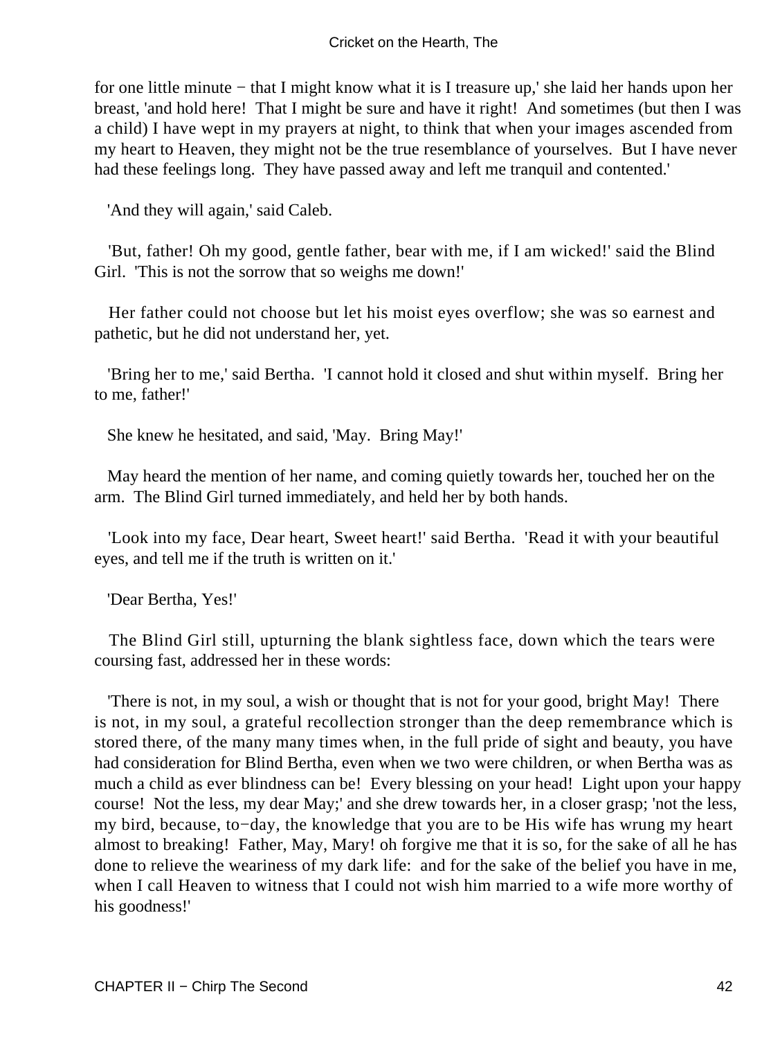for one little minute − that I might know what it is I treasure up,' she laid her hands upon her breast, 'and hold here! That I might be sure and have it right! And sometimes (but then I was a child) I have wept in my prayers at night, to think that when your images ascended from my heart to Heaven, they might not be the true resemblance of yourselves. But I have never had these feelings long. They have passed away and left me tranquil and contented.'

'And they will again,' said Caleb.

'But, father! Oh my good, gentle father, bear with me, if I am wicked!' said the Blind Girl. 'This is not the sorrow that so weighs me down!'

Her father could not choose but let his moist eyes overflow; she was so earnest and pathetic, but he did not understand her, yet.

'Bring her to me,' said Bertha. 'I cannot hold it closed and shut within myself. Bring her to me, father!'

She knew he hesitated, and said, 'May. Bring May!'

May heard the mention of her name, and coming quietly towards her, touched her on the arm. The Blind Girl turned immediately, and held her by both hands.

'Look into my face, Dear heart, Sweet heart!' said Bertha. 'Read it with your beautiful eyes, and tell me if the truth is written on it.'

'Dear Bertha, Yes!'

The Blind Girl still, upturning the blank sightless face, down which the tears were coursing fast, addressed her in these words:

'There is not, in my soul, a wish or thought that is not for your good, bright May! There is not, in my soul, a grateful recollection stronger than the deep remembrance which is stored there, of the many many times when, in the full pride of sight and beauty, you have had consideration for Blind Bertha, even when we two were children, or when Bertha was as much a child as ever blindness can be! Every blessing on your head! Light upon your happy course! Not the less, my dear May;' and she drew towards her, in a closer grasp; 'not the less, my bird, because, to−day, the knowledge that you are to be His wife has wrung my heart almost to breaking! Father, May, Mary! oh forgive me that it is so, for the sake of all he has done to relieve the weariness of my dark life: and for the sake of the belief you have in me, when I call Heaven to witness that I could not wish him married to a wife more worthy of his goodness!'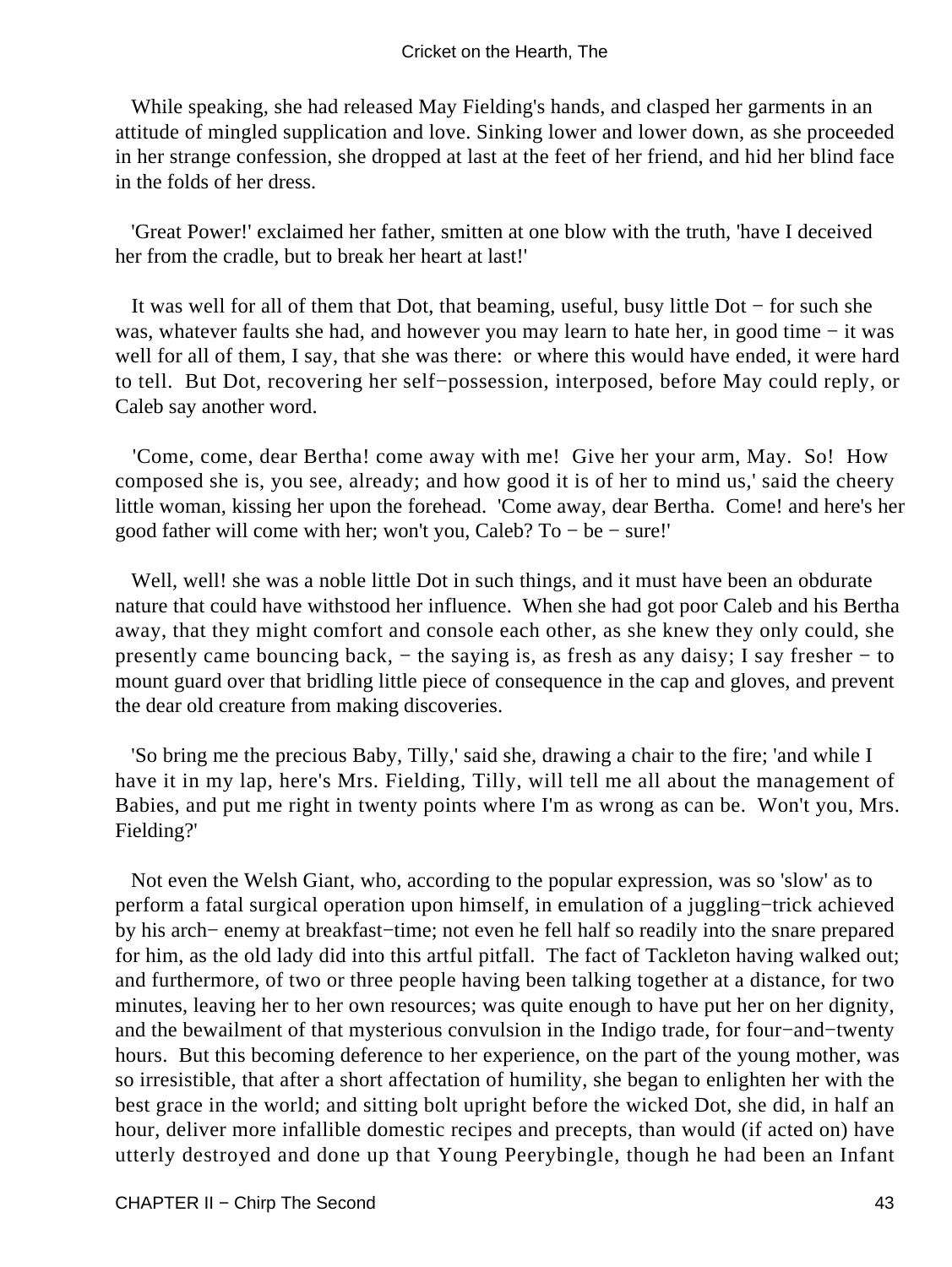While speaking, she had released May Fielding's hands, and clasped her garments in an attitude of mingled supplication and love. Sinking lower and lower down, as she proceeded in her strange confession, she dropped at last at the feet of her friend, and hid her blind face in the folds of her dress.

'Great Power!' exclaimed her father, smitten at one blow with the truth, 'have I deceived her from the cradle, but to break her heart at last!'

It was well for all of them that Dot, that beaming, useful, busy little Dot − for such she was, whatever faults she had, and however you may learn to hate her, in good time − it was well for all of them, I say, that she was there: or where this would have ended, it were hard to tell. But Dot, recovering her self−possession, interposed, before May could reply, or Caleb say another word.

'Come, come, dear Bertha! come away with me! Give her your arm, May. So! How composed she is, you see, already; and how good it is of her to mind us,' said the cheery little woman, kissing her upon the forehead. 'Come away, dear Bertha. Come! and here's her good father will come with her; won't you, Caleb? To − be − sure!'

Well, well! she was a noble little Dot in such things, and it must have been an obdurate nature that could have withstood her influence. When she had got poor Caleb and his Bertha away, that they might comfort and console each other, as she knew they only could, she presently came bouncing back, − the saying is, as fresh as any daisy; I say fresher − to mount guard over that bridling little piece of consequence in the cap and gloves, and prevent the dear old creature from making discoveries.

'So bring me the precious Baby, Tilly,' said she, drawing a chair to the fire; 'and while I have it in my lap, here's Mrs. Fielding, Tilly, will tell me all about the management of Babies, and put me right in twenty points where I'm as wrong as can be. Won't you, Mrs. Fielding?'

Not even the Welsh Giant, who, according to the popular expression, was so 'slow' as to perform a fatal surgical operation upon himself, in emulation of a juggling−trick achieved by his arch− enemy at breakfast−time; not even he fell half so readily into the snare prepared for him, as the old lady did into this artful pitfall. The fact of Tackleton having walked out; and furthermore, of two or three people having been talking together at a distance, for two minutes, leaving her to her own resources; was quite enough to have put her on her dignity, and the bewailment of that mysterious convulsion in the Indigo trade, for four−and−twenty hours. But this becoming deference to her experience, on the part of the young mother, was so irresistible, that after a short affectation of humility, she began to enlighten her with the best grace in the world; and sitting bolt upright before the wicked Dot, she did, in half an hour, deliver more infallible domestic recipes and precepts, than would (if acted on) have utterly destroyed and done up that Young Peerybingle, though he had been an Infant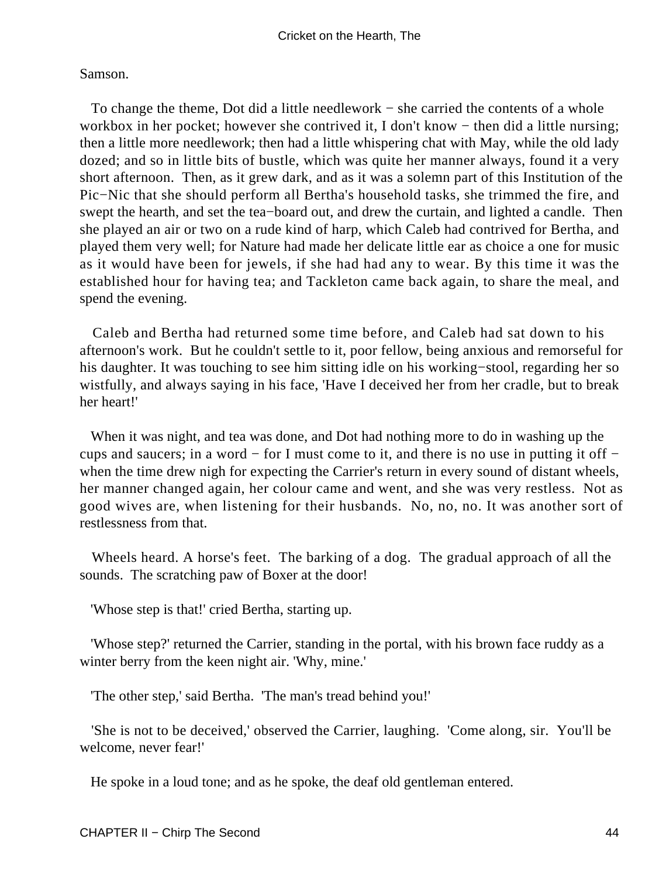Samson.

To change the theme, Dot did a little needlework − she carried the contents of a whole workbox in her pocket; however she contrived it, I don't know − then did a little nursing; then a little more needlework; then had a little whispering chat with May, while the old lady dozed; and so in little bits of bustle, which was quite her manner always, found it a very short afternoon. Then, as it grew dark, and as it was a solemn part of this Institution of the Pic−Nic that she should perform all Bertha's household tasks, she trimmed the fire, and swept the hearth, and set the tea−board out, and drew the curtain, and lighted a candle. Then she played an air or two on a rude kind of harp, which Caleb had contrived for Bertha, and played them very well; for Nature had made her delicate little ear as choice a one for music as it would have been for jewels, if she had had any to wear. By this time it was the established hour for having tea; and Tackleton came back again, to share the meal, and spend the evening.

Caleb and Bertha had returned some time before, and Caleb had sat down to his afternoon's work. But he couldn't settle to it, poor fellow, being anxious and remorseful for his daughter. It was touching to see him sitting idle on his working−stool, regarding her so wistfully, and always saying in his face, 'Have I deceived her from her cradle, but to break her heart!'

When it was night, and tea was done, and Dot had nothing more to do in washing up the cups and saucers; in a word − for I must come to it, and there is no use in putting it off − when the time drew nigh for expecting the Carrier's return in every sound of distant wheels, her manner changed again, her colour came and went, and she was very restless. Not as good wives are, when listening for their husbands. No, no, no. It was another sort of restlessness from that.

Wheels heard. A horse's feet. The barking of a dog. The gradual approach of all the sounds. The scratching paw of Boxer at the door!

'Whose step is that!' cried Bertha, starting up.

'Whose step?' returned the Carrier, standing in the portal, with his brown face ruddy as a winter berry from the keen night air. 'Why, mine.'

'The other step,' said Bertha. 'The man's tread behind you!'

'She is not to be deceived,' observed the Carrier, laughing. 'Come along, sir. You'll be welcome, never fear!'

He spoke in a loud tone; and as he spoke, the deaf old gentleman entered.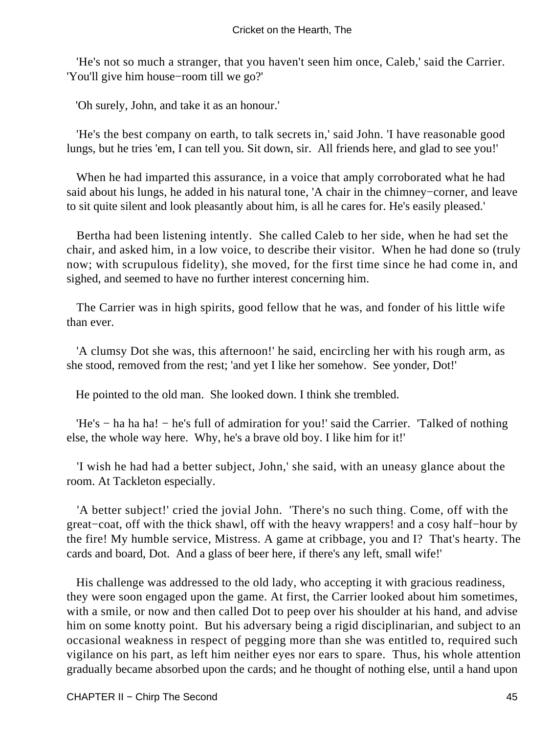'He's not so much a stranger, that you haven't seen him once, Caleb,' said the Carrier. 'You'll give him house−room till we go?'

'Oh surely, John, and take it as an honour.'

'He's the best company on earth, to talk secrets in,' said John. 'I have reasonable good lungs, but he tries 'em, I can tell you. Sit down, sir. All friends here, and glad to see you!'

When he had imparted this assurance, in a voice that amply corroborated what he had said about his lungs, he added in his natural tone, 'A chair in the chimney−corner, and leave to sit quite silent and look pleasantly about him, is all he cares for. He's easily pleased.'

Bertha had been listening intently. She called Caleb to her side, when he had set the chair, and asked him, in a low voice, to describe their visitor. When he had done so (truly now; with scrupulous fidelity), she moved, for the first time since he had come in, and sighed, and seemed to have no further interest concerning him.

The Carrier was in high spirits, good fellow that he was, and fonder of his little wife than ever.

'A clumsy Dot she was, this afternoon!' he said, encircling her with his rough arm, as she stood, removed from the rest; 'and yet I like her somehow. See yonder, Dot!'

He pointed to the old man. She looked down. I think she trembled.

'He's − ha ha ha! − he's full of admiration for you!' said the Carrier. 'Talked of nothing else, the whole way here. Why, he's a brave old boy. I like him for it!'

'I wish he had had a better subject, John,' she said, with an uneasy glance about the room. At Tackleton especially.

'A better subject!' cried the jovial John. 'There's no such thing. Come, off with the great−coat, off with the thick shawl, off with the heavy wrappers! and a cosy half−hour by the fire! My humble service, Mistress. A game at cribbage, you and I? That's hearty. The cards and board, Dot. And a glass of beer here, if there's any left, small wife!'

His challenge was addressed to the old lady, who accepting it with gracious readiness, they were soon engaged upon the game. At first, the Carrier looked about him sometimes, with a smile, or now and then called Dot to peep over his shoulder at his hand, and advise him on some knotty point. But his adversary being a rigid disciplinarian, and subject to an occasional weakness in respect of pegging more than she was entitled to, required such vigilance on his part, as left him neither eyes nor ears to spare. Thus, his whole attention gradually became absorbed upon the cards; and he thought of nothing else, until a hand upon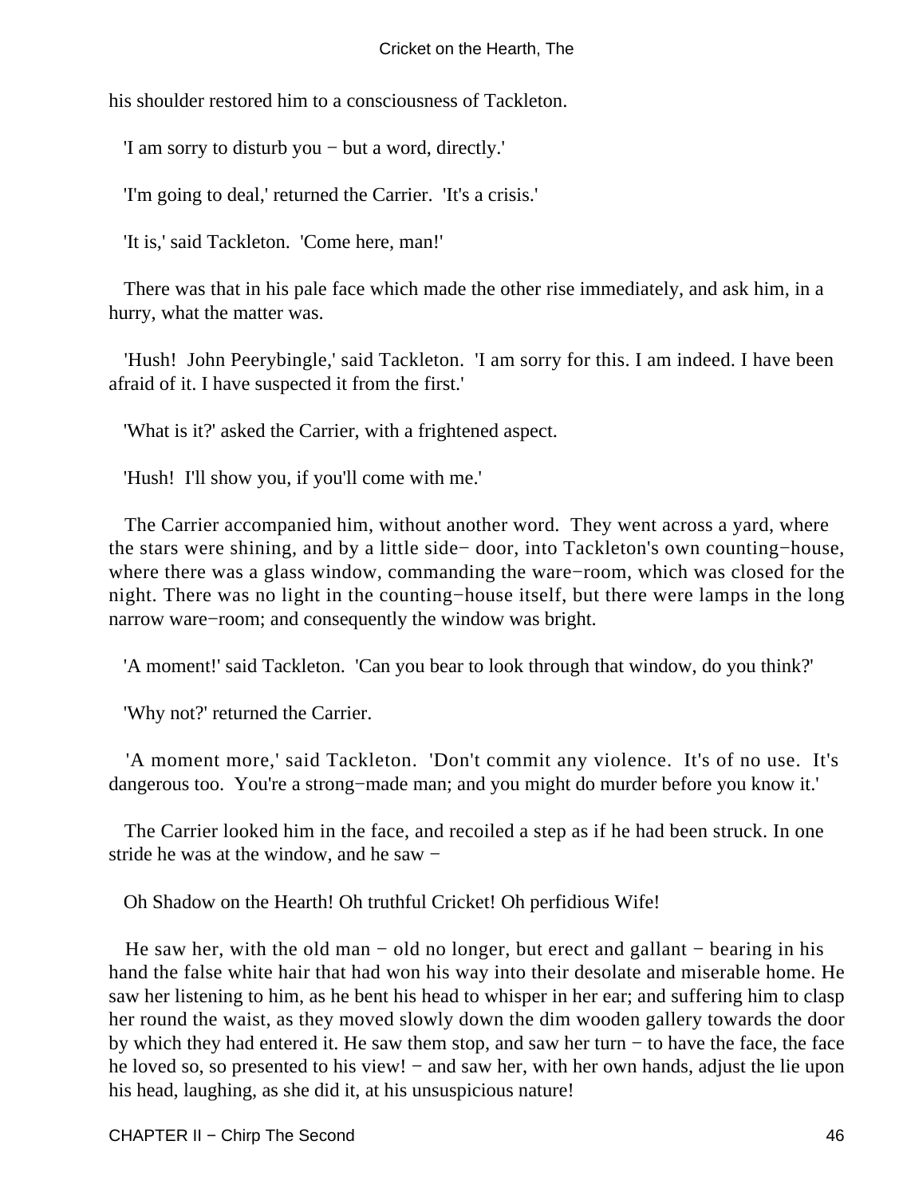his shoulder restored him to a consciousness of Tackleton.

'I am sorry to disturb you − but a word, directly.'

'I'm going to deal,' returned the Carrier. 'It's a crisis.'

'It is,' said Tackleton. 'Come here, man!'

There was that in his pale face which made the other rise immediately, and ask him, in a hurry, what the matter was.

'Hush! John Peerybingle,' said Tackleton. 'I am sorry for this. I am indeed. I have been afraid of it. I have suspected it from the first.'

'What is it?' asked the Carrier, with a frightened aspect.

'Hush! I'll show you, if you'll come with me.'

The Carrier accompanied him, without another word. They went across a yard, where the stars were shining, and by a little side− door, into Tackleton's own counting−house, where there was a glass window, commanding the ware−room, which was closed for the night. There was no light in the counting−house itself, but there were lamps in the long narrow ware−room; and consequently the window was bright.

'A moment!' said Tackleton. 'Can you bear to look through that window, do you think?'

'Why not?' returned the Carrier.

'A moment more,' said Tackleton. 'Don't commit any violence. It's of no use. It's dangerous too. You're a strong−made man; and you might do murder before you know it.'

The Carrier looked him in the face, and recoiled a step as if he had been struck. In one stride he was at the window, and he saw −

Oh Shadow on the Hearth! Oh truthful Cricket! Oh perfidious Wife!

He saw her, with the old man − old no longer, but erect and gallant − bearing in his hand the false white hair that had won his way into their desolate and miserable home. He saw her listening to him, as he bent his head to whisper in her ear; and suffering him to clasp her round the waist, as they moved slowly down the dim wooden gallery towards the door by which they had entered it. He saw them stop, and saw her turn − to have the face, the face he loved so, so presented to his view! − and saw her, with her own hands, adjust the lie upon his head, laughing, as she did it, at his unsuspicious nature!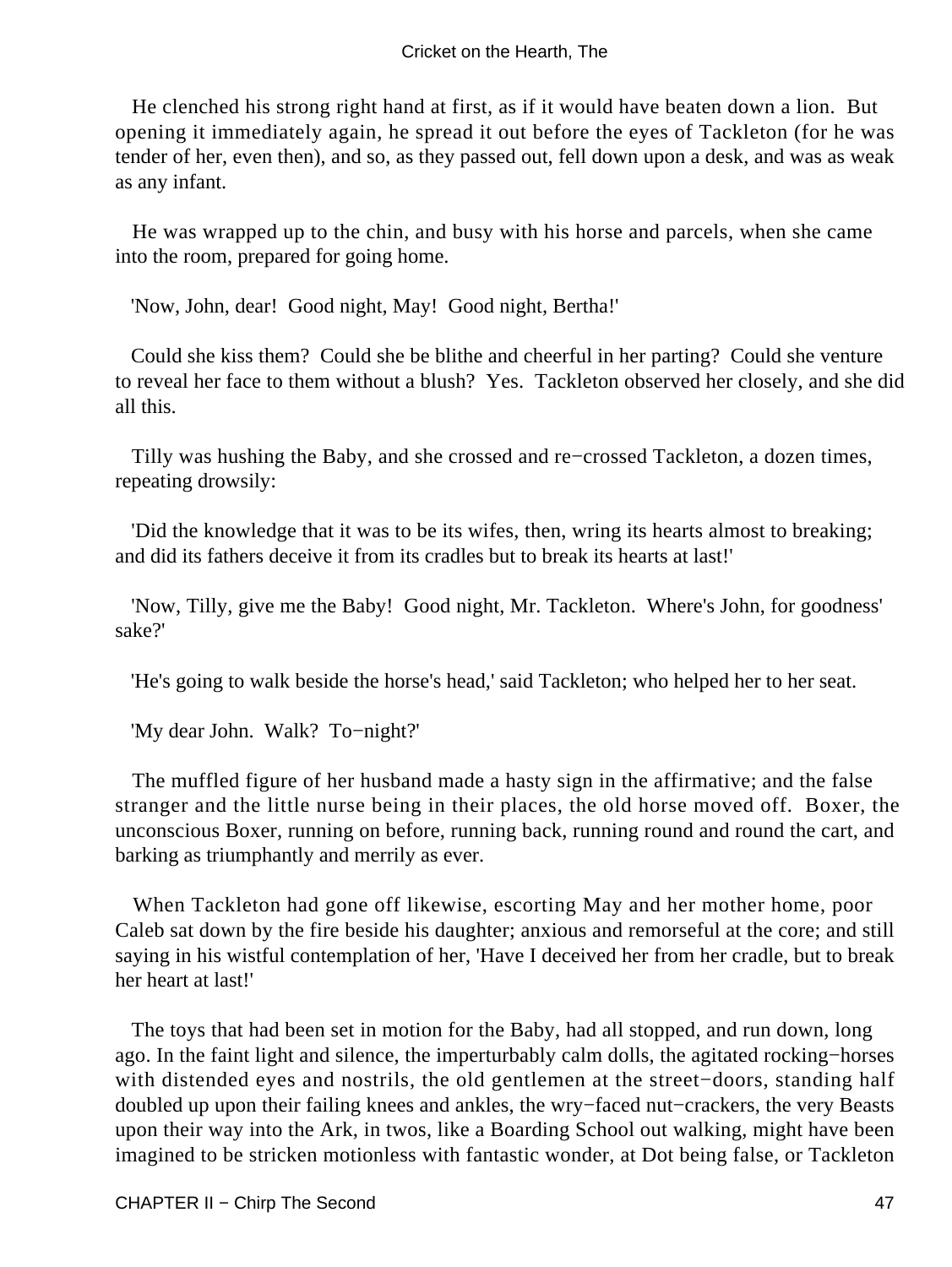He clenched his strong right hand at first, as if it would have beaten down a lion. But opening it immediately again, he spread it out before the eyes of Tackleton (for he was tender of her, even then), and so, as they passed out, fell down upon a desk, and was as weak as any infant.

He was wrapped up to the chin, and busy with his horse and parcels, when she came into the room, prepared for going home.

'Now, John, dear! Good night, May! Good night, Bertha!'

Could she kiss them? Could she be blithe and cheerful in her parting? Could she venture to reveal her face to them without a blush? Yes. Tackleton observed her closely, and she did all this.

Tilly was hushing the Baby, and she crossed and re−crossed Tackleton, a dozen times, repeating drowsily:

'Did the knowledge that it was to be its wifes, then, wring its hearts almost to breaking; and did its fathers deceive it from its cradles but to break its hearts at last!'

'Now, Tilly, give me the Baby! Good night, Mr. Tackleton. Where's John, for goodness' sake?'

'He's going to walk beside the horse's head,' said Tackleton; who helped her to her seat.

'My dear John. Walk? To−night?'

The muffled figure of her husband made a hasty sign in the affirmative; and the false stranger and the little nurse being in their places, the old horse moved off. Boxer, the unconscious Boxer, running on before, running back, running round and round the cart, and barking as triumphantly and merrily as ever.

When Tackleton had gone off likewise, escorting May and her mother home, poor Caleb sat down by the fire beside his daughter; anxious and remorseful at the core; and still saying in his wistful contemplation of her, 'Have I deceived her from her cradle, but to break her heart at last!'

The toys that had been set in motion for the Baby, had all stopped, and run down, long ago. In the faint light and silence, the imperturbably calm dolls, the agitated rocking−horses with distended eyes and nostrils, the old gentlemen at the street−doors, standing half doubled up upon their failing knees and ankles, the wry−faced nut−crackers, the very Beasts upon their way into the Ark, in twos, like a Boarding School out walking, might have been imagined to be stricken motionless with fantastic wonder, at Dot being false, or Tackleton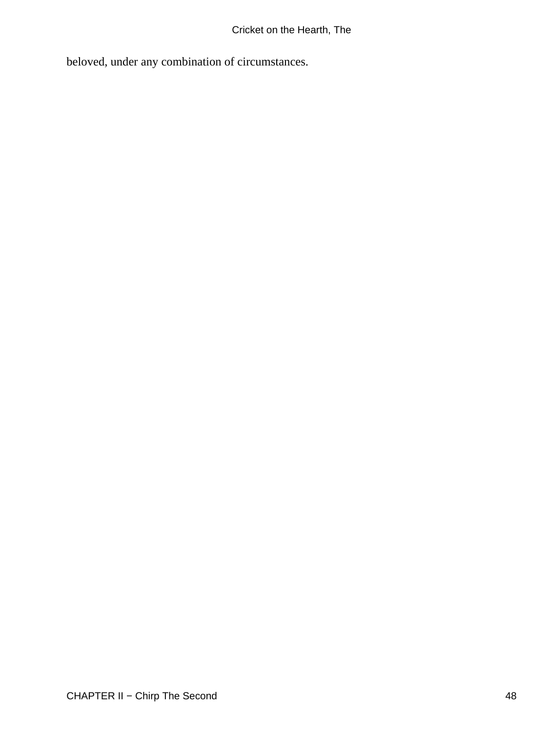beloved, under any combination of circumstances.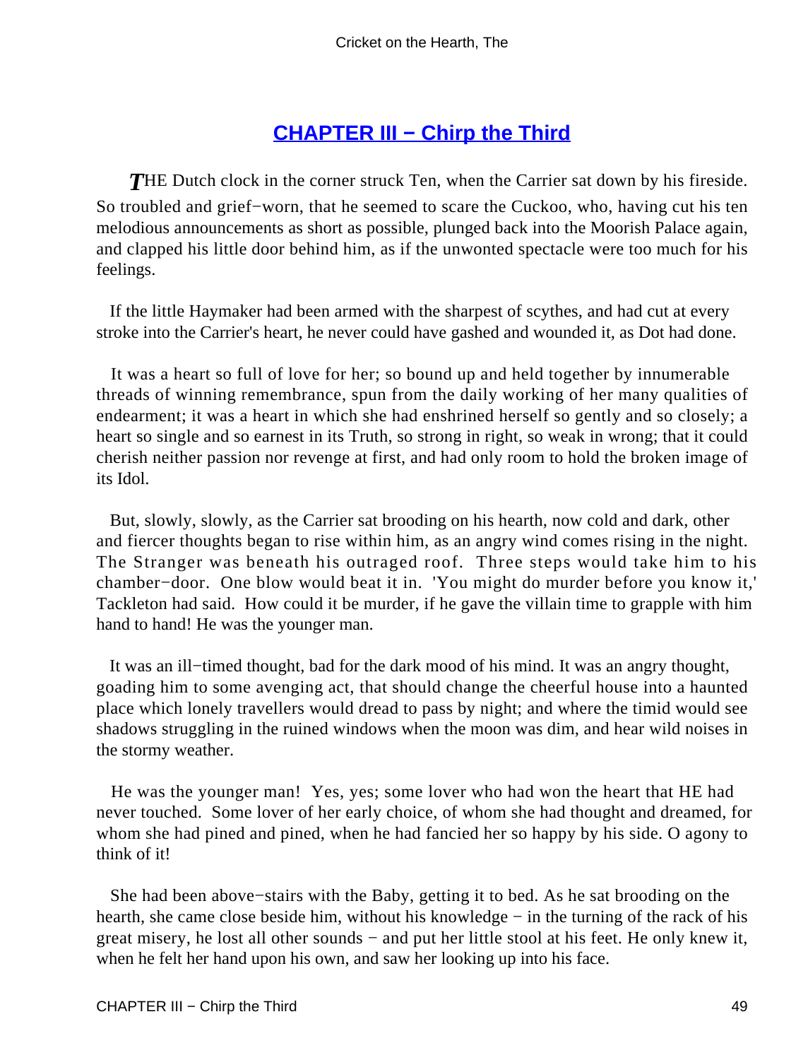## CHAPTER III − Chirp the Third

*T*HE Dutch clock in the corner struck Ten, when the Carrier sat down by his fireside. So troubled and grief−worn, that he seemed to scare the Cuckoo, who, having cut his ten melodious announcements as short as possible, plunged back into the Moorish Palace again, and clapped his little door behind him, as if the unwonted spectacle were too much for his feelings.

If the little Haymaker had been armed with the sharpest of scythes, and had cut at every stroke into the Carrier's heart, he never could have gashed and wounded it, as Dot had done.

It was a heart so full of love for her; so bound up and held together by innumerable threads of winning remembrance, spun from the daily working of her many qualities of endearment; it was a heart in which she had enshrined herself so gently and so closely; a heart so single and so earnest in its Truth, so strong in right, so weak in wrong; that it could cherish neither passion nor revenge at first, and had only room to hold the broken image of its Idol.

But, slowly, slowly, as the Carrier sat brooding on his hearth, now cold and dark, other and fiercer thoughts began to rise within him, as an angry wind comes rising in the night. The Stranger was beneath his outraged roof. Three steps would take him to his chamber−door. One blow would beat it in. 'You might do murder before you know it,' Tackleton had said. How could it be murder, if he gave the villain time to grapple with him hand to hand! He was the younger man.

It was an ill−timed thought, bad for the dark mood of his mind. It was an angry thought, goading him to some avenging act, that should change the cheerful house into a haunted place which lonely travellers would dread to pass by night; and where the timid would see shadows struggling in the ruined windows when the moon was dim, and hear wild noises in the stormy weather.

He was the younger man! Yes, yes; some lover who had won the heart that HE had never touched. Some lover of her early choice, of whom she had thought and dreamed, for whom she had pined and pined, when he had fancied her so happy by his side. O agony to think of it!

She had been above−stairs with the Baby, getting it to bed. As he sat brooding on the hearth, she came close beside him, without his knowledge − in the turning of the rack of his great misery, he lost all other sounds − and put her little stool at his feet. He only knew it, when he felt her hand upon his own, and saw her looking up into his face.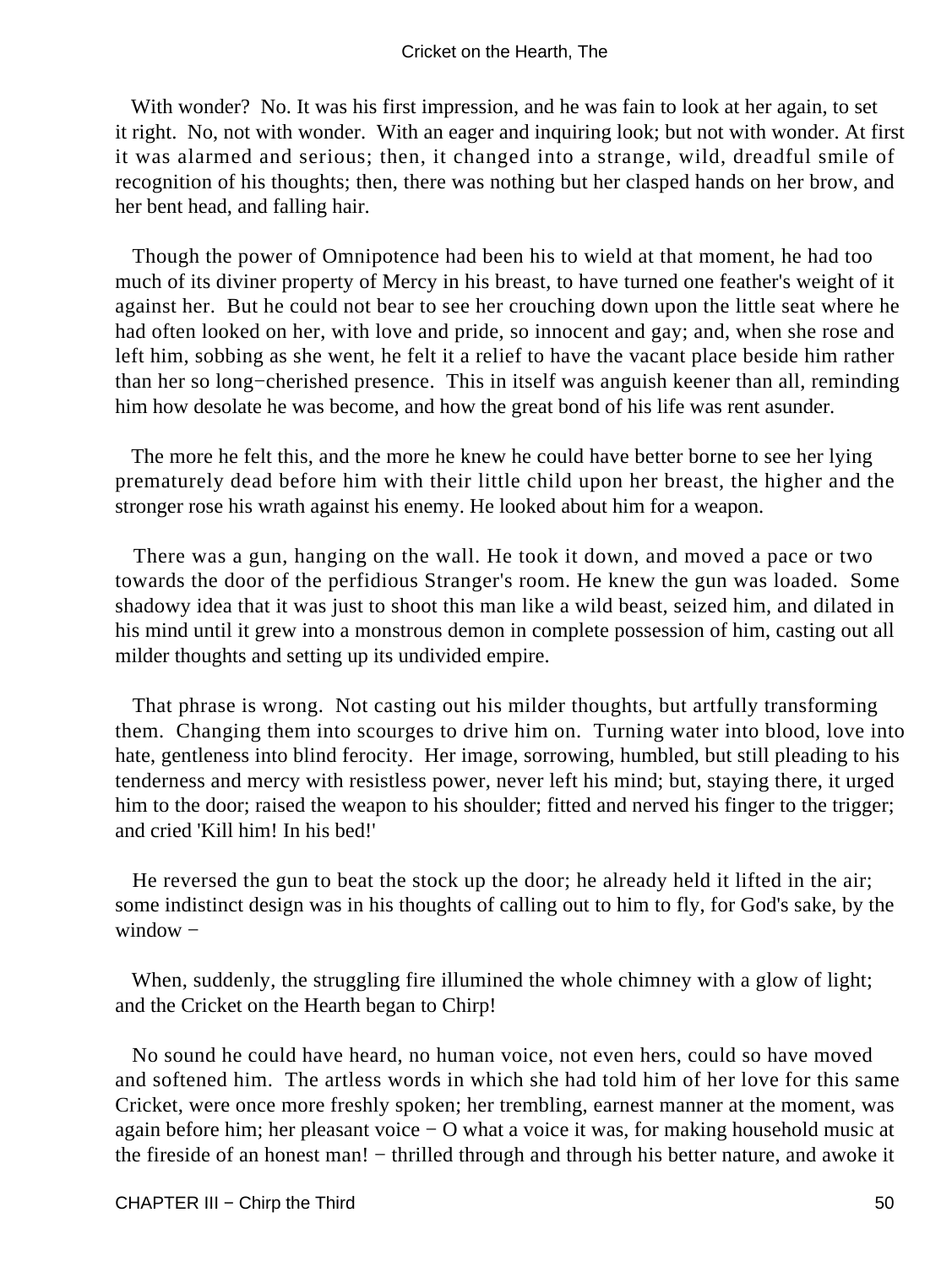With wonder? No. It was his first impression, and he was fain to look at her again, to set it right. No, not with wonder. With an eager and inquiring look; but not with wonder. At first it was alarmed and serious; then, it changed into a strange, wild, dreadful smile of recognition of his thoughts; then, there was nothing but her clasped hands on her brow, and her bent head, and falling hair.

Though the power of Omnipotence had been his to wield at that moment, he had too much of its diviner property of Mercy in his breast, to have turned one feather's weight of it against her. But he could not bear to see her crouching down upon the little seat where he had often looked on her, with love and pride, so innocent and gay; and, when she rose and left him, sobbing as she went, he felt it a relief to have the vacant place beside him rather than her so long−cherished presence. This in itself was anguish keener than all, reminding him how desolate he was become, and how the great bond of his life was rent asunder.

The more he felt this, and the more he knew he could have better borne to see her lying prematurely dead before him with their little child upon her breast, the higher and the stronger rose his wrath against his enemy. He looked about him for a weapon.

There was a gun, hanging on the wall. He took it down, and moved a pace or two towards the door of the perfidious Stranger's room. He knew the gun was loaded. Some shadowy idea that it was just to shoot this man like a wild beast, seized him, and dilated in his mind until it grew into a monstrous demon in complete possession of him, casting out all milder thoughts and setting up its undivided empire.

That phrase is wrong. Not casting out his milder thoughts, but artfully transforming them. Changing them into scourges to drive him on. Turning water into blood, love into hate, gentleness into blind ferocity. Her image, sorrowing, humbled, but still pleading to his tenderness and mercy with resistless power, never left his mind; but, staying there, it urged him to the door; raised the weapon to his shoulder; fitted and nerved his finger to the trigger; and cried 'Kill him! In his bed!'

He reversed the gun to beat the stock up the door; he already held it lifted in the air; some indistinct design was in his thoughts of calling out to him to fly, for God's sake, by the window −

When, suddenly, the struggling fire illumined the whole chimney with a glow of light; and the Cricket on the Hearth began to Chirp!

No sound he could have heard, no human voice, not even hers, could so have moved and softened him. The artless words in which she had told him of her love for this same Cricket, were once more freshly spoken; her trembling, earnest manner at the moment, was again before him; her pleasant voice − O what a voice it was, for making household music at the fireside of an honest man! − thrilled through and through his better nature, and awoke it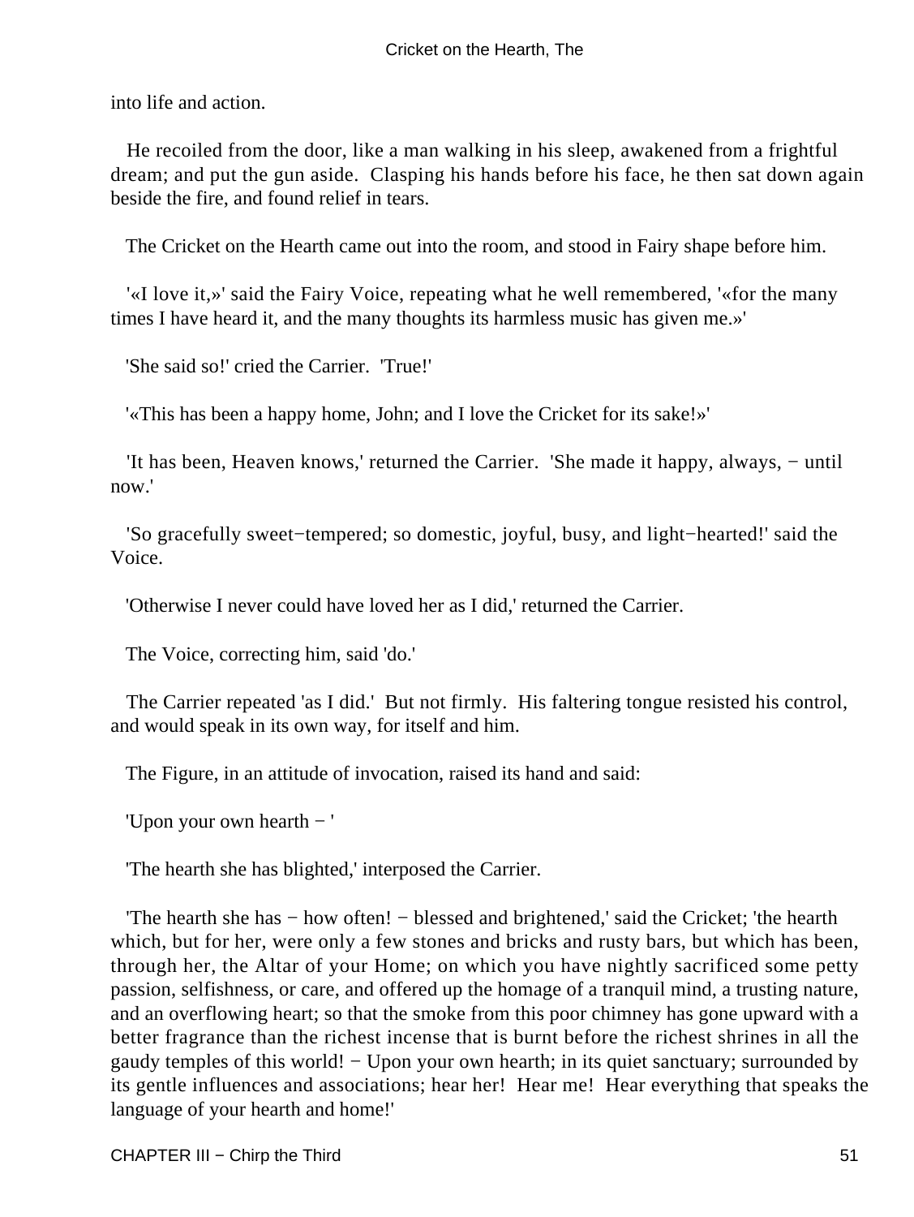into life and action.

He recoiled from the door, like a man walking in his sleep, awakened from a frightful dream; and put the gun aside. Clasping his hands before his face, he then sat down again beside the fire, and found relief in tears.

The Cricket on the Hearth came out into the room, and stood in Fairy shape before him.

'«I love it,»' said the Fairy Voice, repeating what he well remembered, '«for the many times I have heard it, and the many thoughts its harmless music has given me.»'

'She said so!' cried the Carrier. 'True!'

'«This has been a happy home, John; and I love the Cricket for its sake!»'

'It has been, Heaven knows,' returned the Carrier. 'She made it happy, always, − until now.'

'So gracefully sweet−tempered; so domestic, joyful, busy, and light−hearted!' said the Voice.

'Otherwise I never could have loved her as I did,' returned the Carrier.

The Voice, correcting him, said 'do.'

The Carrier repeated 'as I did.' But not firmly. His faltering tongue resisted his control, and would speak in its own way, for itself and him.

The Figure, in an attitude of invocation, raised its hand and said:

'Upon your own hearth − '

'The hearth she has blighted,' interposed the Carrier.

'The hearth she has − how often! − blessed and brightened,' said the Cricket; 'the hearth which, but for her, were only a few stones and bricks and rusty bars, but which has been, through her, the Altar of your Home; on which you have nightly sacrificed some petty passion, selfishness, or care, and offered up the homage of a tranquil mind, a trusting nature, and an overflowing heart; so that the smoke from this poor chimney has gone upward with a better fragrance than the richest incense that is burnt before the richest shrines in all the gaudy temples of this world! − Upon your own hearth; in its quiet sanctuary; surrounded by its gentle influences and associations; hear her! Hear me! Hear everything that speaks the language of your hearth and home!'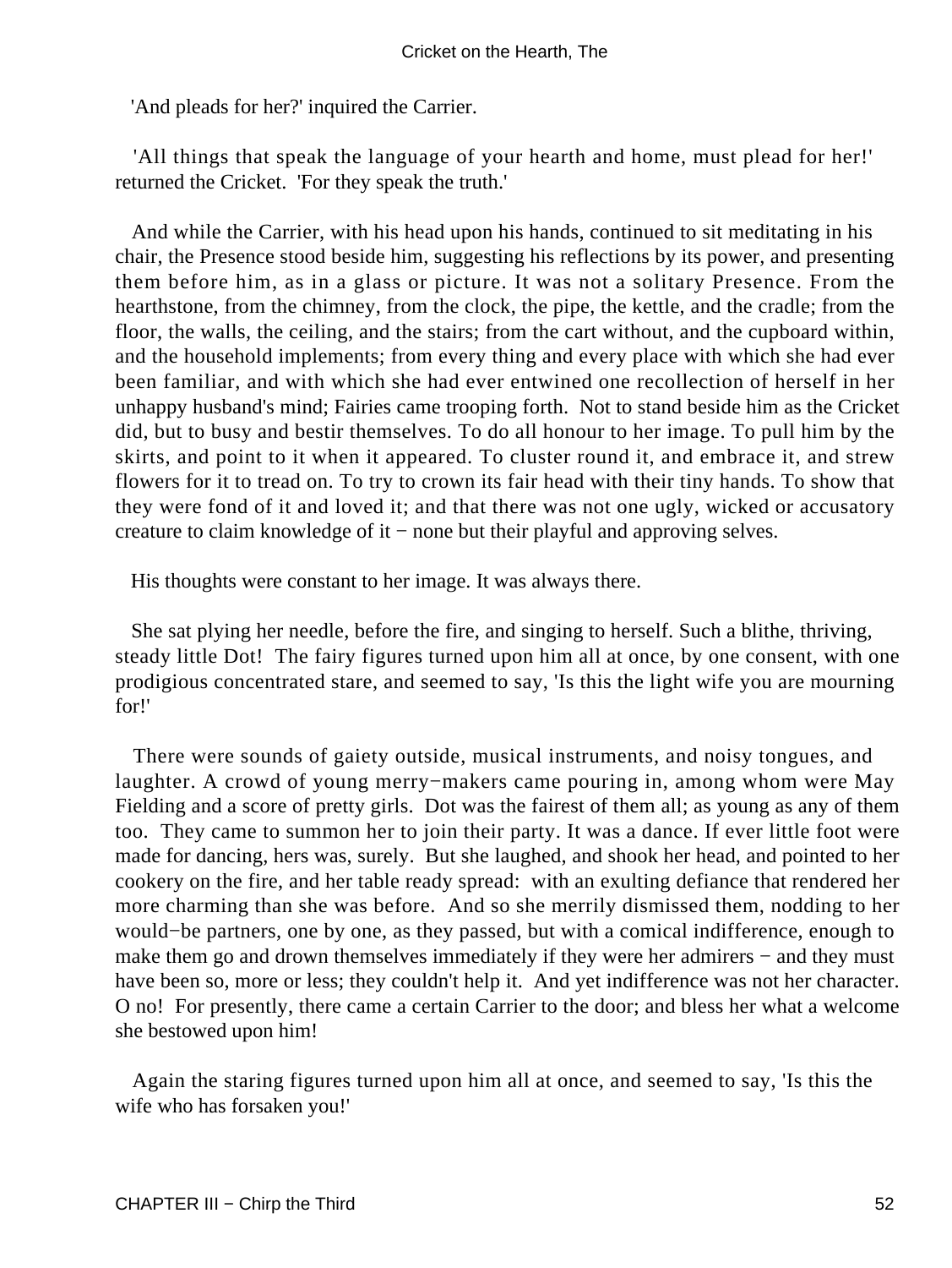'And pleads for her?' inquired the Carrier.

'All things that speak the language of your hearth and home, must plead for her!' returned the Cricket. 'For they speak the truth.'

And while the Carrier, with his head upon his hands, continued to sit meditating in his chair, the Presence stood beside him, suggesting his reflections by its power, and presenting them before him, as in a glass or picture. It was not a solitary Presence. From the hearthstone, from the chimney, from the clock, the pipe, the kettle, and the cradle; from the floor, the walls, the ceiling, and the stairs; from the cart without, and the cupboard within, and the household implements; from every thing and every place with which she had ever been familiar, and with which she had ever entwined one recollection of herself in her unhappy husband's mind; Fairies came trooping forth. Not to stand beside him as the Cricket did, but to busy and bestir themselves. To do all honour to her image. To pull him by the skirts, and point to it when it appeared. To cluster round it, and embrace it, and strew flowers for it to tread on. To try to crown its fair head with their tiny hands. To show that they were fond of it and loved it; and that there was not one ugly, wicked or accusatory creature to claim knowledge of it − none but their playful and approving selves.

His thoughts were constant to her image. It was always there.

She sat plying her needle, before the fire, and singing to herself. Such a blithe, thriving, steady little Dot! The fairy figures turned upon him all at once, by one consent, with one prodigious concentrated stare, and seemed to say, 'Is this the light wife you are mourning for!'

There were sounds of gaiety outside, musical instruments, and noisy tongues, and laughter. A crowd of young merry−makers came pouring in, among whom were May Fielding and a score of pretty girls. Dot was the fairest of them all; as young as any of them too. They came to summon her to join their party. It was a dance. If ever little foot were made for dancing, hers was, surely. But she laughed, and shook her head, and pointed to her cookery on the fire, and her table ready spread: with an exulting defiance that rendered her more charming than she was before. And so she merrily dismissed them, nodding to her would−be partners, one by one, as they passed, but with a comical indifference, enough to make them go and drown themselves immediately if they were her admirers − and they must have been so, more or less; they couldn't help it. And yet indifference was not her character. O no! For presently, there came a certain Carrier to the door; and bless her what a welcome she bestowed upon him!

Again the staring figures turned upon him all at once, and seemed to say, 'Is this the wife who has forsaken you!'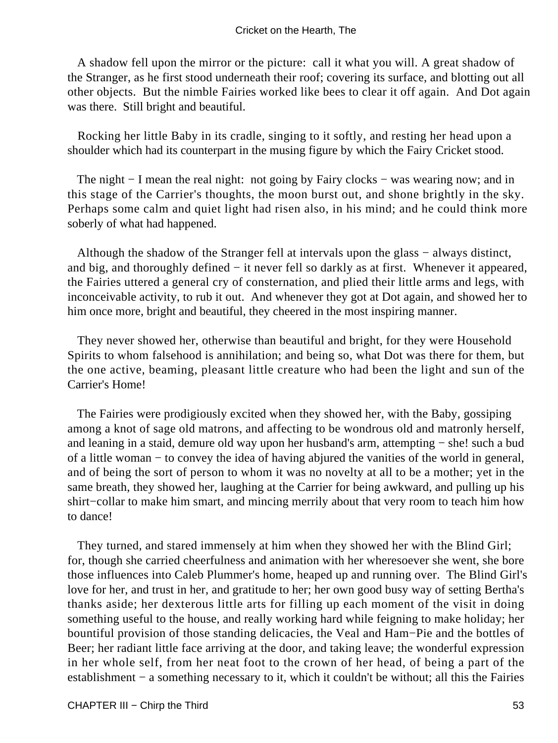A shadow fell upon the mirror or the picture: call it what you will. A great shadow of the Stranger, as he first stood underneath their roof; covering its surface, and blotting out all other objects. But the nimble Fairies worked like bees to clear it off again. And Dot again was there. Still bright and beautiful.

Rocking her little Baby in its cradle, singing to it softly, and resting her head upon a shoulder which had its counterpart in the musing figure by which the Fairy Cricket stood.

The night − I mean the real night: not going by Fairy clocks − was wearing now; and in this stage of the Carrier's thoughts, the moon burst out, and shone brightly in the sky. Perhaps some calm and quiet light had risen also, in his mind; and he could think more soberly of what had happened.

Although the shadow of the Stranger fell at intervals upon the glass − always distinct, and big, and thoroughly defined − it never fell so darkly as at first. Whenever it appeared, the Fairies uttered a general cry of consternation, and plied their little arms and legs, with inconceivable activity, to rub it out. And whenever they got at Dot again, and showed her to him once more, bright and beautiful, they cheered in the most inspiring manner.

They never showed her, otherwise than beautiful and bright, for they were Household Spirits to whom falsehood is annihilation; and being so, what Dot was there for them, but the one active, beaming, pleasant little creature who had been the light and sun of the Carrier's Home!

The Fairies were prodigiously excited when they showed her, with the Baby, gossiping among a knot of sage old matrons, and affecting to be wondrous old and matronly herself, and leaning in a staid, demure old way upon her husband's arm, attempting − she! such a bud of a little woman − to convey the idea of having abjured the vanities of the world in general, and of being the sort of person to whom it was no novelty at all to be a mother; yet in the same breath, they showed her, laughing at the Carrier for being awkward, and pulling up his shirt−collar to make him smart, and mincing merrily about that very room to teach him how to dance!

They turned, and stared immensely at him when they showed her with the Blind Girl; for, though she carried cheerfulness and animation with her wheresoever she went, she bore those influences into Caleb Plummer's home, heaped up and running over. The Blind Girl's love for her, and trust in her, and gratitude to her; her own good busy way of setting Bertha's thanks aside; her dexterous little arts for filling up each moment of the visit in doing something useful to the house, and really working hard while feigning to make holiday; her bountiful provision of those standing delicacies, the Veal and Ham−Pie and the bottles of Beer; her radiant little face arriving at the door, and taking leave; the wonderful expression in her whole self, from her neat foot to the crown of her head, of being a part of the establishment − a something necessary to it, which it couldn't be without; all this the Fairies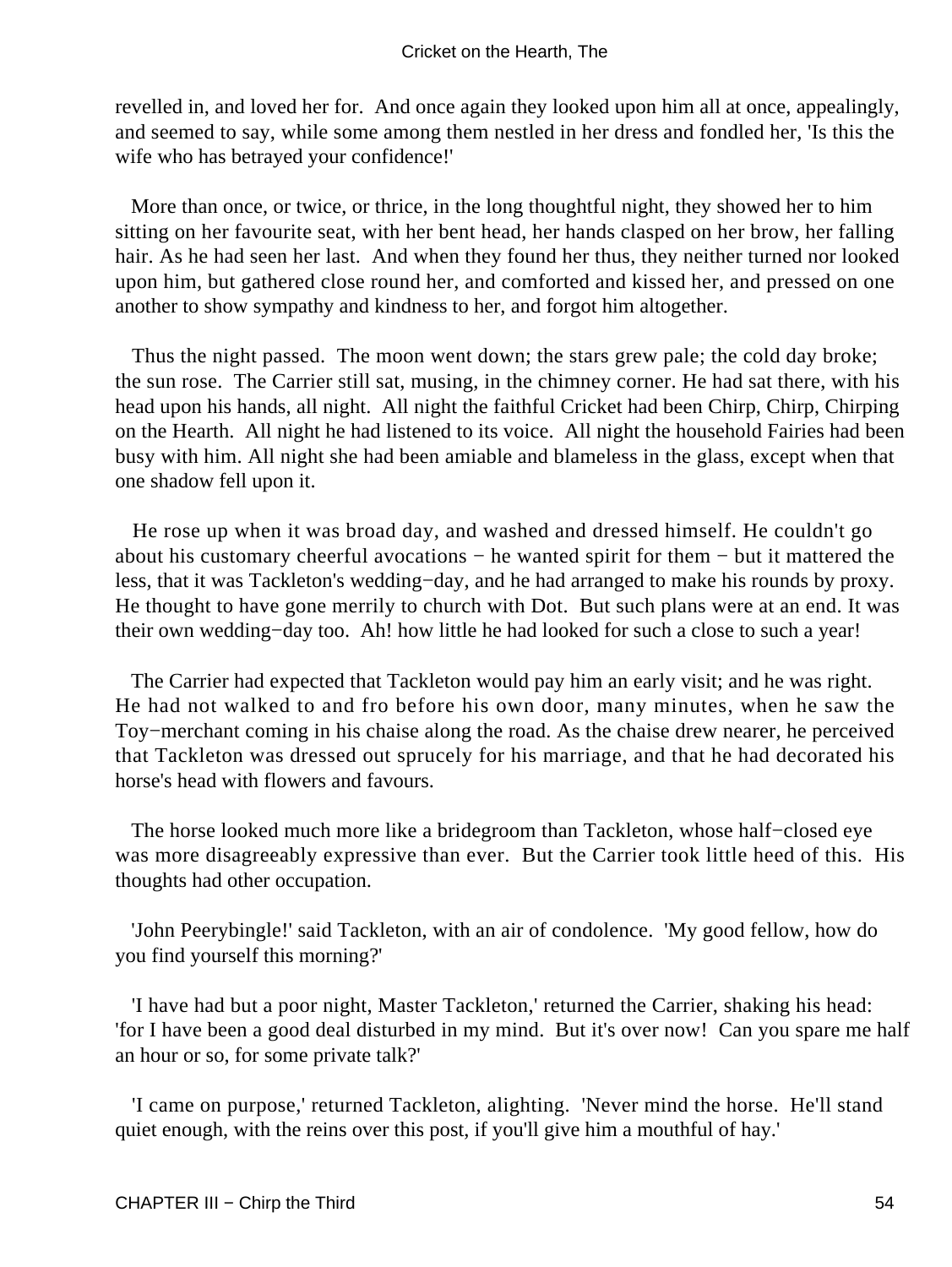revelled in, and loved her for. And once again they looked upon him all at once, appealingly, and seemed to say, while some among them nestled in her dress and fondled her, 'Is this the wife who has betrayed your confidence!'

More than once, or twice, or thrice, in the long thoughtful night, they showed her to him sitting on her favourite seat, with her bent head, her hands clasped on her brow, her falling hair. As he had seen her last. And when they found her thus, they neither turned nor looked upon him, but gathered close round her, and comforted and kissed her, and pressed on one another to show sympathy and kindness to her, and forgot him altogether.

Thus the night passed. The moon went down; the stars grew pale; the cold day broke; the sun rose. The Carrier still sat, musing, in the chimney corner. He had sat there, with his head upon his hands, all night. All night the faithful Cricket had been Chirp, Chirp, Chirping on the Hearth. All night he had listened to its voice. All night the household Fairies had been busy with him. All night she had been amiable and blameless in the glass, except when that one shadow fell upon it.

He rose up when it was broad day, and washed and dressed himself. He couldn't go about his customary cheerful avocations − he wanted spirit for them − but it mattered the less, that it was Tackleton's wedding−day, and he had arranged to make his rounds by proxy. He thought to have gone merrily to church with Dot. But such plans were at an end. It was their own wedding−day too. Ah! how little he had looked for such a close to such a year!

The Carrier had expected that Tackleton would pay him an early visit; and he was right. He had not walked to and fro before his own door, many minutes, when he saw the Toy−merchant coming in his chaise along the road. As the chaise drew nearer, he perceived that Tackleton was dressed out sprucely for his marriage, and that he had decorated his horse's head with flowers and favours.

The horse looked much more like a bridegroom than Tackleton, whose half−closed eye was more disagreeably expressive than ever. But the Carrier took little heed of this. His thoughts had other occupation.

'John Peerybingle!' said Tackleton, with an air of condolence. 'My good fellow, how do you find yourself this morning?'

'I have had but a poor night, Master Tackleton,' returned the Carrier, shaking his head: 'for I have been a good deal disturbed in my mind. But it's over now! Can you spare me half an hour or so, for some private talk?'

'I came on purpose,' returned Tackleton, alighting. 'Never mind the horse. He'll stand quiet enough, with the reins over this post, if you'll give him a mouthful of hay.'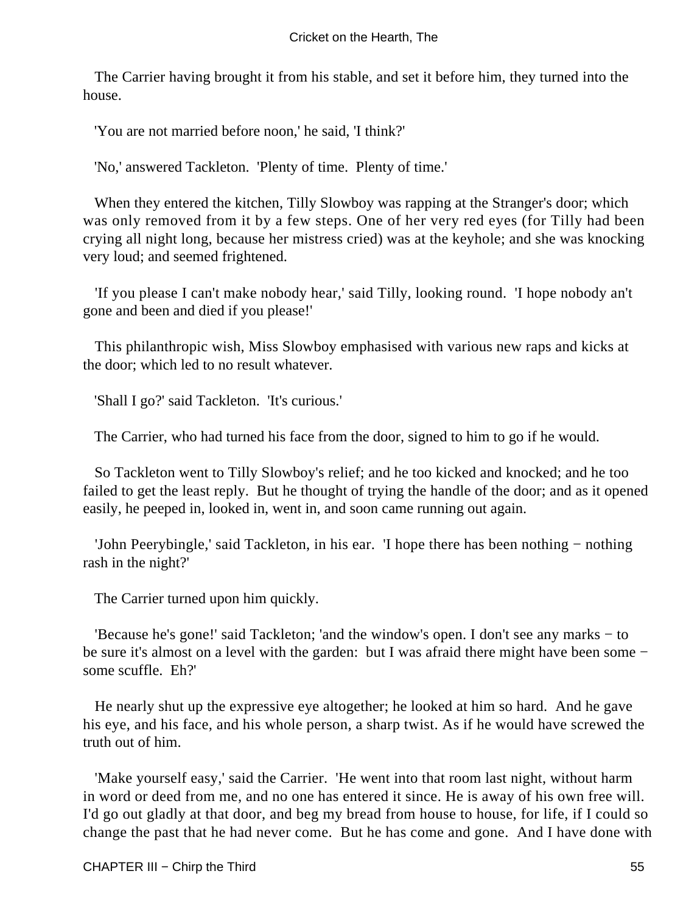The Carrier having brought it from his stable, and set it before him, they turned into the house.

'You are not married before noon,' he said, 'I think?'

'No,' answered Tackleton. 'Plenty of time. Plenty of time.'

When they entered the kitchen, Tilly Slowboy was rapping at the Stranger's door; which was only removed from it by a few steps. One of her very red eyes (for Tilly had been crying all night long, because her mistress cried) was at the keyhole; and she was knocking very loud; and seemed frightened.

'If you please I can't make nobody hear,' said Tilly, looking round. 'I hope nobody an't gone and been and died if you please!'

This philanthropic wish, Miss Slowboy emphasised with various new raps and kicks at the door; which led to no result whatever.

'Shall I go?' said Tackleton. 'It's curious.'

The Carrier, who had turned his face from the door, signed to him to go if he would.

So Tackleton went to Tilly Slowboy's relief; and he too kicked and knocked; and he too failed to get the least reply. But he thought of trying the handle of the door; and as it opened easily, he peeped in, looked in, went in, and soon came running out again.

'John Peerybingle,' said Tackleton, in his ear. 'I hope there has been nothing − nothing rash in the night?'

The Carrier turned upon him quickly.

'Because he's gone!' said Tackleton; 'and the window's open. I don't see any marks − to be sure it's almost on a level with the garden: but I was afraid there might have been some − some scuffle. Eh?'

He nearly shut up the expressive eye altogether; he looked at him so hard. And he gave his eye, and his face, and his whole person, a sharp twist. As if he would have screwed the truth out of him.

'Make yourself easy,' said the Carrier. 'He went into that room last night, without harm in word or deed from me, and no one has entered it since. He is away of his own free will. I'd go out gladly at that door, and beg my bread from house to house, for life, if I could so change the past that he had never come. But he has come and gone. And I have done with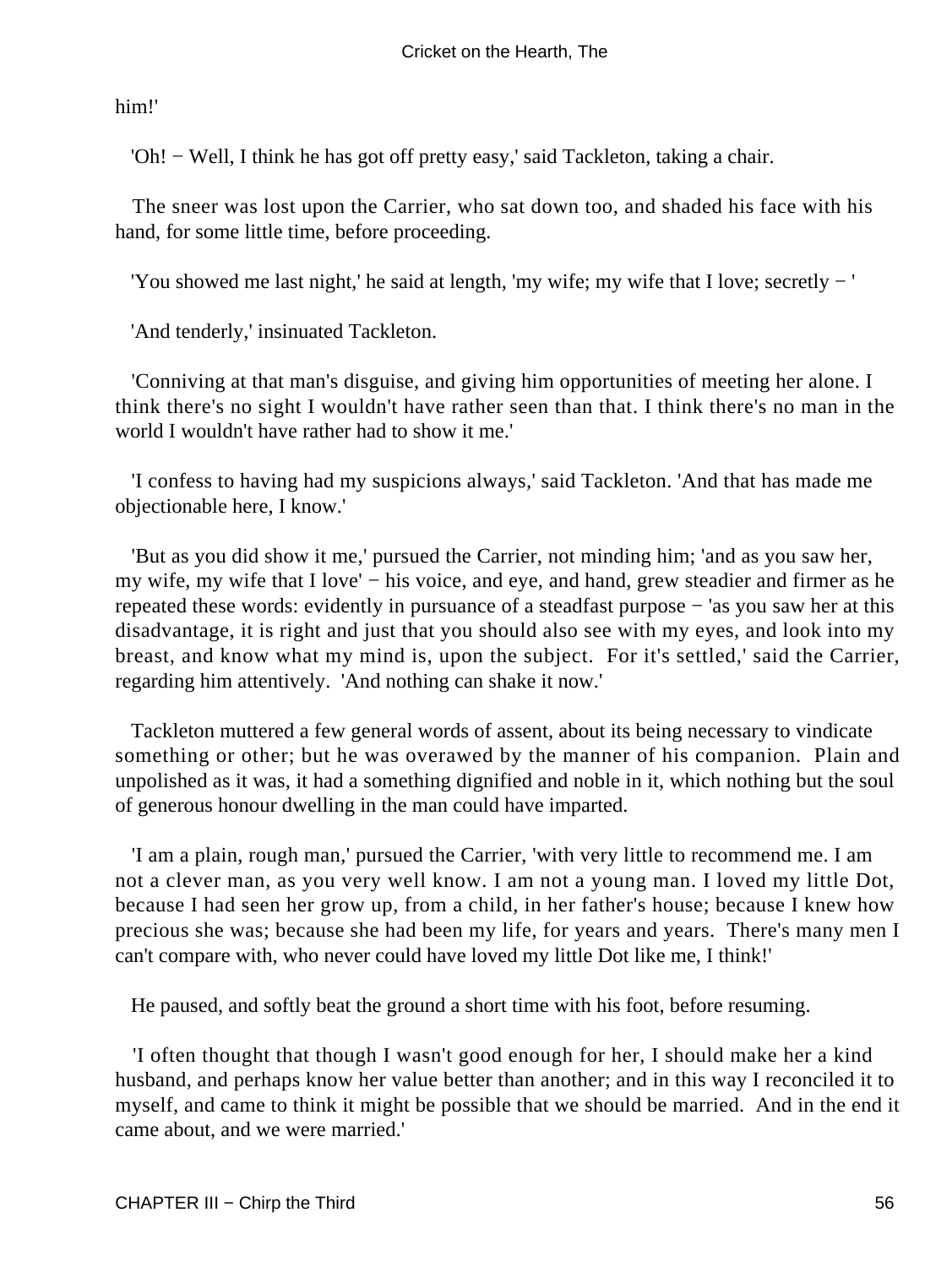him!'

'Oh! − Well, I think he has got off pretty easy,' said Tackleton, taking a chair.

The sneer was lost upon the Carrier, who sat down too, and shaded his face with his hand, for some little time, before proceeding.

'You showed me last night,' he said at length, 'my wife; my wife that I love; secretly − '

'And tenderly,' insinuated Tackleton.

'Conniving at that man's disguise, and giving him opportunities of meeting her alone. I think there's no sight I wouldn't have rather seen than that. I think there's no man in the world I wouldn't have rather had to show it me.'

'I confess to having had my suspicions always,' said Tackleton. 'And that has made me objectionable here, I know.'

'But as you did show it me,' pursued the Carrier, not minding him; 'and as you saw her, my wife, my wife that I love' − his voice, and eye, and hand, grew steadier and firmer as he repeated these words: evidently in pursuance of a steadfast purpose − 'as you saw her at this disadvantage, it is right and just that you should also see with my eyes, and look into my breast, and know what my mind is, upon the subject. For it's settled,' said the Carrier, regarding him attentively. 'And nothing can shake it now.'

Tackleton muttered a few general words of assent, about its being necessary to vindicate something or other; but he was overawed by the manner of his companion. Plain and unpolished as it was, it had a something dignified and noble in it, which nothing but the soul of generous honour dwelling in the man could have imparted.

'I am a plain, rough man,' pursued the Carrier, 'with very little to recommend me. I am not a clever man, as you very well know. I am not a young man. I loved my little Dot, because I had seen her grow up, from a child, in her father's house; because I knew how precious she was; because she had been my life, for years and years. There's many men I can't compare with, who never could have loved my little Dot like me, I think!'

He paused, and softly beat the ground a short time with his foot, before resuming.

'I often thought that though I wasn't good enough for her, I should make her a kind husband, and perhaps know her value better than another; and in this way I reconciled it to myself, and came to think it might be possible that we should be married. And in the end it came about, and we were married.'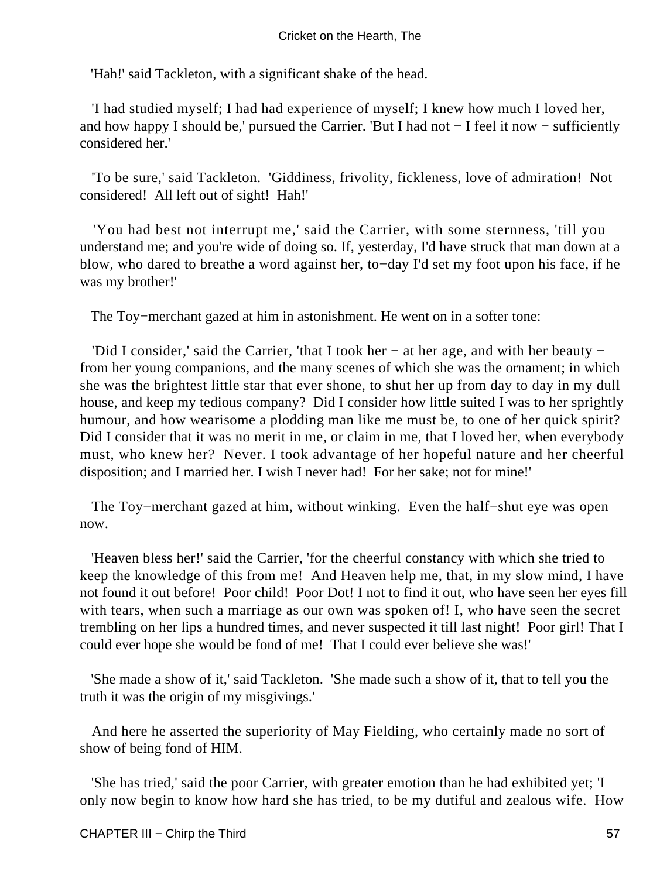'Hah!' said Tackleton, with a significant shake of the head.

'I had studied myself; I had had experience of myself; I knew how much I loved her, and how happy I should be,' pursued the Carrier. 'But I had not − I feel it now − sufficiently considered her.'

'To be sure,' said Tackleton. 'Giddiness, frivolity, fickleness, love of admiration! Not considered! All left out of sight! Hah!'

'You had best not interrupt me,' said the Carrier, with some sternness, 'till you understand me; and you're wide of doing so. If, yesterday, I'd have struck that man down at a blow, who dared to breathe a word against her, to−day I'd set my foot upon his face, if he was my brother!'

The Toy−merchant gazed at him in astonishment. He went on in a softer tone:

'Did I consider,' said the Carrier, 'that I took her − at her age, and with her beauty − from her young companions, and the many scenes of which she was the ornament; in which she was the brightest little star that ever shone, to shut her up from day to day in my dull house, and keep my tedious company? Did I consider how little suited I was to her sprightly humour, and how wearisome a plodding man like me must be, to one of her quick spirit? Did I consider that it was no merit in me, or claim in me, that I loved her, when everybody must, who knew her? Never. I took advantage of her hopeful nature and her cheerful disposition; and I married her. I wish I never had! For her sake; not for mine!'

The Toy−merchant gazed at him, without winking. Even the half−shut eye was open now.

'Heaven bless her!' said the Carrier, 'for the cheerful constancy with which she tried to keep the knowledge of this from me! And Heaven help me, that, in my slow mind, I have not found it out before! Poor child! Poor Dot! I not to find it out, who have seen her eyes fill with tears, when such a marriage as our own was spoken of! I, who have seen the secret trembling on her lips a hundred times, and never suspected it till last night! Poor girl! That I could ever hope she would be fond of me! That I could ever believe she was!'

'She made a show of it,' said Tackleton. 'She made such a show of it, that to tell you the truth it was the origin of my misgivings.'

And here he asserted the superiority of May Fielding, who certainly made no sort of show of being fond of HIM.

'She has tried,' said the poor Carrier, with greater emotion than he had exhibited yet; 'I only now begin to know how hard she has tried, to be my dutiful and zealous wife. How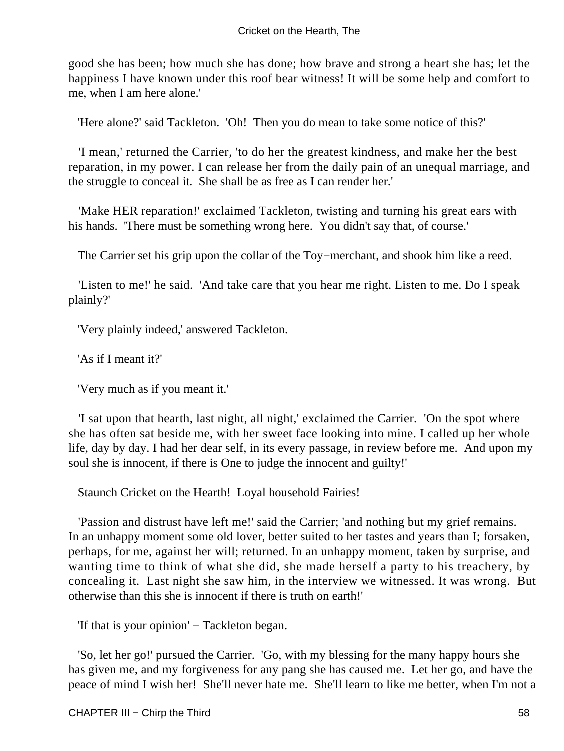good she has been; how much she has done; how brave and strong a heart she has; let the happiness I have known under this roof bear witness! It will be some help and comfort to me, when I am here alone.'

'Here alone?' said Tackleton. 'Oh! Then you do mean to take some notice of this?'

'I mean,' returned the Carrier, 'to do her the greatest kindness, and make her the best reparation, in my power. I can release her from the daily pain of an unequal marriage, and the struggle to conceal it. She shall be as free as I can render her.'

'Make HER reparation!' exclaimed Tackleton, twisting and turning his great ears with his hands. 'There must be something wrong here. You didn't say that, of course.'

The Carrier set his grip upon the collar of the Toy−merchant, and shook him like a reed.

'Listen to me!' he said. 'And take care that you hear me right. Listen to me. Do I speak plainly?'

'Very plainly indeed,' answered Tackleton.

'As if I meant it?'

'Very much as if you meant it.'

'I sat upon that hearth, last night, all night,' exclaimed the Carrier. 'On the spot where she has often sat beside me, with her sweet face looking into mine. I called up her whole life, day by day. I had her dear self, in its every passage, in review before me. And upon my soul she is innocent, if there is One to judge the innocent and guilty!'

Staunch Cricket on the Hearth! Loyal household Fairies!

'Passion and distrust have left me!' said the Carrier; 'and nothing but my grief remains. In an unhappy moment some old lover, better suited to her tastes and years than I; forsaken, perhaps, for me, against her will; returned. In an unhappy moment, taken by surprise, and wanting time to think of what she did, she made herself a party to his treachery, by concealing it. Last night she saw him, in the interview we witnessed. It was wrong. But otherwise than this she is innocent if there is truth on earth!'

'If that is your opinion' − Tackleton began.

'So, let her go!' pursued the Carrier. 'Go, with my blessing for the many happy hours she has given me, and my forgiveness for any pang she has caused me. Let her go, and have the peace of mind I wish her! She'll never hate me. She'll learn to like me better, when I'm not a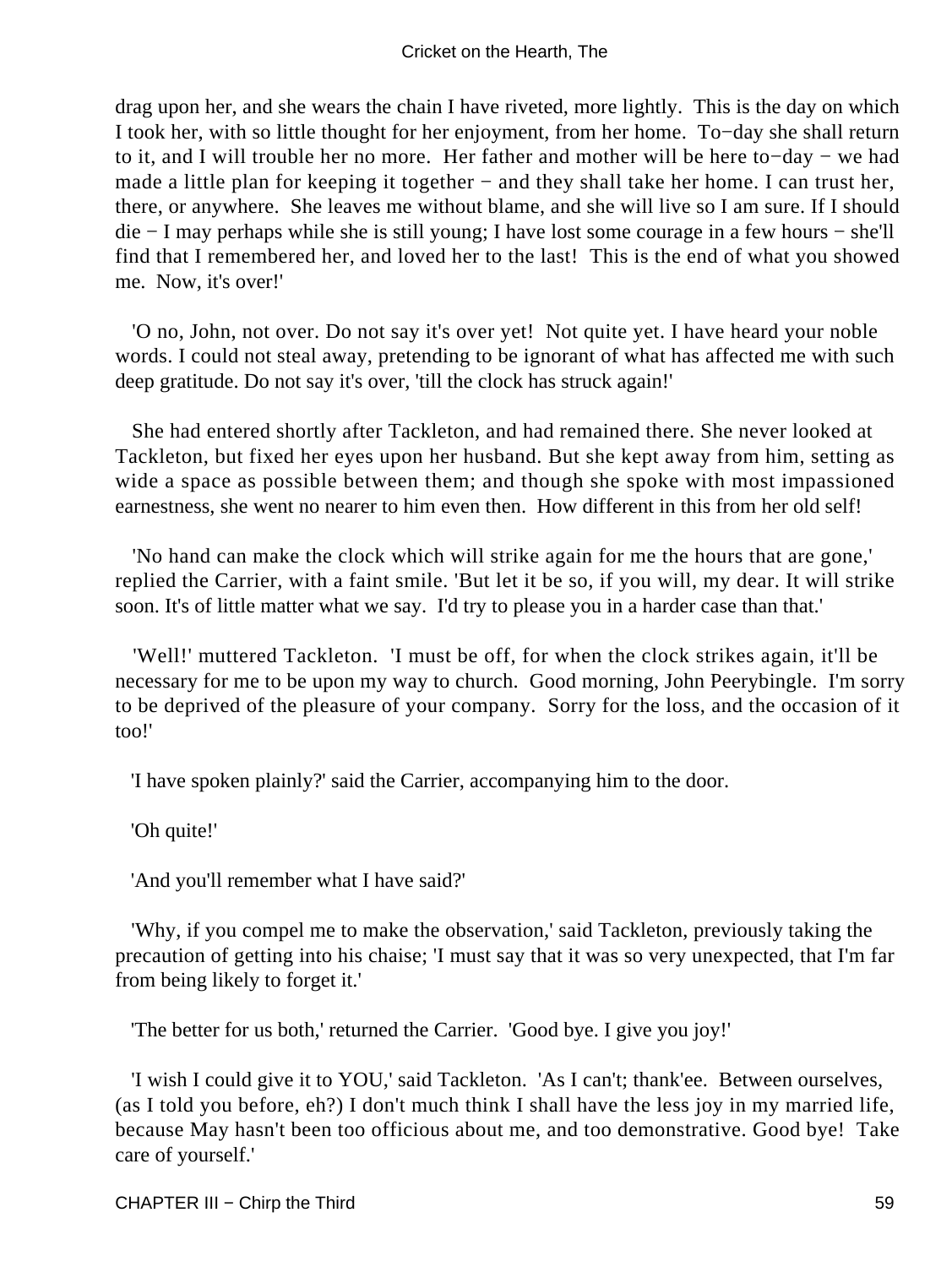drag upon her, and she wears the chain I have riveted, more lightly. This is the day on which I took her, with so little thought for her enjoyment, from her home. To−day she shall return to it, and I will trouble her no more. Her father and mother will be here to−day − we had made a little plan for keeping it together − and they shall take her home. I can trust her, there, or anywhere. She leaves me without blame, and she will live so I am sure. If I should die − I may perhaps while she is still young; I have lost some courage in a few hours − she'll find that I remembered her, and loved her to the last! This is the end of what you showed me. Now, it's over!'

'O no, John, not over. Do not say it's over yet! Not quite yet. I have heard your noble words. I could not steal away, pretending to be ignorant of what has affected me with such deep gratitude. Do not say it's over, 'till the clock has struck again!'

She had entered shortly after Tackleton, and had remained there. She never looked at Tackleton, but fixed her eyes upon her husband. But she kept away from him, setting as wide a space as possible between them; and though she spoke with most impassioned earnestness, she went no nearer to him even then. How different in this from her old self!

'No hand can make the clock which will strike again for me the hours that are gone,' replied the Carrier, with a faint smile. 'But let it be so, if you will, my dear. It will strike soon. It's of little matter what we say. I'd try to please you in a harder case than that.'

'Well!' muttered Tackleton. 'I must be off, for when the clock strikes again, it'll be necessary for me to be upon my way to church. Good morning, John Peerybingle. I'm sorry to be deprived of the pleasure of your company. Sorry for the loss, and the occasion of it too!'

'I have spoken plainly?' said the Carrier, accompanying him to the door.

'Oh quite!'

'And you'll remember what I have said?'

'Why, if you compel me to make the observation,' said Tackleton, previously taking the precaution of getting into his chaise; 'I must say that it was so very unexpected, that I'm far from being likely to forget it.'

'The better for us both,' returned the Carrier. 'Good bye. I give you joy!'

'I wish I could give it to YOU,' said Tackleton. 'As I can't; thank'ee. Between ourselves, (as I told you before, eh?) I don't much think I shall have the less joy in my married life, because May hasn't been too officious about me, and too demonstrative. Good bye! Take care of yourself.'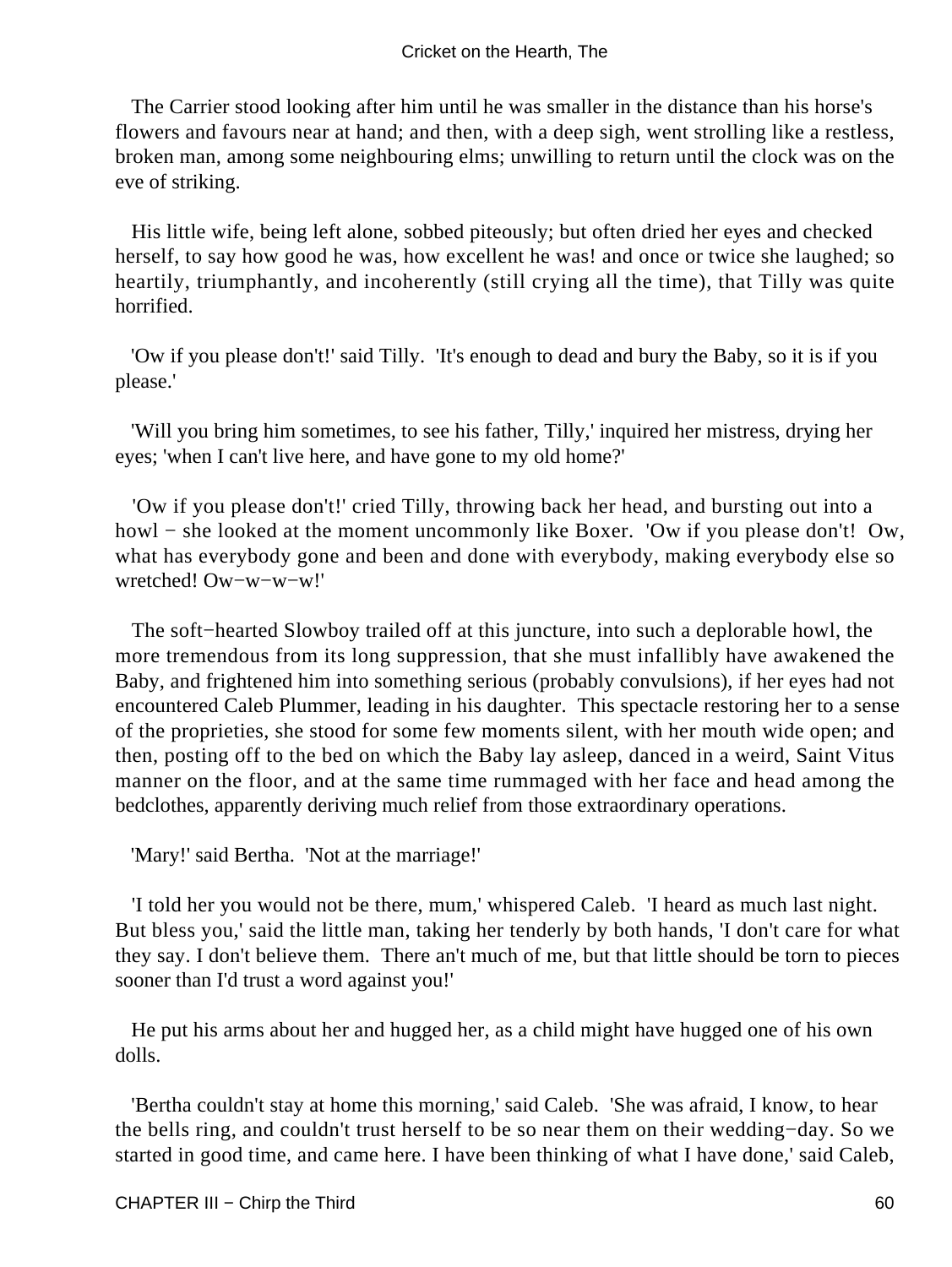The Carrier stood looking after him until he was smaller in the distance than his horse's flowers and favours near at hand; and then, with a deep sigh, went strolling like a restless, broken man, among some neighbouring elms; unwilling to return until the clock was on the eve of striking.

His little wife, being left alone, sobbed piteously; but often dried her eyes and checked herself, to say how good he was, how excellent he was! and once or twice she laughed; so heartily, triumphantly, and incoherently (still crying all the time), that Tilly was quite horrified.

'Ow if you please don't!' said Tilly. 'It's enough to dead and bury the Baby, so it is if you please.'

'Will you bring him sometimes, to see his father, Tilly,' inquired her mistress, drying her eyes; 'when I can't live here, and have gone to my old home?'

'Ow if you please don't!' cried Tilly, throwing back her head, and bursting out into a howl − she looked at the moment uncommonly like Boxer. 'Ow if you please don't! Ow, what has everybody gone and been and done with everybody, making everybody else so wretched! Ow−w−w−w!'

The soft−hearted Slowboy trailed off at this juncture, into such a deplorable howl, the more tremendous from its long suppression, that she must infallibly have awakened the Baby, and frightened him into something serious (probably convulsions), if her eyes had not encountered Caleb Plummer, leading in his daughter. This spectacle restoring her to a sense of the proprieties, she stood for some few moments silent, with her mouth wide open; and then, posting off to the bed on which the Baby lay asleep, danced in a weird, Saint Vitus manner on the floor, and at the same time rummaged with her face and head among the bedclothes, apparently deriving much relief from those extraordinary operations.

'Mary!' said Bertha. 'Not at the marriage!'

'I told her you would not be there, mum,' whispered Caleb. 'I heard as much last night. But bless you,' said the little man, taking her tenderly by both hands, 'I don't care for what they say. I don't believe them. There an't much of me, but that little should be torn to pieces sooner than I'd trust a word against you!'

He put his arms about her and hugged her, as a child might have hugged one of his own dolls.

'Bertha couldn't stay at home this morning,' said Caleb. 'She was afraid, I know, to hear the bells ring, and couldn't trust herself to be so near them on their wedding−day. So we started in good time, and came here. I have been thinking of what I have done,' said Caleb,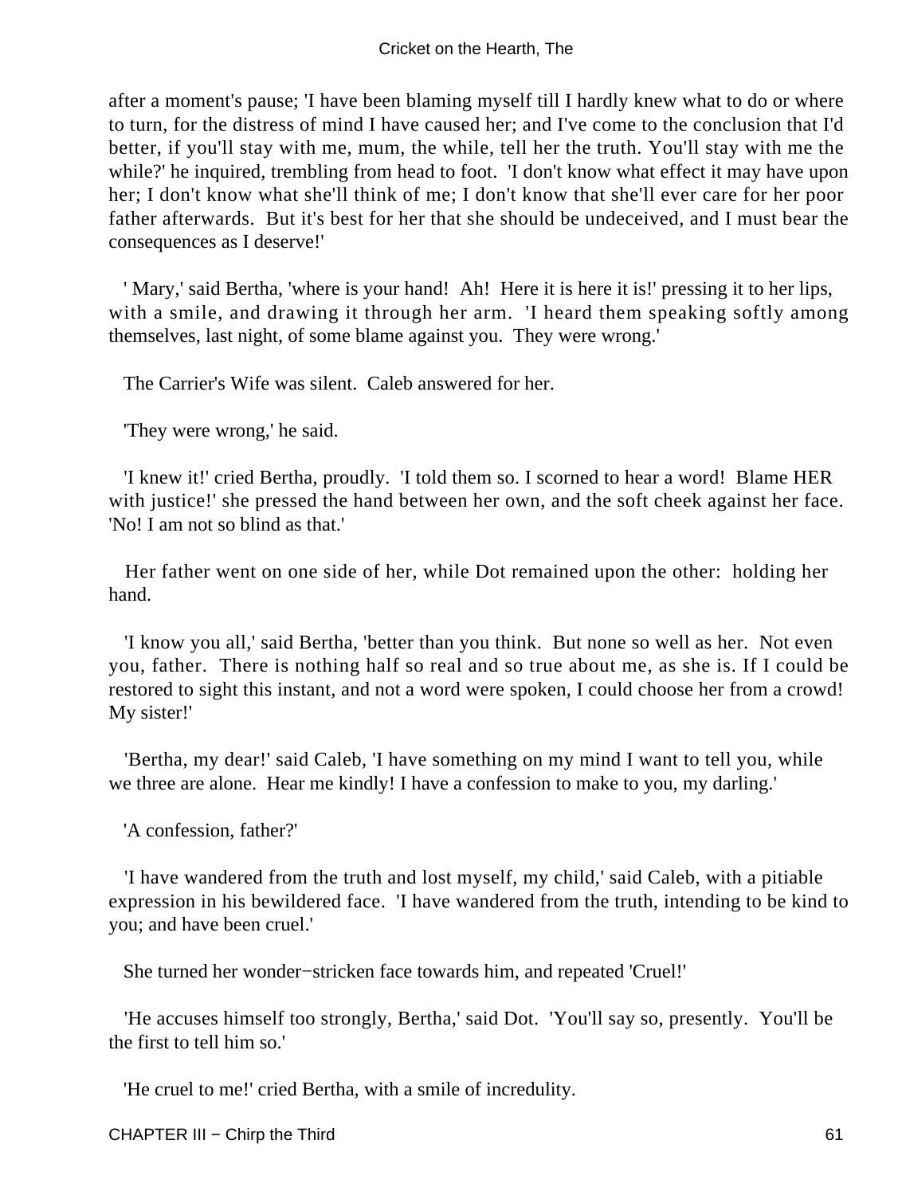after a moment's pause; 'I have been blaming myself till I hardly knew what to do or where to turn, for the distress of mind I have caused her; and I've come to the conclusion that I'd better, if you'll stay with me, mum, the while, tell her the truth. You'll stay with me the while?' he inquired, trembling from head to foot. 'I don't know what effect it may have upon her; I don't know what she'll think of me; I don't know that she'll ever care for her poor father afterwards. But it's best for her that she should be undeceived, and I must bear the consequences as I deserve!'

' Mary,' said Bertha, 'where is your hand! Ah! Here it is here it is!' pressing it to her lips, with a smile, and drawing it through her arm. 'I heard them speaking softly among themselves, last night, of some blame against you. They were wrong.'

The Carrier's Wife was silent. Caleb answered for her.

'They were wrong,' he said.

'I knew it!' cried Bertha, proudly. 'I told them so. I scorned to hear a word! Blame HER with justice!' she pressed the hand between her own, and the soft cheek against her face. 'No! I am not so blind as that.'

Her father went on one side of her, while Dot remained upon the other: holding her hand.

'I know you all,' said Bertha, 'better than you think. But none so well as her. Not even you, father. There is nothing half so real and so true about me, as she is. If I could be restored to sight this instant, and not a word were spoken, I could choose her from a crowd! My sister!'

'Bertha, my dear!' said Caleb, 'I have something on my mind I want to tell you, while we three are alone. Hear me kindly! I have a confession to make to you, my darling.'

'A confession, father?'

'I have wandered from the truth and lost myself, my child,' said Caleb, with a pitiable expression in his bewildered face. 'I have wandered from the truth, intending to be kind to you; and have been cruel.'

She turned her wonder−stricken face towards him, and repeated 'Cruel!'

'He accuses himself too strongly, Bertha,' said Dot. 'You'll say so, presently. You'll be the first to tell him so.'

'He cruel to me!' cried Bertha, with a smile of incredulity.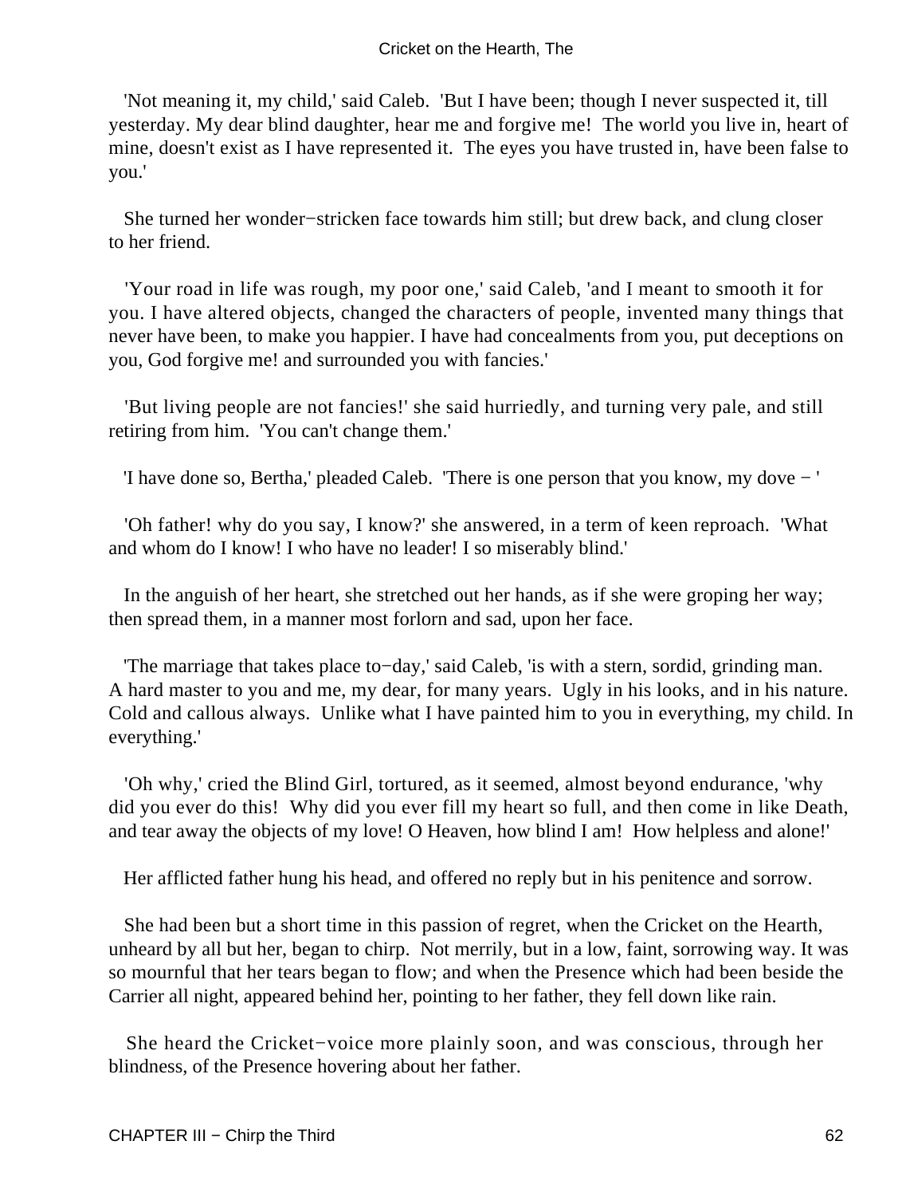'Not meaning it, my child,' said Caleb. 'But I have been; though I never suspected it, till yesterday. My dear blind daughter, hear me and forgive me! The world you live in, heart of mine, doesn't exist as I have represented it. The eyes you have trusted in, have been false to you.'

She turned her wonder−stricken face towards him still; but drew back, and clung closer to her friend.

'Your road in life was rough, my poor one,' said Caleb, 'and I meant to smooth it for you. I have altered objects, changed the characters of people, invented many things that never have been, to make you happier. I have had concealments from you, put deceptions on you, God forgive me! and surrounded you with fancies.'

'But living people are not fancies!' she said hurriedly, and turning very pale, and still retiring from him. 'You can't change them.'

'I have done so, Bertha,' pleaded Caleb. 'There is one person that you know, my dove − '

'Oh father! why do you say, I know?' she answered, in a term of keen reproach. 'What and whom do I know! I who have no leader! I so miserably blind.'

In the anguish of her heart, she stretched out her hands, as if she were groping her way; then spread them, in a manner most forlorn and sad, upon her face.

'The marriage that takes place to−day,' said Caleb, 'is with a stern, sordid, grinding man. A hard master to you and me, my dear, for many years. Ugly in his looks, and in his nature. Cold and callous always. Unlike what I have painted him to you in everything, my child. In everything.'

'Oh why,' cried the Blind Girl, tortured, as it seemed, almost beyond endurance, 'why did you ever do this! Why did you ever fill my heart so full, and then come in like Death, and tear away the objects of my love! O Heaven, how blind I am! How helpless and alone!'

Her afflicted father hung his head, and offered no reply but in his penitence and sorrow.

She had been but a short time in this passion of regret, when the Cricket on the Hearth, unheard by all but her, began to chirp. Not merrily, but in a low, faint, sorrowing way. It was so mournful that her tears began to flow; and when the Presence which had been beside the Carrier all night, appeared behind her, pointing to her father, they fell down like rain.

She heard the Cricket−voice more plainly soon, and was conscious, through her blindness, of the Presence hovering about her father.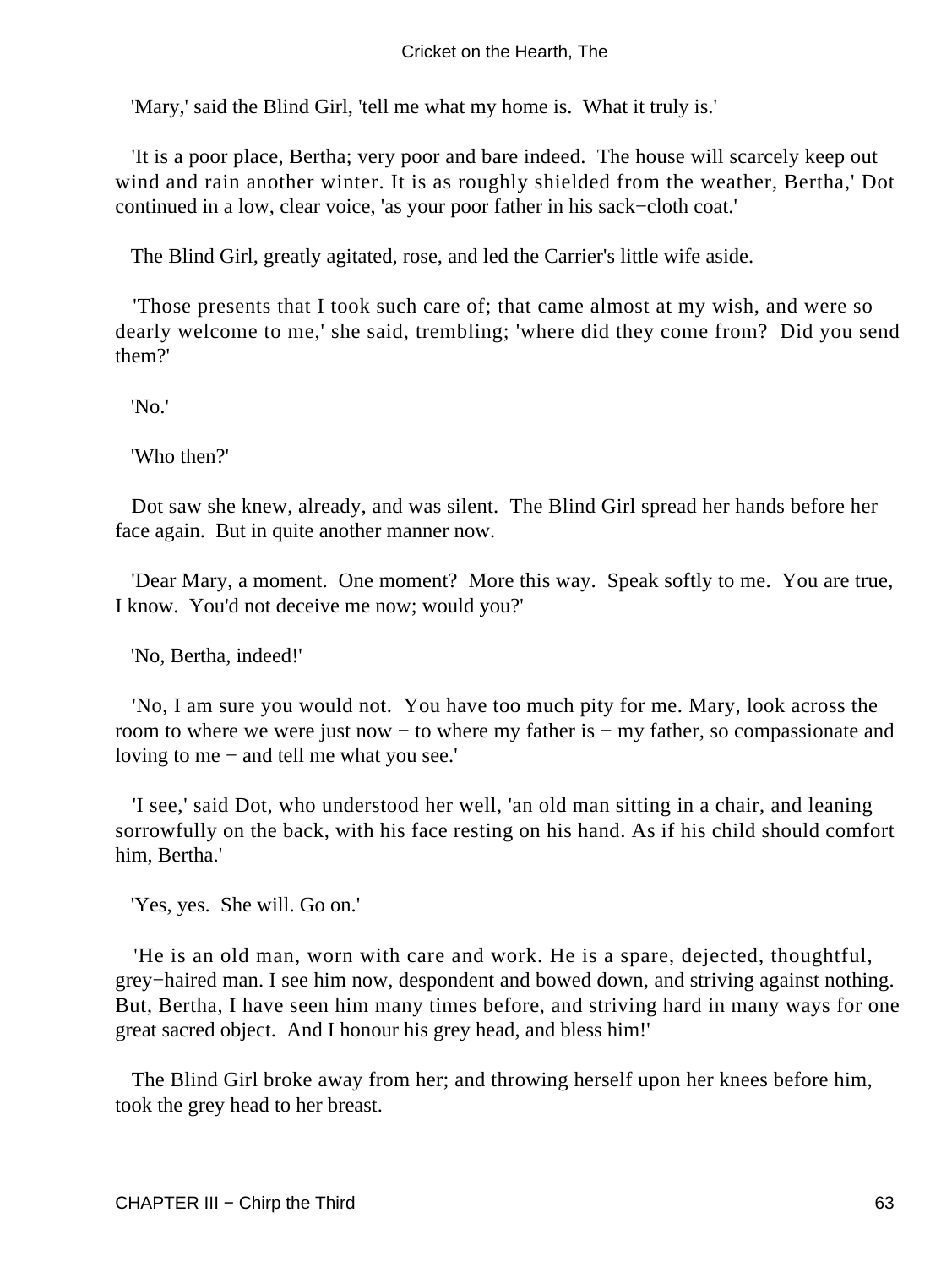'Mary,' said the Blind Girl, 'tell me what my home is.  What it truly is.'

'It is a poor place, Bertha; very poor and bare indeed.  The house will scarcely keep out wind and rain another winter. It is as roughly shielded from the weather, Bertha,' Dot continued in a low, clear voice, 'as your poor father in his sack−cloth coat.'

The Blind Girl, greatly agitated, rose, and led the Carrier's little wife aside.

'Those presents that I took such care of; that came almost at my wish, and were so dearly welcome to me,' she said, trembling; 'where did they come from?  Did you send them?'

'No.'

'Who then?'

Dot saw she knew, already, and was silent.  The Blind Girl spread her hands before her face again.  But in quite another manner now.

'Dear Mary, a moment.  One moment?  More this way.  Speak softly to me.  You are true, I know.  You'd not deceive me now; would you?'

'No, Bertha, indeed!'

'No, I am sure you would not.  You have too much pity for me. Mary, look across the room to where we were just now − to where my father is − my father, so compassionate and loving to me − and tell me what you see.'

'I see,' said Dot, who understood her well, 'an old man sitting in a chair, and leaning sorrowfully on the back, with his face resting on his hand. As if his child should comfort him, Bertha.'

'Yes, yes.  She will. Go on.'

'He is an old man, worn with care and work. He is a spare, dejected, thoughtful, grey−haired man. I see him now, despondent and bowed down, and striving against nothing. But, Bertha, I have seen him many times before, and striving hard in many ways for one great sacred object.  And I honour his grey head, and bless him!'

The Blind Girl broke away from her; and throwing herself upon her knees before him, took the grey head to her breast.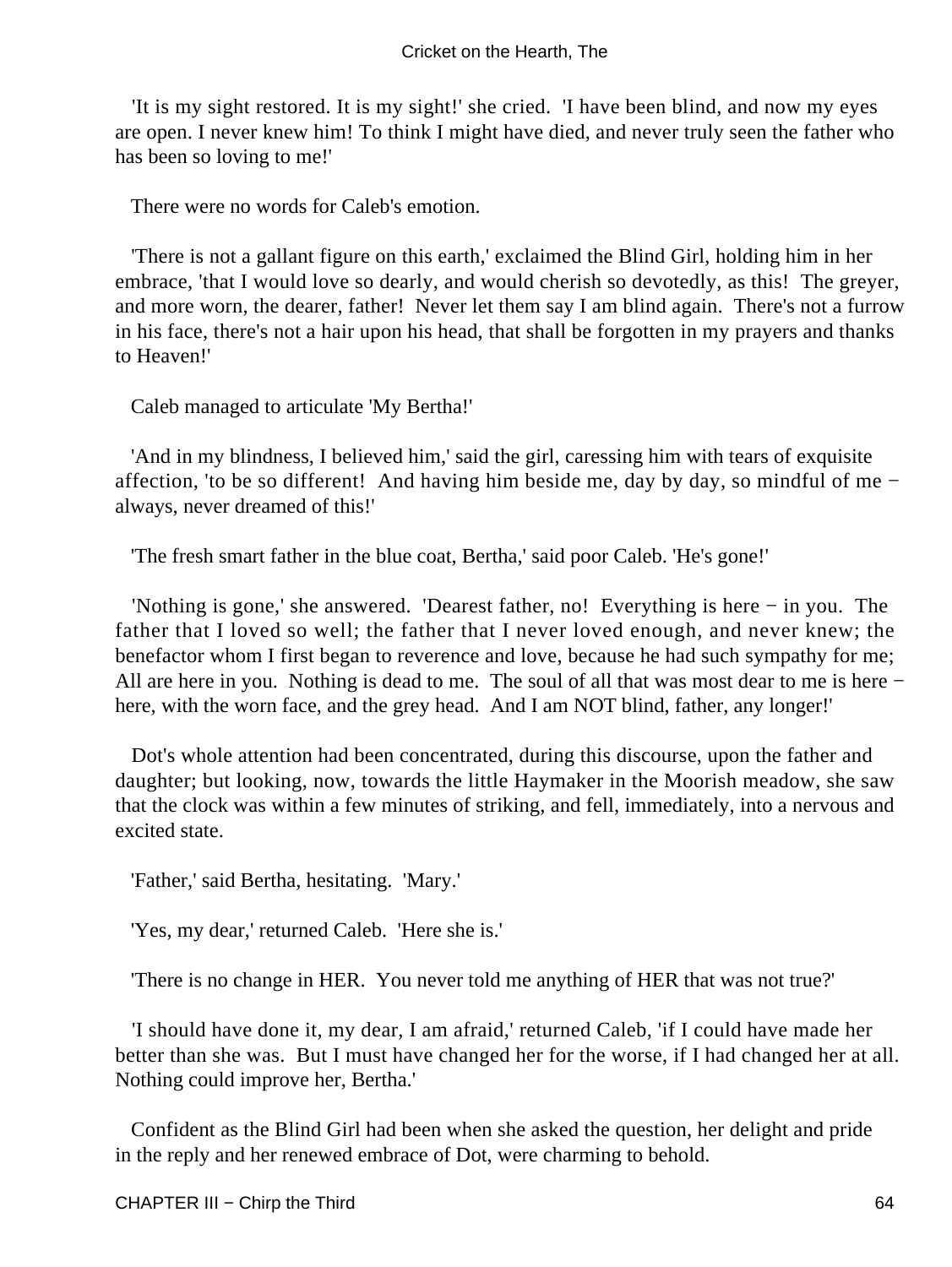'It is my sight restored. It is my sight!' she cried. 'I have been blind, and now my eyes are open. I never knew him! To think I might have died, and never truly seen the father who has been so loving to me!'

There were no words for Caleb's emotion.

'There is not a gallant figure on this earth,' exclaimed the Blind Girl, holding him in her embrace, 'that I would love so dearly, and would cherish so devotedly, as this! The greyer, and more worn, the dearer, father! Never let them say I am blind again. There's not a furrow in his face, there's not a hair upon his head, that shall be forgotten in my prayers and thanks to Heaven!'

Caleb managed to articulate 'My Bertha!'

'And in my blindness, I believed him,' said the girl, caressing him with tears of exquisite affection, 'to be so different! And having him beside me, day by day, so mindful of me − always, never dreamed of this!'

'The fresh smart father in the blue coat, Bertha,' said poor Caleb. 'He's gone!'

'Nothing is gone,' she answered. 'Dearest father, no! Everything is here − in you. The father that I loved so well; the father that I never loved enough, and never knew; the benefactor whom I first began to reverence and love, because he had such sympathy for me; All are here in you. Nothing is dead to me. The soul of all that was most dear to me is here − here, with the worn face, and the grey head. And I am NOT blind, father, any longer!'

Dot's whole attention had been concentrated, during this discourse, upon the father and daughter; but looking, now, towards the little Haymaker in the Moorish meadow, she saw that the clock was within a few minutes of striking, and fell, immediately, into a nervous and excited state.

'Father,' said Bertha, hesitating. 'Mary.'

'Yes, my dear,' returned Caleb. 'Here she is.'

'There is no change in HER. You never told me anything of HER that was not true?'

'I should have done it, my dear, I am afraid,' returned Caleb, 'if I could have made her better than she was. But I must have changed her for the worse, if I had changed her at all. Nothing could improve her, Bertha.'

Confident as the Blind Girl had been when she asked the question, her delight and pride in the reply and her renewed embrace of Dot, were charming to behold.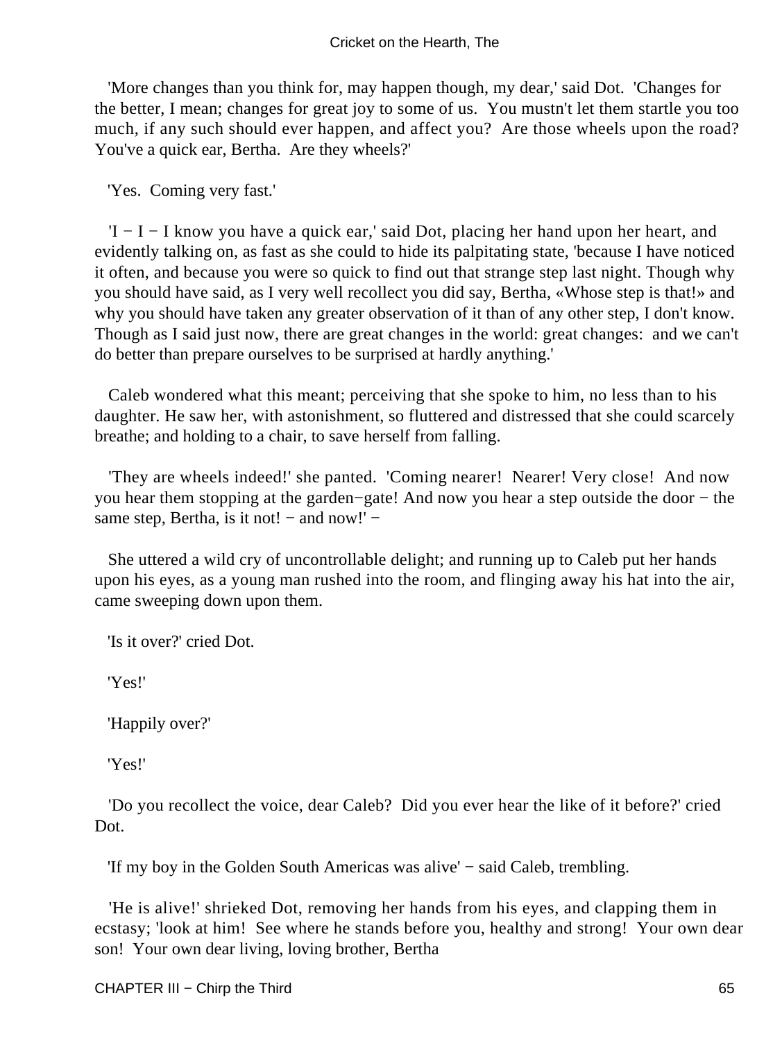'More changes than you think for, may happen though, my dear,' said Dot. 'Changes for the better, I mean; changes for great joy to some of us. You mustn't let them startle you too much, if any such should ever happen, and affect you? Are those wheels upon the road? You've a quick ear, Bertha. Are they wheels?'

'Yes. Coming very fast.'

'I − I − I know you have a quick ear,' said Dot, placing her hand upon her heart, and evidently talking on, as fast as she could to hide its palpitating state, 'because I have noticed it often, and because you were so quick to find out that strange step last night. Though why you should have said, as I very well recollect you did say, Bertha, «Whose step is that!» and why you should have taken any greater observation of it than of any other step, I don't know. Though as I said just now, there are great changes in the world: great changes: and we can't do better than prepare ourselves to be surprised at hardly anything.'

Caleb wondered what this meant; perceiving that she spoke to him, no less than to his daughter. He saw her, with astonishment, so fluttered and distressed that she could scarcely breathe; and holding to a chair, to save herself from falling.

'They are wheels indeed!' she panted. 'Coming nearer! Nearer! Very close! And now you hear them stopping at the garden−gate! And now you hear a step outside the door − the same step, Bertha, is it not! − and now!' −

She uttered a wild cry of uncontrollable delight; and running up to Caleb put her hands upon his eyes, as a young man rushed into the room, and flinging away his hat into the air, came sweeping down upon them.

'Is it over?' cried Dot.

'Yes!'

'Happily over?'

'Yes!'

'Do you recollect the voice, dear Caleb? Did you ever hear the like of it before?' cried Dot.

'If my boy in the Golden South Americas was alive' − said Caleb, trembling.

'He is alive!' shrieked Dot, removing her hands from his eyes, and clapping them in ecstasy; 'look at him! See where he stands before you, healthy and strong! Your own dear son! Your own dear living, loving brother, Bertha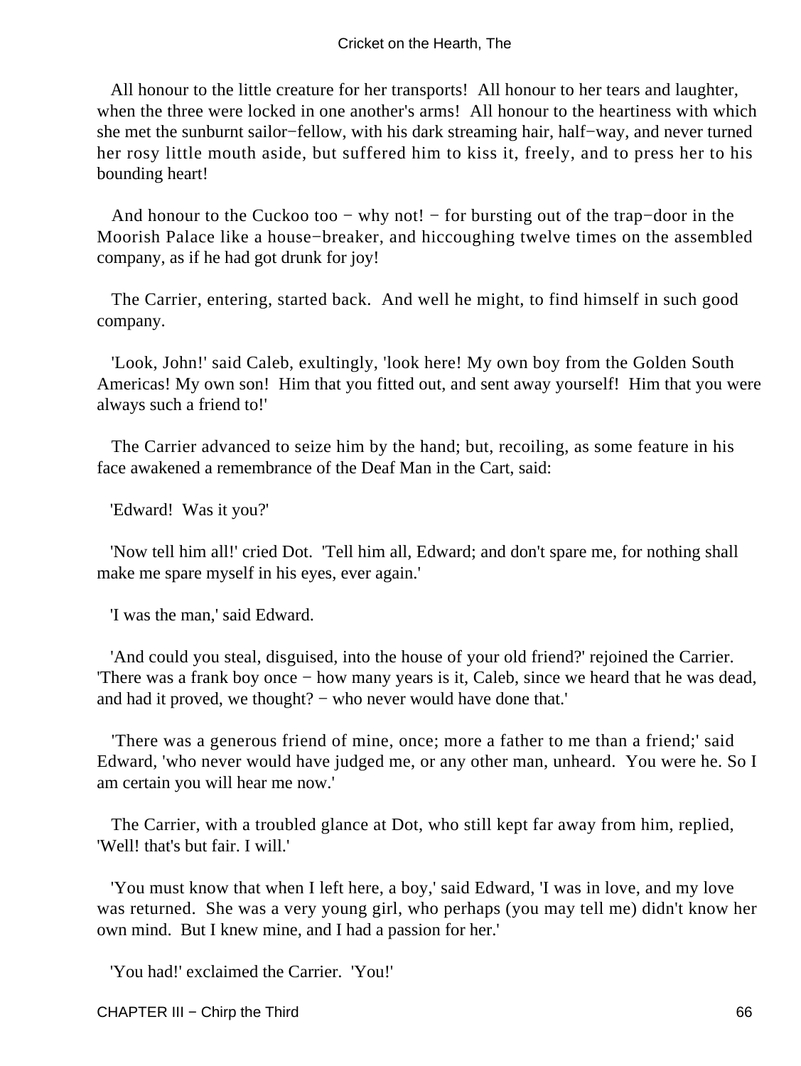All honour to the little creature for her transports! All honour to her tears and laughter, when the three were locked in one another's arms! All honour to the heartiness with which she met the sunburnt sailor−fellow, with his dark streaming hair, half−way, and never turned her rosy little mouth aside, but suffered him to kiss it, freely, and to press her to his bounding heart!

And honour to the Cuckoo too − why not! − for bursting out of the trap−door in the Moorish Palace like a house−breaker, and hiccoughing twelve times on the assembled company, as if he had got drunk for joy!

The Carrier, entering, started back. And well he might, to find himself in such good company.

'Look, John!' said Caleb, exultingly, 'look here! My own boy from the Golden South Americas! My own son! Him that you fitted out, and sent away yourself! Him that you were always such a friend to!'

The Carrier advanced to seize him by the hand; but, recoiling, as some feature in his face awakened a remembrance of the Deaf Man in the Cart, said:

'Edward! Was it you?'

'Now tell him all!' cried Dot. 'Tell him all, Edward; and don't spare me, for nothing shall make me spare myself in his eyes, ever again.'

'I was the man,' said Edward.

'And could you steal, disguised, into the house of your old friend?' rejoined the Carrier. 'There was a frank boy once − how many years is it, Caleb, since we heard that he was dead, and had it proved, we thought? − who never would have done that.'

'There was a generous friend of mine, once; more a father to me than a friend;' said Edward, 'who never would have judged me, or any other man, unheard. You were he. So I am certain you will hear me now.'

The Carrier, with a troubled glance at Dot, who still kept far away from him, replied, 'Well! that's but fair. I will.'

'You must know that when I left here, a boy,' said Edward, 'I was in love, and my love was returned. She was a very young girl, who perhaps (you may tell me) didn't know her own mind. But I knew mine, and I had a passion for her.'

'You had!' exclaimed the Carrier. 'You!'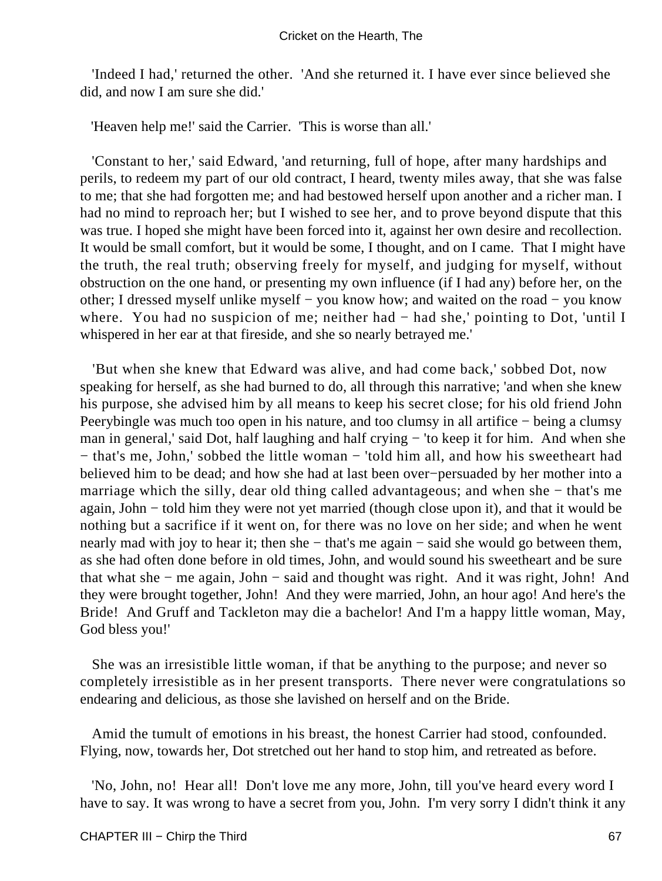'Indeed I had,' returned the other. 'And she returned it. I have ever since believed she did, and now I am sure she did.'

'Heaven help me!' said the Carrier. 'This is worse than all.'

'Constant to her,' said Edward, 'and returning, full of hope, after many hardships and perils, to redeem my part of our old contract, I heard, twenty miles away, that she was false to me; that she had forgotten me; and had bestowed herself upon another and a richer man. I had no mind to reproach her; but I wished to see her, and to prove beyond dispute that this was true. I hoped she might have been forced into it, against her own desire and recollection. It would be small comfort, but it would be some, I thought, and on I came. That I might have the truth, the real truth; observing freely for myself, and judging for myself, without obstruction on the one hand, or presenting my own influence (if I had any) before her, on the other; I dressed myself unlike myself − you know how; and waited on the road − you know where. You had no suspicion of me; neither had − had she,' pointing to Dot, 'until I whispered in her ear at that fireside, and she so nearly betrayed me.'

'But when she knew that Edward was alive, and had come back,' sobbed Dot, now speaking for herself, as she had burned to do, all through this narrative; 'and when she knew his purpose, she advised him by all means to keep his secret close; for his old friend John Peerybingle was much too open in his nature, and too clumsy in all artifice − being a clumsy man in general,' said Dot, half laughing and half crying − 'to keep it for him. And when she − that's me, John,' sobbed the little woman − 'told him all, and how his sweetheart had believed him to be dead; and how she had at last been over−persuaded by her mother into a marriage which the silly, dear old thing called advantageous; and when she − that's me again, John − told him they were not yet married (though close upon it), and that it would be nothing but a sacrifice if it went on, for there was no love on her side; and when he went nearly mad with joy to hear it; then she − that's me again − said she would go between them, as she had often done before in old times, John, and would sound his sweetheart and be sure that what she − me again, John − said and thought was right. And it was right, John! And they were brought together, John! And they were married, John, an hour ago! And here's the Bride! And Gruff and Tackleton may die a bachelor! And I'm a happy little woman, May, God bless you!'

She was an irresistible little woman, if that be anything to the purpose; and never so completely irresistible as in her present transports. There never were congratulations so endearing and delicious, as those she lavished on herself and on the Bride.

Amid the tumult of emotions in his breast, the honest Carrier had stood, confounded. Flying, now, towards her, Dot stretched out her hand to stop him, and retreated as before.

'No, John, no! Hear all! Don't love me any more, John, till you've heard every word I have to say. It was wrong to have a secret from you, John. I'm very sorry I didn't think it any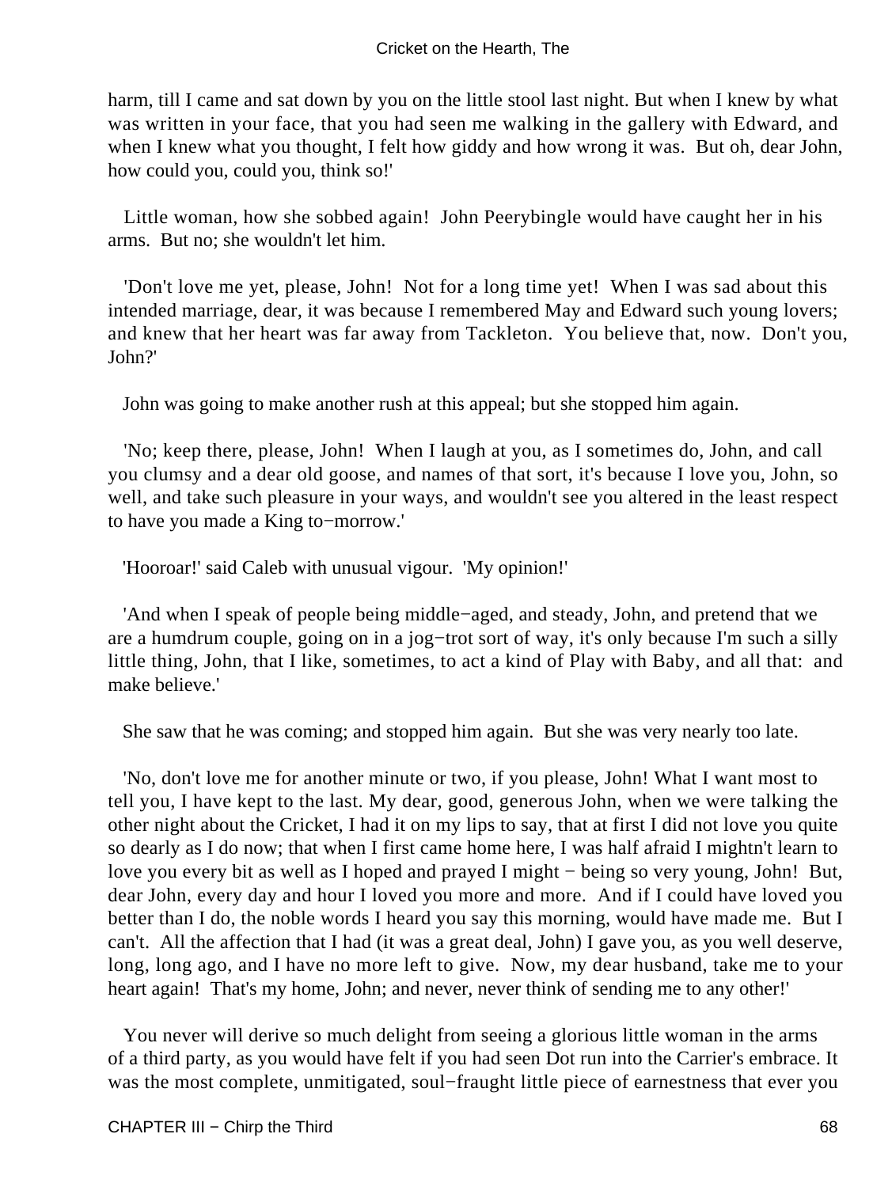harm, till I came and sat down by you on the little stool last night. But when I knew by what was written in your face, that you had seen me walking in the gallery with Edward, and when I knew what you thought, I felt how giddy and how wrong it was. But oh, dear John, how could you, could you, think so!'

Little woman, how she sobbed again! John Peerybingle would have caught her in his arms. But no; she wouldn't let him.

'Don't love me yet, please, John! Not for a long time yet! When I was sad about this intended marriage, dear, it was because I remembered May and Edward such young lovers; and knew that her heart was far away from Tackleton. You believe that, now. Don't you, John?'

John was going to make another rush at this appeal; but she stopped him again.

'No; keep there, please, John! When I laugh at you, as I sometimes do, John, and call you clumsy and a dear old goose, and names of that sort, it's because I love you, John, so well, and take such pleasure in your ways, and wouldn't see you altered in the least respect to have you made a King to−morrow.'

'Hooroar!' said Caleb with unusual vigour. 'My opinion!'

'And when I speak of people being middle−aged, and steady, John, and pretend that we are a humdrum couple, going on in a jog−trot sort of way, it's only because I'm such a silly little thing, John, that I like, sometimes, to act a kind of Play with Baby, and all that: and make believe.'

She saw that he was coming; and stopped him again. But she was very nearly too late.

'No, don't love me for another minute or two, if you please, John! What I want most to tell you, I have kept to the last. My dear, good, generous John, when we were talking the other night about the Cricket, I had it on my lips to say, that at first I did not love you quite so dearly as I do now; that when I first came home here, I was half afraid I mightn't learn to love you every bit as well as I hoped and prayed I might − being so very young, John! But, dear John, every day and hour I loved you more and more. And if I could have loved you better than I do, the noble words I heard you say this morning, would have made me. But I can't. All the affection that I had (it was a great deal, John) I gave you, as you well deserve, long, long ago, and I have no more left to give. Now, my dear husband, take me to your heart again! That's my home, John; and never, never think of sending me to any other!'

You never will derive so much delight from seeing a glorious little woman in the arms of a third party, as you would have felt if you had seen Dot run into the Carrier's embrace. It was the most complete, unmitigated, soul−fraught little piece of earnestness that ever you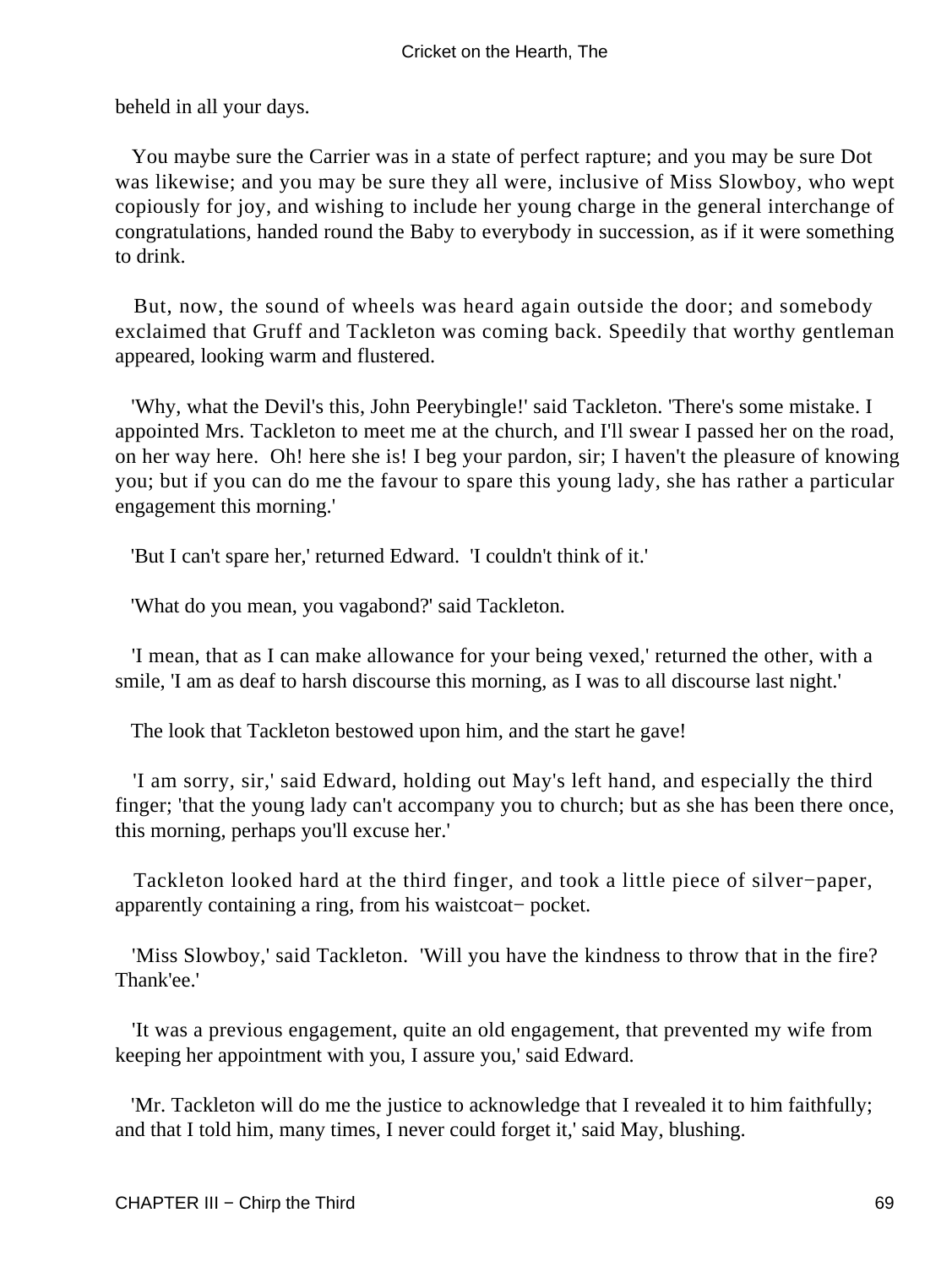beheld in all your days.

You maybe sure the Carrier was in a state of perfect rapture; and you may be sure Dot was likewise; and you may be sure they all were, inclusive of Miss Slowboy, who wept copiously for joy, and wishing to include her young charge in the general interchange of congratulations, handed round the Baby to everybody in succession, as if it were something to drink.

But, now, the sound of wheels was heard again outside the door; and somebody exclaimed that Gruff and Tackleton was coming back. Speedily that worthy gentleman appeared, looking warm and flustered.

'Why, what the Devil's this, John Peerybingle!' said Tackleton. 'There's some mistake. I appointed Mrs. Tackleton to meet me at the church, and I'll swear I passed her on the road, on her way here. Oh! here she is! I beg your pardon, sir; I haven't the pleasure of knowing you; but if you can do me the favour to spare this young lady, she has rather a particular engagement this morning.'

'But I can't spare her,' returned Edward. 'I couldn't think of it.'

'What do you mean, you vagabond?' said Tackleton.

'I mean, that as I can make allowance for your being vexed,' returned the other, with a smile, 'I am as deaf to harsh discourse this morning, as I was to all discourse last night.'

The look that Tackleton bestowed upon him, and the start he gave!

'I am sorry, sir,' said Edward, holding out May's left hand, and especially the third finger; 'that the young lady can't accompany you to church; but as she has been there once, this morning, perhaps you'll excuse her.'

Tackleton looked hard at the third finger, and took a little piece of silver−paper, apparently containing a ring, from his waistcoat− pocket.

'Miss Slowboy,' said Tackleton. 'Will you have the kindness to throw that in the fire? Thank'ee.'

'It was a previous engagement, quite an old engagement, that prevented my wife from keeping her appointment with you, I assure you,' said Edward.

'Mr. Tackleton will do me the justice to acknowledge that I revealed it to him faithfully; and that I told him, many times, I never could forget it,' said May, blushing.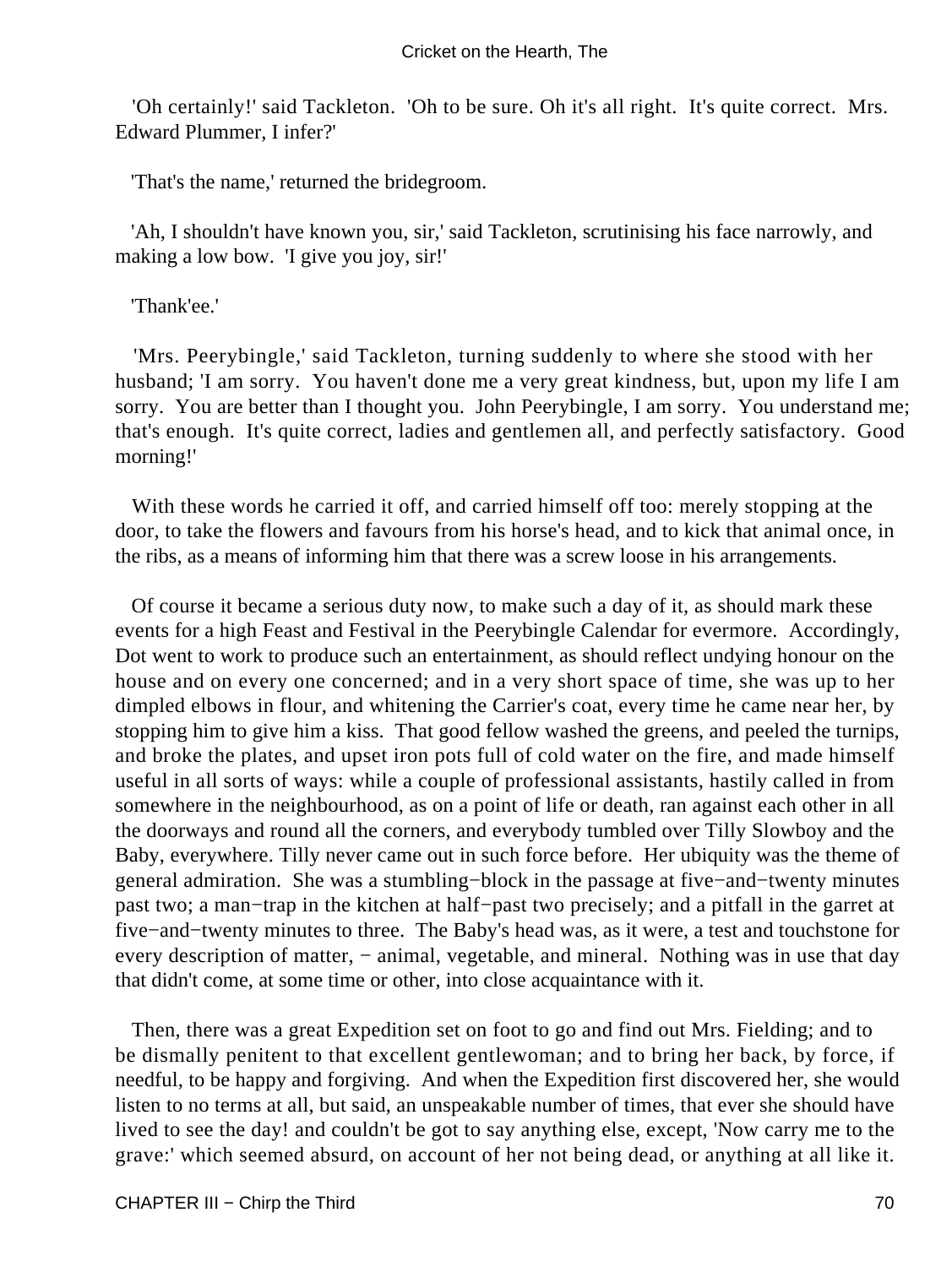'Oh certainly!' said Tackleton. 'Oh to be sure. Oh it's all right. It's quite correct. Mrs. Edward Plummer, I infer?'

'That's the name,' returned the bridegroom.

'Ah, I shouldn't have known you, sir,' said Tackleton, scrutinising his face narrowly, and making a low bow. 'I give you joy, sir!'

'Thank'ee.'

'Mrs. Peerybingle,' said Tackleton, turning suddenly to where she stood with her husband; 'I am sorry. You haven't done me a very great kindness, but, upon my life I am sorry. You are better than I thought you. John Peerybingle, I am sorry. You understand me; that's enough. It's quite correct, ladies and gentlemen all, and perfectly satisfactory. Good morning!'

With these words he carried it off, and carried himself off too: merely stopping at the door, to take the flowers and favours from his horse's head, and to kick that animal once, in the ribs, as a means of informing him that there was a screw loose in his arrangements.

Of course it became a serious duty now, to make such a day of it, as should mark these events for a high Feast and Festival in the Peerybingle Calendar for evermore. Accordingly, Dot went to work to produce such an entertainment, as should reflect undying honour on the house and on every one concerned; and in a very short space of time, she was up to her dimpled elbows in flour, and whitening the Carrier's coat, every time he came near her, by stopping him to give him a kiss. That good fellow washed the greens, and peeled the turnips, and broke the plates, and upset iron pots full of cold water on the fire, and made himself useful in all sorts of ways: while a couple of professional assistants, hastily called in from somewhere in the neighbourhood, as on a point of life or death, ran against each other in all the doorways and round all the corners, and everybody tumbled over Tilly Slowboy and the Baby, everywhere. Tilly never came out in such force before. Her ubiquity was the theme of general admiration. She was a stumbling−block in the passage at five−and−twenty minutes past two; a man−trap in the kitchen at half−past two precisely; and a pitfall in the garret at five−and−twenty minutes to three. The Baby's head was, as it were, a test and touchstone for every description of matter, − animal, vegetable, and mineral. Nothing was in use that day that didn't come, at some time or other, into close acquaintance with it.

Then, there was a great Expedition set on foot to go and find out Mrs. Fielding; and to be dismally penitent to that excellent gentlewoman; and to bring her back, by force, if needful, to be happy and forgiving. And when the Expedition first discovered her, she would listen to no terms at all, but said, an unspeakable number of times, that ever she should have lived to see the day! and couldn't be got to say anything else, except, 'Now carry me to the grave:' which seemed absurd, on account of her not being dead, or anything at all like it.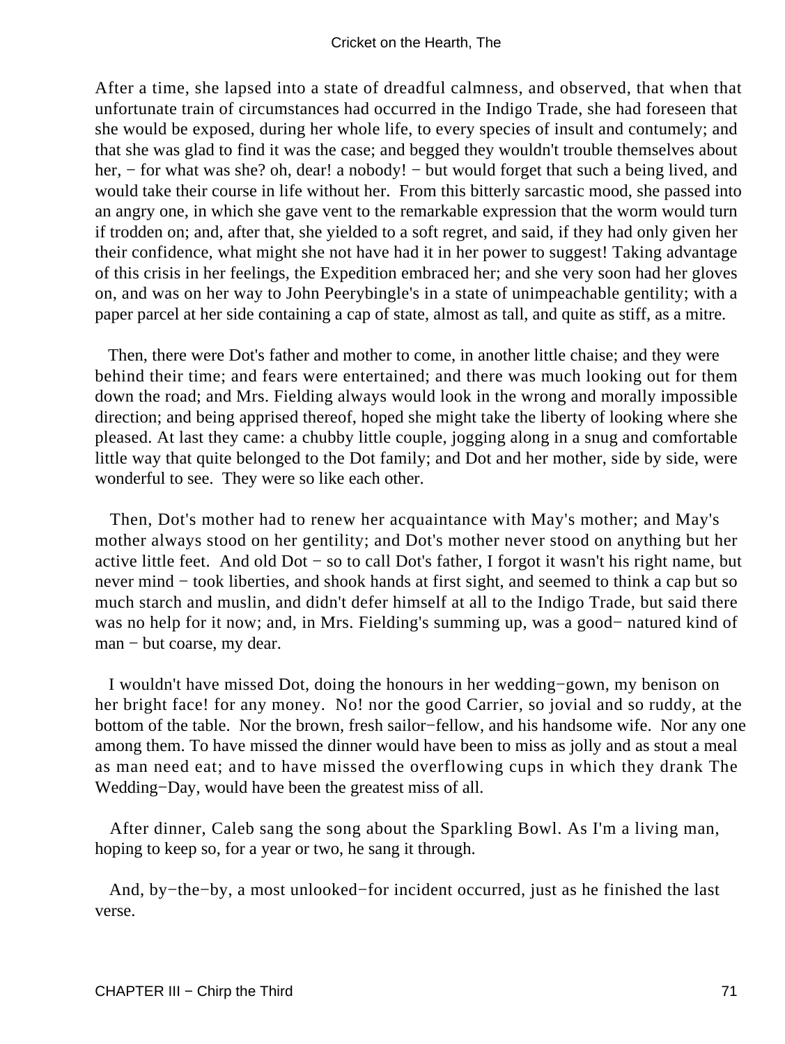After a time, she lapsed into a state of dreadful calmness, and observed, that when that unfortunate train of circumstances had occurred in the Indigo Trade, she had foreseen that she would be exposed, during her whole life, to every species of insult and contumely; and that she was glad to find it was the case; and begged they wouldn't trouble themselves about her, − for what was she? oh, dear! a nobody! − but would forget that such a being lived, and would take their course in life without her. From this bitterly sarcastic mood, she passed into an angry one, in which she gave vent to the remarkable expression that the worm would turn if trodden on; and, after that, she yielded to a soft regret, and said, if they had only given her their confidence, what might she not have had it in her power to suggest! Taking advantage of this crisis in her feelings, the Expedition embraced her; and she very soon had her gloves on, and was on her way to John Peerybingle's in a state of unimpeachable gentility; with a paper parcel at her side containing a cap of state, almost as tall, and quite as stiff, as a mitre.

Then, there were Dot's father and mother to come, in another little chaise; and they were behind their time; and fears were entertained; and there was much looking out for them down the road; and Mrs. Fielding always would look in the wrong and morally impossible direction; and being apprised thereof, hoped she might take the liberty of looking where she pleased. At last they came: a chubby little couple, jogging along in a snug and comfortable little way that quite belonged to the Dot family; and Dot and her mother, side by side, were wonderful to see. They were so like each other.

Then, Dot's mother had to renew her acquaintance with May's mother; and May's mother always stood on her gentility; and Dot's mother never stood on anything but her active little feet. And old Dot − so to call Dot's father, I forgot it wasn't his right name, but never mind − took liberties, and shook hands at first sight, and seemed to think a cap but so much starch and muslin, and didn't defer himself at all to the Indigo Trade, but said there was no help for it now; and, in Mrs. Fielding's summing up, was a good− natured kind of man − but coarse, my dear.

I wouldn't have missed Dot, doing the honours in her wedding−gown, my benison on her bright face! for any money. No! nor the good Carrier, so jovial and so ruddy, at the bottom of the table. Nor the brown, fresh sailor−fellow, and his handsome wife. Nor any one among them. To have missed the dinner would have been to miss as jolly and as stout a meal as man need eat; and to have missed the overflowing cups in which they drank The Wedding−Day, would have been the greatest miss of all.

After dinner, Caleb sang the song about the Sparkling Bowl. As I'm a living man, hoping to keep so, for a year or two, he sang it through.

And, by−the−by, a most unlooked−for incident occurred, just as he finished the last verse.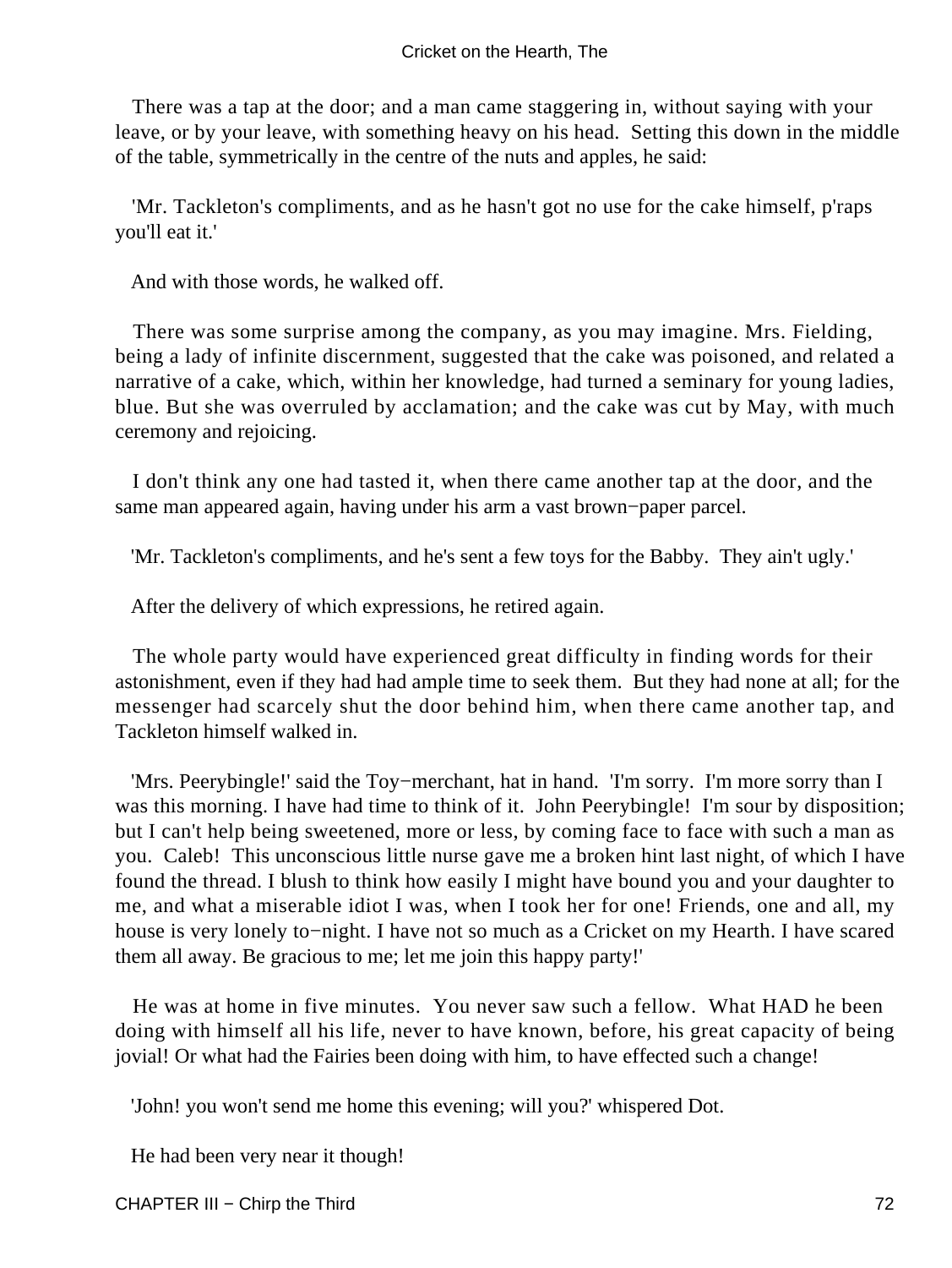There was a tap at the door; and a man came staggering in, without saying with your leave, or by your leave, with something heavy on his head. Setting this down in the middle of the table, symmetrically in the centre of the nuts and apples, he said:

'Mr. Tackleton's compliments, and as he hasn't got no use for the cake himself, p'raps you'll eat it.'

And with those words, he walked off.

There was some surprise among the company, as you may imagine. Mrs. Fielding, being a lady of infinite discernment, suggested that the cake was poisoned, and related a narrative of a cake, which, within her knowledge, had turned a seminary for young ladies, blue. But she was overruled by acclamation; and the cake was cut by May, with much ceremony and rejoicing.

I don't think any one had tasted it, when there came another tap at the door, and the same man appeared again, having under his arm a vast brown−paper parcel.

'Mr. Tackleton's compliments, and he's sent a few toys for the Babby. They ain't ugly.'

After the delivery of which expressions, he retired again.

The whole party would have experienced great difficulty in finding words for their astonishment, even if they had had ample time to seek them. But they had none at all; for the messenger had scarcely shut the door behind him, when there came another tap, and Tackleton himself walked in.

'Mrs. Peerybingle!' said the Toy−merchant, hat in hand. 'I'm sorry. I'm more sorry than I was this morning. I have had time to think of it. John Peerybingle! I'm sour by disposition; but I can't help being sweetened, more or less, by coming face to face with such a man as you. Caleb! This unconscious little nurse gave me a broken hint last night, of which I have found the thread. I blush to think how easily I might have bound you and your daughter to me, and what a miserable idiot I was, when I took her for one! Friends, one and all, my house is very lonely to−night. I have not so much as a Cricket on my Hearth. I have scared them all away. Be gracious to me; let me join this happy party!'

He was at home in five minutes. You never saw such a fellow. What HAD he been doing with himself all his life, never to have known, before, his great capacity of being jovial! Or what had the Fairies been doing with him, to have effected such a change!

'John! you won't send me home this evening; will you?' whispered Dot.

He had been very near it though!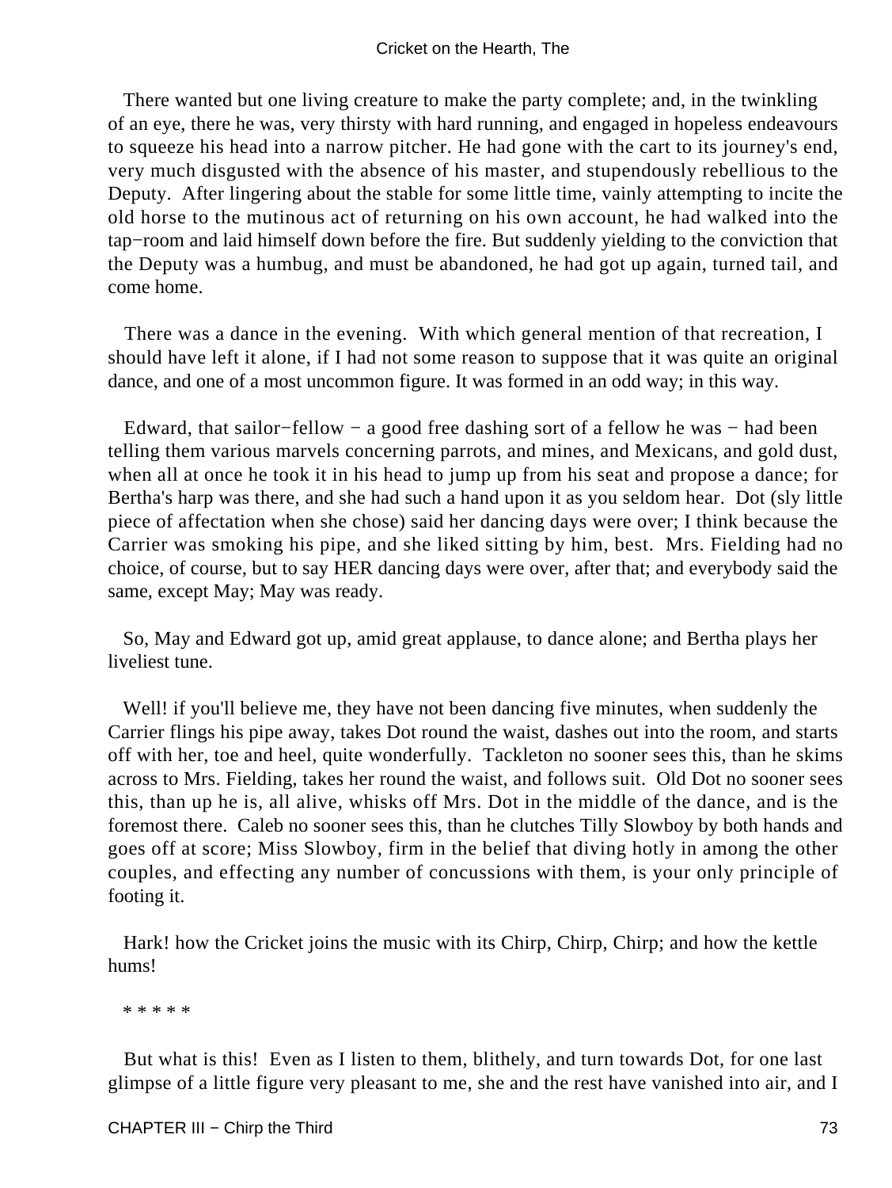There wanted but one living creature to make the party complete; and, in the twinkling of an eye, there he was, very thirsty with hard running, and engaged in hopeless endeavours to squeeze his head into a narrow pitcher. He had gone with the cart to its journey's end, very much disgusted with the absence of his master, and stupendously rebellious to the Deputy. After lingering about the stable for some little time, vainly attempting to incite the old horse to the mutinous act of returning on his own account, he had walked into the tap−room and laid himself down before the fire. But suddenly yielding to the conviction that the Deputy was a humbug, and must be abandoned, he had got up again, turned tail, and come home.

There was a dance in the evening. With which general mention of that recreation, I should have left it alone, if I had not some reason to suppose that it was quite an original dance, and one of a most uncommon figure. It was formed in an odd way; in this way.

Edward, that sailor−fellow − a good free dashing sort of a fellow he was − had been telling them various marvels concerning parrots, and mines, and Mexicans, and gold dust, when all at once he took it in his head to jump up from his seat and propose a dance; for Bertha's harp was there, and she had such a hand upon it as you seldom hear. Dot (sly little piece of affectation when she chose) said her dancing days were over; I think because the Carrier was smoking his pipe, and she liked sitting by him, best. Mrs. Fielding had no choice, of course, but to say HER dancing days were over, after that; and everybody said the same, except May; May was ready.

So, May and Edward got up, amid great applause, to dance alone; and Bertha plays her liveliest tune.

Well! if you'll believe me, they have not been dancing five minutes, when suddenly the Carrier flings his pipe away, takes Dot round the waist, dashes out into the room, and starts off with her, toe and heel, quite wonderfully. Tackleton no sooner sees this, than he skims across to Mrs. Fielding, takes her round the waist, and follows suit. Old Dot no sooner sees this, than up he is, all alive, whisks off Mrs. Dot in the middle of the dance, and is the foremost there. Caleb no sooner sees this, than he clutches Tilly Slowboy by both hands and goes off at score; Miss Slowboy, firm in the belief that diving hotly in among the other couples, and effecting any number of concussions with them, is your only principle of footing it.

Hark! how the Cricket joins the music with its Chirp, Chirp, Chirp; and how the kettle hums!

* * * * *

But what is this! Even as I listen to them, blithely, and turn towards Dot, for one last glimpse of a little figure very pleasant to me, she and the rest have vanished into air, and I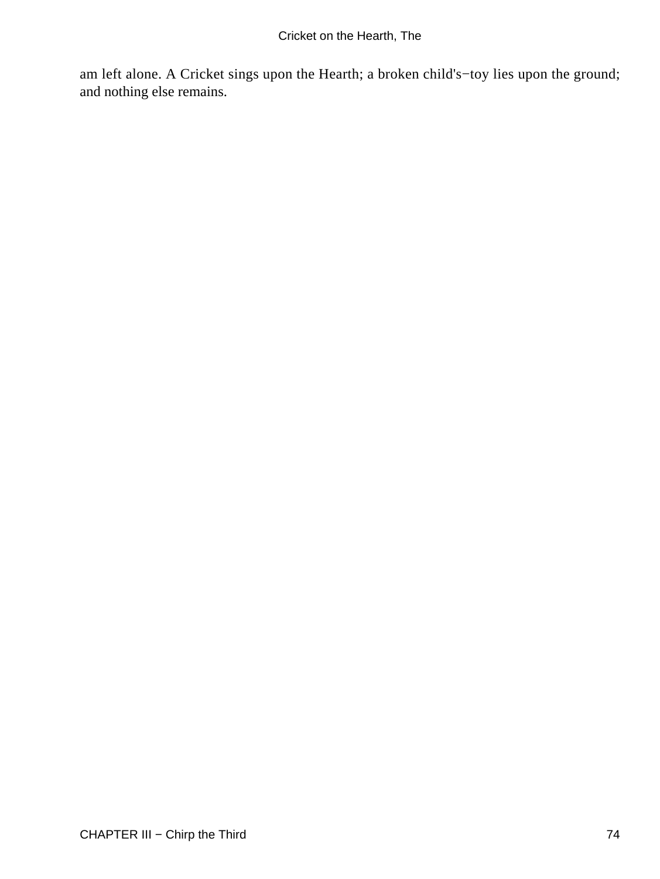am left alone. A Cricket sings upon the Hearth; a broken child's−toy lies upon the ground; and nothing else remains.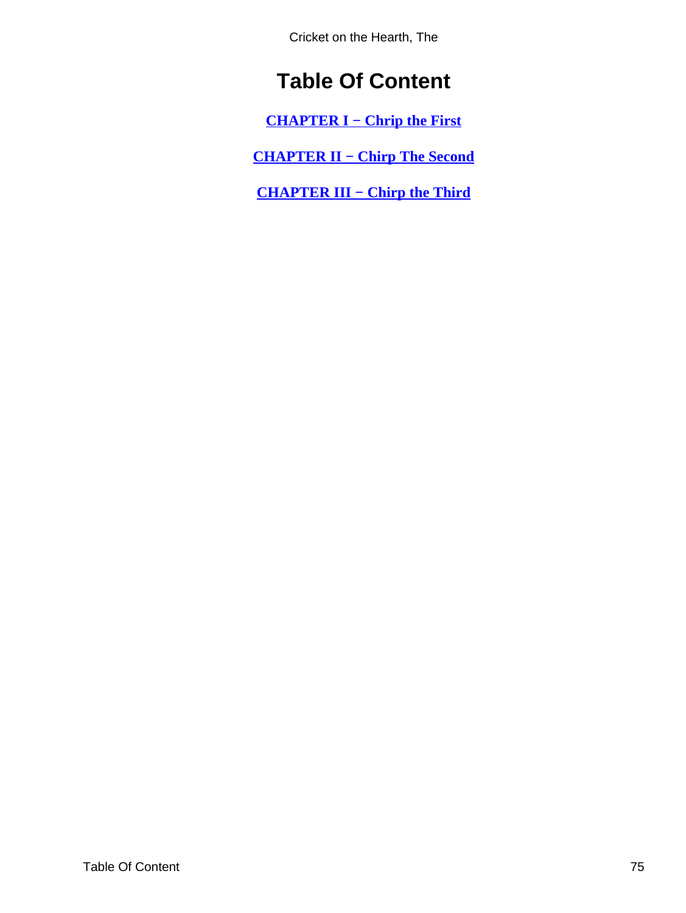# Table Of Content

[CHAPTER I − Chrip the First]

[CHAPTER II − Chirp The Second]

[CHAPTER III − Chirp the Third]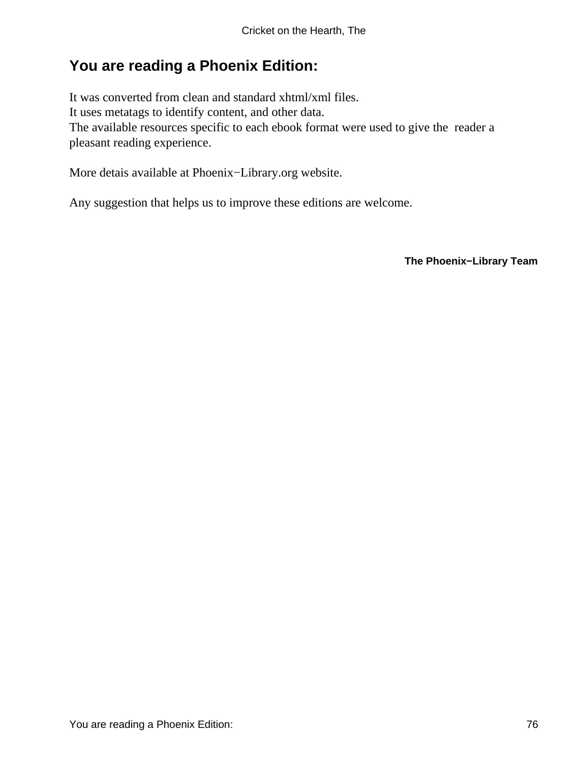## You are reading a Phoenix Edition:

It was converted from clean and standard xhtml/xml files.
It uses metatags to identify content, and other data.
The available resources specific to each ebook format were used to give the reader a pleasant reading experience.

More detais available at Phoenix−Library.org website.

Any suggestion that helps us to improve these editions are welcome.

**The Phoenix−Library Team**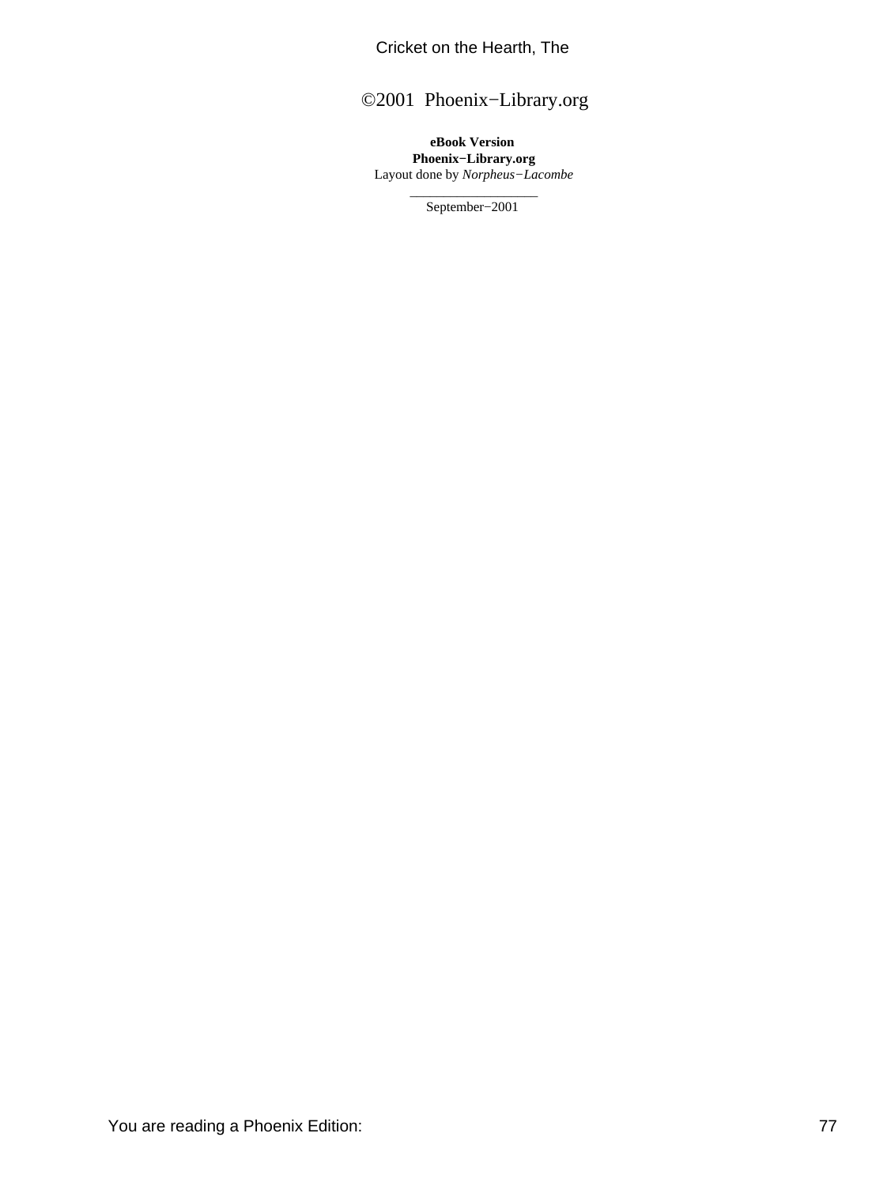©2001 Phoenix−Library.org

**eBook Version**
**Phoenix−Library.org**
Layout done by *Norpheus−Lacombe*

___________________

September−2001